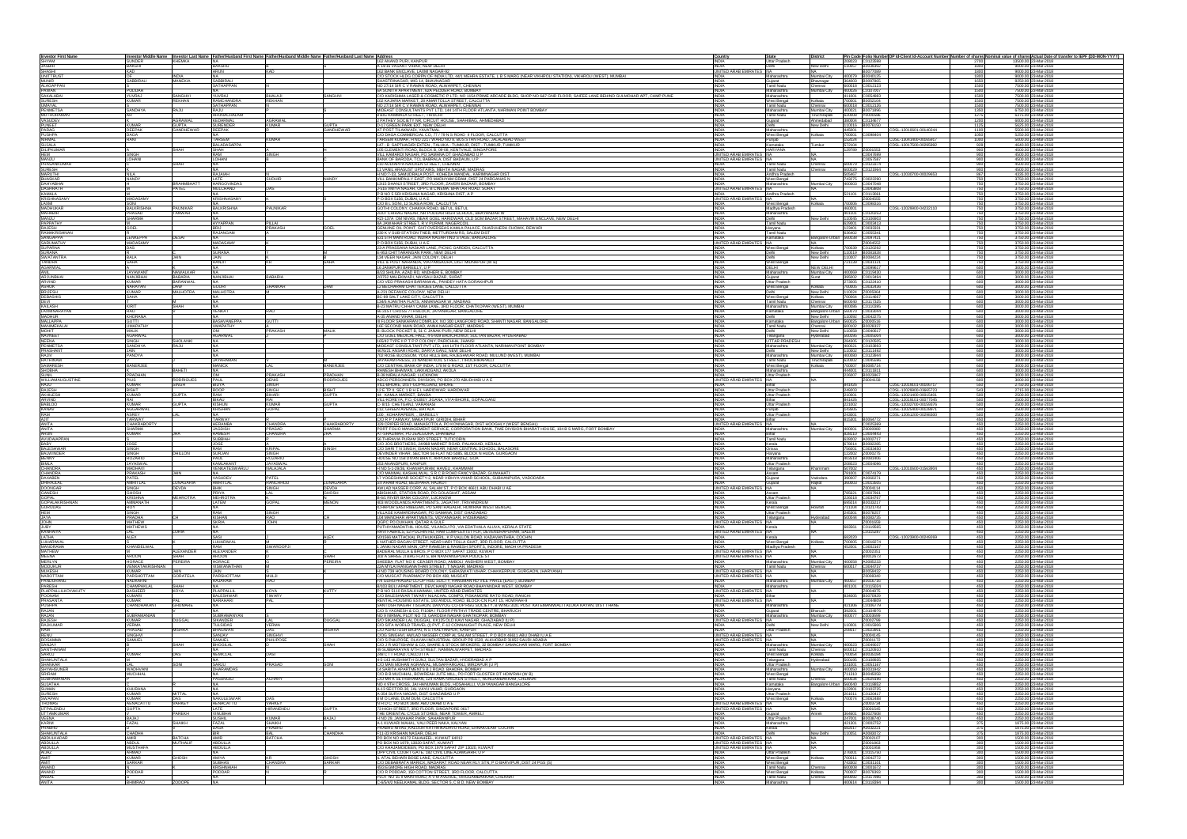| Investor First Name | Investor Middle Name | Investor Last Name | Father/Husband First Name | Father/Husband Middle Name | Father/Husband Last Name | Address | Country | State | District | Pin Code | Folio Number | DP Id-Client Id-Account Number | Number of shares | Nominal value of shares | Actual Date of transfer to IEPF (DD-MON-YYYY) |
|---|---|---|---|---|---|---|---|---|---|---|---|---|---|---|---|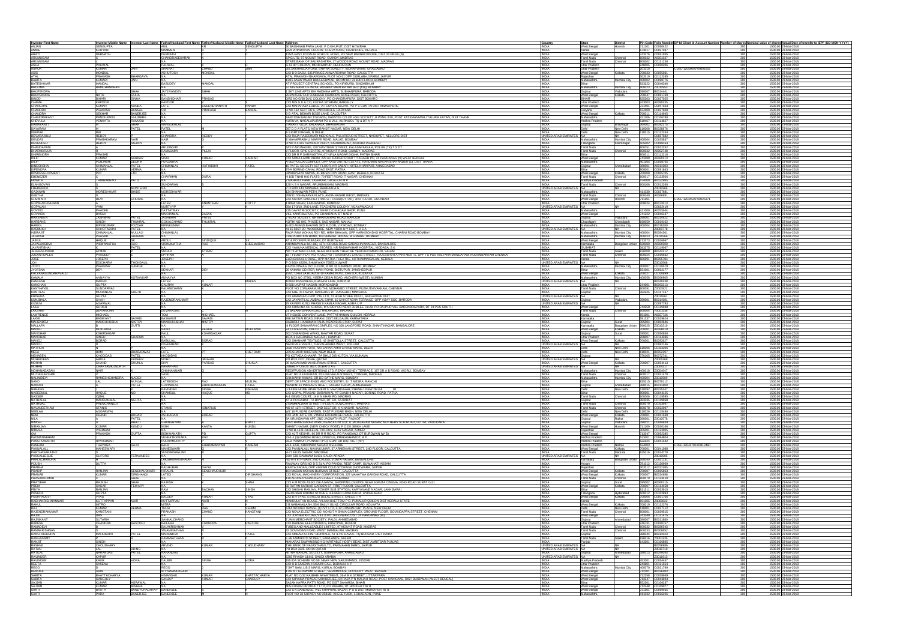| Investor First Name | Investor Middle Name | Investor Last Name | Father/Husband First Name | Father/Husband Middle Name | Father/Husband Last Name | Address | Country | State | District | Pin Code | Folio Number | DP Id-Client Id-Account Number | Number of shares | Nominal value of shares | Actual Date of transfer to IEPF (DD-MON-YYYY) |
|---|---|---|---|---|---|---|---|---|---|---|---|---|---|---|---|
| ANJAN | SENGUPTA | | NA | | | 18 BASHPARA PARA LANE, P O KHURUT, DIST HOWRAH | INDIA | West Bengal | Howrah | 711101 | C0059832 | | 300 | 1500.00 | 23-Mar-2018 |
| ANNIE | KURIYAN | | SHAMMUN | | | | INDIA | Kerala | | | | | 300 | 1500.00 | 23-Mar-2018 |
| ARATI | DEBNATH | | DEBNATH | | | | INDIA | West Bengal | | | | | 300 | 1500.00 | 23-Mar-2018 |
| ARUMUGAM | | | CHANDRASEKARAN | | | | INDIA | Tamil Nadu | Chennai | | | | 300 | 1500.00 | 23-Mar-2018 |
| ARUMUGAM | | | | | | | INDIA | Tamil Nadu | Chennai | | | | 300 | 1500.00 | 23-Mar-2018 |
| ASHA | PALIWAL | | PALIWAL | | | | INDIA | Uttar Pradesh | | | | | 300 | 1500.00 | 23-Mar-2018 |
| ASHOK | KUMAR | JAIN | SHARAT | CHAND | JAIN | | INDIA | Uttar Pradesh | | | | | 300 | 1500.00 | 23-Mar-2018 |
| ASIS | MONDAL | | ASHUTOSH | MONDAL | | | INDIA | West Bengal | Kolkata | | | | 300 | 1500.00 | 23-Mar-2018 |
| ATAL | PRAKASH | BHARGAVA | NA | | | | INDIA | Rajasthan | | | | | 300 | 1500.00 | 23-Mar-2018 |
| BABITA | KUMARI | JAIN | NA | | | | INDIA | Maharashtra | Mumbai City | | | | 300 | 1500.00 | 23-Mar-2018 |
| BATESHWAR | MANDAL | | BASUDEV | MANDAL | | | INDIA | Bihar | | | | | 300 | 1500.00 | 23-Mar-2018 |
| BHADRA | RAMCHANDRAN | | NA | | | | INDIA | Maharashtra | Mumbai City | | | | 300 | 1500.00 | 23-Mar-2018 |
| BHUPENDRA | | SHAH | JAYANNDEV | SHAH | | | INDIA | Gujarat | Vadodara | | | | 300 | 1500.00 | 23-Mar-2018 |
| BHUPENDRA | NATH | GUHA | NA | | | | INDIA | West Bengal | Kolkata | | | | 300 | 1500.00 | 23-Mar-2018 |
| BINOD | BIHARI | SINHA | BANSHIDHAR | PRASAD | | | INDIA | Bihar | | | | | 300 | 1500.00 | 23-Mar-2018 |
| CHAMA | KAPOOR | | KAPOOR | | | | INDIA | Uttar Pradesh | | | | | 300 | 1500.00 | 23-Mar-2018 |
| CHANCHAL | KUMAR | NANDA | LATE | SAILENDRANATH | NANDA | | INDIA | West Bengal | | | | | 300 | 1500.00 | 23-Mar-2018 |
| CHANDRA | PRAKASH | BANSAL | OM | PRAKASH | BANSAL | | INDIA | Haryana | | | | | 300 | 1500.00 | 23-Mar-2018 |
| CHANDRA | SEKHAR | BANERJEE | NA | | | | INDIA | West Bengal | Kolkata | | | | 300 | 1500.00 | 23-Mar-2018 |
| CHANDRAKANT | PANDURANG | CHOUDHARI | NA | | | | INDIA | Maharashtra | | | | | 300 | 1500.00 | 23-Mar-2018 |
| CHEVULA | VENKATA | RAMUDU | NA | | | | INDIA | Andhra Pradesh | | | | | 300 | 1500.00 | 23-Mar-2018 |
| DAMAYANTI | M | SHAH | MANSUKHLAL | | | | INDIA | Gujarat | Bhavnagar | | | | 300 | 1500.00 | 23-Mar-2018 |
| DAYARAM | M | PATEL | PATEL | M | | | INDIA | Delhi | New Delhi | | | | 300 | 1500.00 | 23-Mar-2018 |
| DEEPAK | RAI | | NA | | | | INDIA | Delhi | New Delhi | | | | 300 | 1500.00 | 23-Mar-2018 |
| DEVARAJULU | REDDY | | CHANDRA | REDDY | | | UNITED ARAB EMIRATES | NA | | | | | 300 | 1500.00 | 23-Mar-2018 |
| DEVIDAS | PRABHAKARAN | NAIR | NAIR | | | | INDIA | Maharashtra | Mumbai City | | | | 300 | 1500.00 | 23-Mar-2018 |
| DEVIDAS | REDDY | REDDY | NA | | | | INDIA | Telangana | Karimnagar | | | | 300 | 1500.00 | 23-Mar-2018 |
| DHANESWARI | | | ARUNAGIRI | | | | INDIA | Tamil Nadu | | | | | 300 | 1500.00 | 23-Mar-2018 |
| DHANNARAYAN | | | RAMASAMY | PILLAI | | | INDIA | Tamil Nadu | Chennai | | | | 300 | 1500.00 | 23-Mar-2018 |
| DHIRENDRA | PRASAD | | NA | | | | INDIA | Bihar | | | | | 300 | 1500.00 | 23-Mar-2018 |
| DILIP | KUMAR | SARKAR | SISIR | KUMAR | SARKAR | | INDIA | West Bengal | | | | | 300 | 1500.00 | 23-Mar-2018 |
| DILIP | PUNDALIK | DEDHIA | PUNDALIK | | | | INDIA | Maharashtra | | | | | 300 | 1500.00 | 23-Mar-2018 |
| DINESHBHAI | CHIMANLAL | PATEL | CHIMANLAL | HATHIBHAI | PATEL | | INDIA | Gujarat | Ahmedabad | | | | 300 | 1500.00 | 23-Mar-2018 |
| DIPENDRA | KUMAR | VERMA | NA | | | | INDIA | Bihar | | | | | 300 | 1500.00 | 23-Mar-2018 |
| DPSDEVELOPMENT | PVT | LTD | NA | | | | INDIA | West Bengal | Kolkata | | | | 300 | 1500.00 | 23-Mar-2018 |
| EMERALDER | | | SHARMAN | DURAI | | | INDIA | Tamil Nadu | Chennai | | | | 300 | 1500.00 | 23-Mar-2018 |
| ESHWAR | THIMMARAYAPPA | PATIL | NA | | | | INDIA | Andhra Pradesh | | | | | 300 | 1500.00 | 23-Mar-2018 |
| EZHILARASAN | | | SUNDARAM | | | | INDIA | Tamil Nadu | Chennai | | | | 300 | 1500.00 | 23-Mar-2018 |
| FREDERICK | | MONTEIRO | NA | | | | UNITED ARAB EMIRATES | NA | | | | | 300 | 1500.00 | 23-Mar-2018 |
| GAJANAN | MORESHWAR | BHIDE | MORESHWAR | | | | INDIA | Maharashtra | | | | | 300 | 1500.00 | 23-Mar-2018 |
| GEETHA | | | NA | | | | INDIA | Tamil Nadu | Chennai | | | | 300 | 1500.00 | 23-Mar-2018 |
| GHANSHYAM | | GHOSAL | NA | | | | INDIA | West Bengal | Howrah | | | | 300 | 1500.00 | 23-Mar-2018 |
| GOPALAKRISHNAN | | | LATEV | ANANTHAN | POTTY | | INDIA | Uttar Pradesh | | | | | 300 | 1500.00 | 23-Mar-2018 |
| GOPALAN | VANI | | MURTHY | | | | UNITED ARAB EMIRATES | NA | | | | | 300 | 1500.00 | 23-Mar-2018 |
| GOVIND | PHADKE | | DATTATRAY | | | | INDIA | Maharashtra | | | | | 300 | 1500.00 | 23-Mar-2018 |
| GOVINDA | BASAK | | BAIDYANAL | BASAK | | | INDIA | West Bengal | | | | | 300 | 1500.00 | 23-Mar-2018 |
| HARIKRISHNA | JASHBHAI | PATEL | JASHBHAI | PATEL | | | INDIA | Gujarat | Vadodara | | | | 300 | 1500.00 | 23-Mar-2018 |
| HARBANS | SINGH | THUKRAL | GOKALCHAND | THUKRAL | | | INDIA | Chandigarh | Chandigarh | | | | 300 | 1500.00 | 23-Mar-2018 |
| HAREN | BIPINKUMAR | KOZDAR | BIPINKUMAR | | | | INDIA | Maharashtra | Mumbai City | | | | 300 | 1500.00 | 23-Mar-2018 |
| HASMUKH | CHHOTABHAI | PATEL | NA | | | | UNITED ARAB EMIRATES | NA | | | | | 300 | 1500.00 | 23-Mar-2018 |
| INDRAJIT | CHIMANLAL | MULLA | CHIMANLAL | | | | INDIA | Maharashtra | Mumbai City | | | | 300 | 1500.00 | 23-Mar-2018 |
| JAGDISH | PRASAD | SHARMA | NA | | | | INDIA | Maharashtra | Mumbai City | | | | 300 | 1500.00 | 23-Mar-2018 |
| JAINUL | HAQUE | | ABDUL | SIDDIQUE | SK | | INDIA | West Bengal | | | | | 300 | 1500.00 | 23-Mar-2018 |
| JAYALAKSHMI | VISWANATHA | RAO | VISWANATHA | RAO | BHEEMARAO | | INDIA | Karnataka | Bangalore Urban | | | | 300 | 1500.00 | 23-Mar-2018 |
| JAYANTIBHAI | K | PATEL | NA | | | | INDIA | Gujarat | | | | | 300 | 1500.00 | 23-Mar-2018 |
| JAYASEKANDAR | ATMAN | | SIVDAS | ATMAN | | | INDIA | Tamil Nadu | Salem | | | | 300 | 1500.00 | 23-Mar-2018 |
| JOERATOALEX | PRADEEP | | EPHRAM | | | | INDIA | Tamil Nadu | Chennai | | | | 300 | 1500.00 | 23-Mar-2018 |
| JOSE | JOSEPH | | JOSEPH | | | | INDIA | Kerala | | | | | 300 | 1500.00 | 23-Mar-2018 |
| JOY | EDICHARIA | THONDALIL | NA | | | | UNITED ARAB EMIRATES | NA | | | | | 300 | 1500.00 | 23-Mar-2018 |
| JYOTI | PRAKASH | GANDHI | NA | | | | INDIA | Maharashtra | Mumbai City | | | | 300 | 1500.00 | 23-Mar-2018 |
| JYOTSNA | DEY | | SEKHAR | DEY | | | INDIA | Bihar | | | | | 300 | 1500.00 | 23-Mar-2018 |
| KALYANCHANDRAVALLI | | | NA | | | | INDIA | West Bengal | Kolkata | | | | 300 | 1500.00 | 23-Mar-2018 |
| KAMAL | AHMAYYA | KOTIANKAR | AHMAYYA | | | | INDIA | Maharashtra | Mumbai City | | | | 300 | 1500.00 | 23-Mar-2018 |
| KAMLESH | TANDEN | | GOVIND | | BAHEN | | UNITED ARAB EMIRATES | NA | | | | | 300 | 1500.00 | 23-Mar-2018 |
| KANCHAN | GUPTA | | GAURAV | KUMAR | | | INDIA | Uttar Pradesh | | | | | 300 | 1500.00 | 23-Mar-2018 |
| KANTHAVEL | SUNDARRAJ | | PALANICHAMY | | | | INDIA | Tamil Nadu | Chennai | | | | 300 | 1500.00 | 23-Mar-2018 |
| KANTILAL | MOHANLAL | SHETH | NA | | | | INDIA | Gujarat | | | | | 300 | 1500.00 | 23-Mar-2018 |
| KRISHNA | GUPTA | | NA | | | | UNITED ARAB EMIRATES | NA | | | | | 300 | 1500.00 | 23-Mar-2018 |
| KUNJBALA | SHAH | | RAJENDRAKUMAR | | | | INDIA | Gujarat | Vadodara | | | | 300 | 1500.00 | 23-Mar-2018 |
| KUSUM | AGARWAL | | NA | | | | UNITED ARAB EMIRATES | NA | | | | | 300 | 1500.00 | 23-Mar-2018 |
| LAILA | SANTHOSH | | NA | | | | INDIA | West Bengal | | | | | 300 | 1500.00 | 23-Mar-2018 |
| LALITHA | RAJARAJAN | | RAJARAJAN | | | | INDIA | Tamil Nadu | Chennai | | | | 300 | 1500.00 | 23-Mar-2018 |
| LAWRENCE | MICHAEL | | TOM | MICHAEL | | | INDIA | Kerala | | | | | 300 | 1500.00 | 23-Mar-2018 |
| LAXMI | BASWANT | SAVADI | BASWANT | SAVADI | | | INDIA | Karnataka | | | | | 300 | 1500.00 | 23-Mar-2018 |
| MAHENDRA | MANCHHABHAI | MISTRY | MANCHHABHAI | MISTRY | | | INDIA | Gujarat | Surat | | | | 300 | 1500.00 | 23-Mar-2018 |
| MALLAPPA | GUTTI | | NA | | | | INDIA | Karnataka | Bangalore Urban | | | | 300 | 1500.00 | 23-Mar-2018 |
| MANJU | MORLANIA | | NAND | BIHARI | MORLANIA | | INDIA | West Bengal | Kolkata | | | | 300 | 1500.00 | 23-Mar-2018 |
| MANOHAR | KSHIRSAGAR | | PAUL | KSHIRSAGAR | | | INDIA | Gujarat | Surat | | | | 300 | 1500.00 | 23-Mar-2018 |
| MANOHAR | SINGH | SHARMA | NA | | | | INDIA | Uttar Pradesh | | | | | 300 | 1500.00 | 23-Mar-2018 |
| MANOJ | BORAD | | BABULAL | BORAD | | | INDIA | West Bengal | Kolkata | | | | 300 | 1500.00 | 23-Mar-2018 |
| MATHEW | | | DIVAKARAN | | | | UNITED ARAB EMIRATES | NA | | | | | 300 | 1500.00 | 23-Mar-2018 |
| MATHUR | | | NA | | | | INDIA | Delhi | | | | | 300 | 1500.00 | 23-Mar-2018 |
| MELA | RAM | BHARADWAJ | LATE | PT | CHETRAM | | INDIA | Delhi | New Delhi | | | | 300 | 1500.00 | 23-Mar-2018 |
| MENABEN | KHODIDAS | PATEL | KHODIDAS | | | | INDIA | Gujarat | | | | | 300 | 1500.00 | 23-Mar-2018 |
| MOHADDEEN | ABDUL | KADHER | MOHD | IBRAHIM | | | UNITED ARAB EMIRATES | NA | | | | | 300 | 1500.00 | 23-Mar-2018 |
| MOHAN | CHAND | SHUKLA | SHIV | PARSAD | SHUKLA | | INDIA | West Bengal | Kolkata | | | | 300 | 1500.00 | 23-Mar-2018 |
| MOHAN | CHAKRAMKONDATH | | KANAPPAN | | | | UNITED ARAB EMIRATES | NA | | | | | 300 | 1500.00 | 23-Mar-2018 |
| MOHANADASAN | NAIR | | CHINNANNAIR | | | | INDIA | Maharashtra | Mumbai City | | | | 300 | 1500.00 | 23-Mar-2018 |
| MUTHULAKSHMI | | | VASU | | | | INDIA | Tamil Nadu | Chennai | | | | 300 | 1500.00 | 23-Mar-2018 |
| NANDAKUMAR | RAMESHCHANDRA | PADDI | NA | | | | INDIA | Maharashtra | Mumbai City | | | | 300 | 1500.00 | 23-Mar-2018 |
| NAND | LAL | MUNJAL | LATEBODH | RAJ | MUNJAL | | INDIA | Bihar | | | | | 300 | 1500.00 | 23-Mar-2018 |
| NANDINI | D | PATEL | GOVINDLAL | RANCHHODBHAI | PATEL | | INDIA | Gujarat | Ahmedabad | | | | 300 | 1500.00 | 23-Mar-2018 |
| NARANG | | | RAVINDER | SINGH | NARANG | | INDIA | Delhi | New Delhi | | | | 300 | 1500.00 | 23-Mar-2018 |
| NASEEMUL | HAQUE | | SHAMSUL | HAQUE | MD | | INDIA | Bihar | | | | | 300 | 1500.00 | 23-Mar-2018 |
| NASSER | IQBAL | | NA | | | | INDIA | Tamil Nadu | Chennai | | | | 300 | 1500.00 | 23-Mar-2018 |
| NATHALAL | MANSUKHLAL | MEHTA | NA | | | | INDIA | Gujarat | | | | | 300 | 1500.00 | 23-Mar-2018 |
| NATARAJAN | PREMCHANDJI | | NA | | | | INDIA | Tamil Nadu | Chennai | | | | 300 | 1500.00 | 23-Mar-2018 |
| NAVANEETHAM | STANIS | | STANIS | IGNATIUS | | | INDIA | Tamil Nadu | Chennai | | | | 300 | 1500.00 | 23-Mar-2018 |
| NEELAM | AGGARWAL | | NA | | | | INDIA | Delhi | New Delhi | | | | 300 | 1500.00 | 23-Mar-2018 |
| NEM | CHAND | BORAR | ASHKARAN | BORAR | | | INDIA | West Bengal | Kolkata | | | | 300 | 1500.00 | 23-Mar-2018 |
| NILA | A | PATEL | NA | | | | INDIA | Gujarat | Rajkot | | | | 300 | 1500.00 | 23-Mar-2018 |
| NIMISH | | BHATT | GHANSHYAM | | BHATT | | INDIA | Gujarat | Vadodara | | | | 300 | 1500.00 | 23-Mar-2018 |
| NIRANJAN | KUMAR | KUNDU | NISHI | KANTA | KUNDU | | INDIA | West Bengal | Howrah | | | | 300 | 1500.00 | 23-Mar-2018 |
| NIRMLA | VISHNANI | | NA | | | | INDIA | Rajasthan | | | | | 300 | 1500.00 | 23-Mar-2018 |
| OM | PRAKASH | GUPTA | BISHWANATH | PD | GUPTA | | INDIA | West Bengal | | | | | 300 | 1500.00 | 23-Mar-2018 |
| PADMANABHAM | | | VENKATESWARA | RAO | | | INDIA | Andhra Pradesh | | | | | 300 | 1500.00 | 23-Mar-2018 |
| PANCHAMURTHI | KRUPAKAR | | KRISHNAMURTHY | | | | INDIA | Tamil Nadu | Chennai | | | | 300 | 1500.00 | 23-Mar-2018 |
| PANEAM | THAYAGA | RAJU | BALAJI | SUBRAMANYAM | PANEAM | | INDIA | Andhra Pradesh | Nellore | | | | 300 | 1500.00 | 23-Mar-2018 |
| PANNALALL | MAHESWARI | | MAHESWARI | | | | INDIA | West Bengal | Kolkata | | | | 300 | 1500.00 | 23-Mar-2018 |
| PARTHASARATHY | | | SUNDARARAJAN | | | | INDIA | Tamil Nadu | Madurai | | | | 300 | 1500.00 | 23-Mar-2018 |
| PASCAL | CLIFFORD | FERNANDES | NA | | | | UNITED ARAB EMIRATES | NA | | | | | 300 | 1500.00 | 23-Mar-2018 |
| PHALACHANDRA | | | CHANNRANKAPPAIAH | | | | INDIA | Karnataka | Bangalore Urban | | | | 300 | 1500.00 | 23-Mar-2018 |
| PIJUSH | DUTTA | | NA | | | | INDIA | Assam | | | | | 300 | 1500.00 | 23-Mar-2018 |
| PIYARAM | | | PRABHUBAR | DAYAL | | | INDIA | Rajasthan | | | | | 300 | 1500.00 | 23-Mar-2018 |
| PRADIP | RANJAN | SENCHAUDHURI | HIRALAL | SENCHAUDHURI | | | INDIA | West Bengal | Kolkata | | | | 300 | 1500.00 | 23-Mar-2018 |
| PRANAB | KUMAR | DRISHANGI | ATINDU | | DRISHANGI | | INDIA | West Bengal | Kolkata | | | | 300 | 1500.00 | 23-Mar-2018 |
| PRASANNAKUMAR | | | NA | | | | INDIA | Tamil Nadu | Chennai | | | | 300 | 1500.00 | 23-Mar-2018 |
| PRATIBHA | RAJESH | SHAH | RAJESH | | SHAH | | INDIA | Gujarat | Surat | | | | 300 | 1500.00 | 23-Mar-2018 |
| PREM | SAGAR | TIWARY | NA | | | | INDIA | West Bengal | Kolkata | | | | 300 | 1500.00 | 23-Mar-2018 |
| PRIYA | RANJAN | | RAM | BACHAN | SINGH | | INDIA | West Bengal | | | | | 300 | 1500.00 | 23-Mar-2018 |
| PUSHPA | GUPTA | | NA | | | | INDIA | Telangana | Hyderabad | | | | 300 | 1500.00 | 23-Mar-2018 |
| PUSHPADEVI | VYAS | | MADAV | KUMAR | VYAS | | INDIA | West Bengal | Kolkata | | | | 300 | 1500.00 | 23-Mar-2018 |
| RADHAKRISHNANNAIR | KUTTAPPAN | NAIR | NA | | | | INDIA | Kerala | | | | | 300 | 1500.00 | 23-Mar-2018 |
| RAHUL | MITRA | | MITRA | | | | INDIA | West Bengal | Kolkata | | | | 300 | 1500.00 | 23-Mar-2018 |
| RAJ | KUMARI | VERMA | SURESH | DAS | VERMA | | INDIA | Uttar Pradesh | | | | | 300 | 1500.00 | 23-Mar-2018 |
| RAJENDRAKUMAR | KANUTANI | | PRAKASH | CHAND | KANUTANI | | INDIA | Tamil Nadu | Chennai | | | | 300 | 1500.00 | 23-Mar-2018 |
| RAJNI | BALI | | NA | | | | INDIA | Haryana | | | | | 300 | 1500.00 | 23-Mar-2018 |
| RAJNIKANT | SUTARIA | | SANKALCHAND | | | | INDIA | Gujarat | Ahmedabad | | | | 300 | 1500.00 | 23-Mar-2018 |
| RAKESH | CHANDRA | RASTOGI | KAILASH | CHANDRA | RASTOGI | | INDIA | Uttar Pradesh | | | | | 300 | 1500.00 | 23-Mar-2018 |
| RAMADEVI | | | BALAKRISHNAN | | | | INDIA | Tamil Nadu | Chennai | | | | 300 | 1500.00 | 23-Mar-2018 |
| RAMAKRISHNAN | | | SWAMINATHAN | | | | INDIA | Tamil Nadu | Chennai | | | | 300 | 1500.00 | 23-Mar-2018 |
| RANCHHODBHAI | SHANABHAI | PATEL | SHANABHAI | | PATEL | | INDIA | Gujarat | | | | | 300 | 1500.00 | 23-Mar-2018 |
| RANGANATHAN | | | RAMANATHAN | | | | INDIA | Tamil Nadu | | | | | 300 | 1500.00 | 23-Mar-2018 |
| RANJIT | SINGH | | NA | | | | INDIA | Punjab | | | | | 300 | 1500.00 | 23-Mar-2018 |
| RASHMI | CHOUDHARY | | ARVIND | KUMAR | CHOUDHARY | | INDIA | Rajasthan | | | | | 300 | 1500.00 | 23-Mar-2018 |
| RATAN | LAL | DHING | NA | | | | INDIA | Rajasthan | | | | | 300 | 1500.00 | 23-Mar-2018 |
| RATILAL | NARANDAS | PATEL | NARANDAS | | | | INDIA | Gujarat | Ahmedabad | | | | 300 | 1500.00 | 23-Mar-2018 |
| RAVINDER | KAPUR | | NA | | | | UNITED ARAB EMIRATES | NA | | | | | 300 | 1500.00 | 23-Mar-2018 |
| RAVINDER | KAUR | HORA | DALBIR | SINGH | HORA | | INDIA | Madhya Pradesh | | | | | 300 | 1500.00 | 23-Mar-2018 |
| REETA | SAXENA | | NA | | | | INDIA | Uttar Pradesh | | | | | 300 | 1500.00 | 23-Mar-2018 |
| REGO | | | REGO | | | | INDIA | Maharashtra | | | | | 300 | 1500.00 | 23-Mar-2018 |
| RIJHWANI | S | | NA | | | | INDIA | Maharashtra | Mumbai City | | | | 300 | 1500.00 | 23-Mar-2018 |
| SABITA | BHATTACHARYA | | HIMANSHU | KUMAR | BHATTACHARYA | | INDIA | Uttar Pradesh | | | | | 300 | 1500.00 | 23-Mar-2018 |
| SABITA | GANGULY | | SANJAY | KUMAR | GANGULY | | INDIA | West Bengal | | | | | 300 | 1500.00 | 23-Mar-2018 |
| SAJJAN | KUMAR | AGRAWAL | NA | | | | INDIA | Bihar | | | | | 300 | 1500.00 | 23-Mar-2018 |
| SAJJAN | KUMAR | MISHRA | NA | | | | INDIA | West Bengal | | | | | 300 | 1500.00 | 23-Mar-2018 |
| SAKTI | BRATA | BANDYOPADHYAY | BANERJEE | K | | | INDIA | West Bengal | | | | | 300 | 1500.00 | 23-Mar-2018 |
| SAKTI | PADA | BANERJEE | BANERJEE | | | | INDIA | West Bengal | | | | | 300 | 1500.00 | 23-Mar-2018 |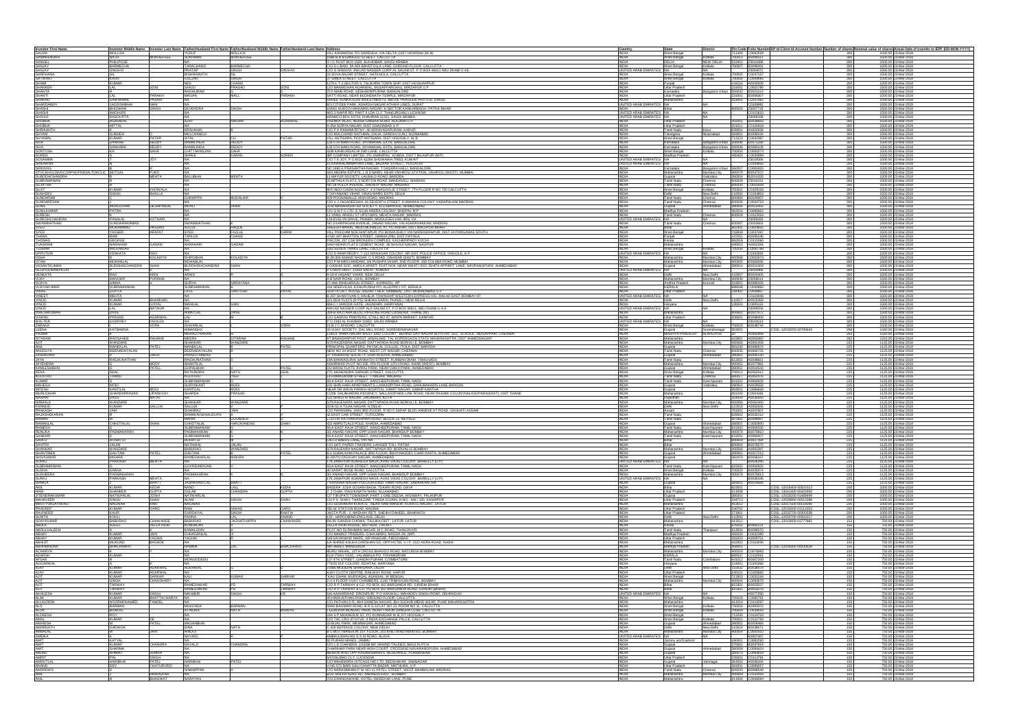| Investor First Name | Investor Middle Name | Investor Last Name | Father/Husband First Name | Father/Husband Middle Name | Father/Husband Last Name | Address | Country | State | District | Pin Code | Folio Number | DP Id-Client Id-Account Number | Number of shares | Nominal value of shares | Actual Date of transfer to IEPF (DD-MON-YYYY) |
|---|---|---|---|---|---|---|---|---|---|---|---|---|---|---|---|
| SALAM | | MOLLICK | YUSUF | | MOLLICK | VILL KAIVANDHI, PO SANDHIDIA, VIA DELTA, DIST HOWRAH (W B) | INDIA | West Bengal | | 711303 | C0092839 | | 300 | 1500.00 | 23-Mar-2018 |
| SAMARENDRA | NATH | MUKHERJEE | SURAMANI | | MUKHERJEE | 108B M M BOSAMADO STREET CALCUTTA | INDIA | West Bengal | Kolkata | 700006 | Z0094911 | | 300 | 1500.00 | 23-Mar-2018 |
| SAMUEL | PHILIPOSE | | NA | | | D 1/2 POST BOX 1920, ALKHOBAR, SAUDI ARABIA | INDIA | DELHI | NEW DELHI | 110062 | Z0011688 | | 300 | 1500.00 | 23-Mar-2018 |
| SANJAY | BARMECHA | | TARACHAND | | BARMECHA | C/O S L BAID, 3A ADI BANSITOLLA LANE, GORUND FLOOR, CALCUTTA | INDIA | West Bengal | Kolkata | 700007 | B0096091 | | 300 | 1500.00 | 23-Mar-2018 |
| SANJAY | SINGHVI | | PRATAP | | SINGH | C/O G SINGHVI, AWLAD NASSER CORP AL SALAM ST, P O BOX 46613 ABU DHABI U AE | UNITED ARAB EMIRATES | NA | | | Z0008072 | | 300 | 1500.00 | 23-Mar-2018 |
| SARADHANA | | | BISHWANATH | | SIL | 24 SOVA BAZAR STREET, HATKHOLA, CALCUTTA | INDIA | West Bengal | Kolkata | 700005 | C0007157 | | 300 | 1500.00 | 23-Mar-2018 |
| SATWANT | KAUR | | GULZAR | | SINGH | 37 MIRZA STREET, CALCUTTA | INDIA | West Bengal | Kolkata | 700073 | C0008845 | | 300 | 1500.00 | 23-Mar-2018 |
| SHAMI | KUMAR | | NA | | CHAND | 1279-L 7-2 SECTOR 3, TALWARA TOWN SHIP, DIST HOSHIARPUR | INDIA | Punjab | | 144216 | A0043039 | | 300 | 1500.00 | 23-Mar-2018 |
| SHANKER | LAL | SONI | SARDU | | PRASAD | C/O MANMOHAN AGARWAL, MUSAFIRKHANA, MIRZAPUR U P | INDIA | Uttar Pradesh | | 231001 | C0051780 | | 300 | 1500.00 | 23-Mar-2018 |
| SHANTA | | | RAGHURAM | | | 25/3 MAIN ROAD, SESHADRIPURAM, BANGALORE | INDIA | Karnataka | Bangalore Urban | 560020 | B0021314 | | 300 | 1500.00 | 23-Mar-2018 |
| SHANTI | LAL | PARAKH | MAGAN | | MALL | BATTI ROAD, NEAR BUDHNATH TEMPLE, MIRZAPUR | INDIA | Uttar Pradesh | | 231001 | B0096907 | | 300 | 1500.00 | 23-Mar-2018 |
| SHARAD | GANPARTI | PADAKI | NA | | | SHREE VENKATESH INVESTMENTS, ABOVE PRAVEEN PHOTOS, DHOLE | UNITED ARAB EMIRATES | NA | | 424001 | C0057062 | | 300 | 1500.00 | 23-Mar-2018 |
| SHARDADEVI | JAGDISHBHAI | NAIK | NA | | | B/3 CITIZEN PARK, ADARSH NAGAR ATHWA LINES, SURAT | UNITED ARAB EMIRATES | NA | | | C0109891 | | 300 | 1500.00 | 23-Mar-2018 |
| SHASHI | BHUSHAN | SINGH | DEVENDRA | | SINGH | 16/561 HUDCO HANUMAN NAGAR, K-SECTOR KANKARBAGH, PATNA BIHAR | INDIA | Bihar | | 800020 | Z0007718 | | 300 | 1500.00 | 23-Mar-2018 |
| SHASHI | MADHURI | | NA | | | M/G 2 NAPIR RD, PART II LDA CLY, THAKURGANJ LUCKNOW | UNITED ARAB EMIRATES | NA | | | C0115650 | | 300 | 1500.00 | 23-Mar-2018 |
| SHIVAJI | DASGUPTA | | NA | | | ARAMCO BOX 10723, DHAHRAN 31311, SAUDI ARABIA | UNITED ARAB EMIRATES | NA | NA | | Z0009198 | | 300 | 1500.00 | 23-Mar-2018 |
| SHOBHA | AGARWAL | | AJAY | NANDAN | AGARWAL | DISHIRA VILAS, BUDHI GANDHI ROAD, ALIGARH U P | INDIA | Uttar Pradesh | | 202001 | B0038602 | | 300 | 1500.00 | 23-Mar-2018 |
| SHOBHA | MITTAL | | NA | | | A-354 SURYA NAGAR, DIST GHAZIABAD U P | INDIA | Uttar Pradesh | | 201011 | C0120418 | | 300 | 1500.00 | 23-Mar-2018 |
| SHRIKANTH | | | KRISHNAN | | | C/O P R RAMAMURTHY, 40 SRINAGAR COLONY, KARUR | INDIA | Tamil Nadu | Karur | 639001 | A0063836 | | 300 | 1500.00 | 23-Mar-2018 |
| SHRIRAM | SUNDER | | MULCHANDJI | | | C/O MULCHAND NATHMAL DALIA, GANDHI GUNJ, NIZAMABAD | INDIA | Telangana | Nizamabad | 503001 | B0098594 | | 300 | 1500.00 | 23-Mar-2018 |
| SHYAMAL | KUMAR | PATAR | SITAL | CH | PATAR | VILL ANTISARA, POST ANTISARA, DIST HOOGHLY, W B | INDIA | West Bengal | | 712223 | C0042387 | | 300 | 1500.00 | 23-Mar-2018 |
| SIVA | SANKAR | REDDY | RAMALINGA | REDDY | | 128 5TH MAIN ROAD, JAYAMAHAL EXTN, BANGALORE | INDIA | Karnataka | Bangalore Urban | 560046 | B0071336 | | 300 | 1500.00 | 23-Mar-2018 |
| SIVA | SANKARA | REDDY | RAMALINGA | REDDY | | 128 5TH MAIN ROAD, JAYAMAHAL EXTN, BANGALORE | INDIA | Karnataka | Bangalore Urban | 560046 | B0083109 | | 300 | 1500.00 | 23-Mar-2018 |
| SONTOSH | KR | SAHA | CHITTARANJAN | | SAHA | 91/B KANKURGACHI 2ND LANE, CALCUTTA | INDIA | West Bengal | Kolkata | 700054 | C0059274 | | 300 | 1500.00 | 23-Mar-2018 |
| SOREN | | | SHREE | KARAN | SOREN | BBP COMPANY LIMITED, PO JAMINPALI, KOBRA, DISTT BILASPUR (MP) | INDIA | Madhya Pradesh | | 495450 | C0030999 | | 300 | 1500.00 | 23-Mar-2018 |
| SUSAMMA | | JOY | NA | | | C/O T K JOY, P O BOX 43266 SHUWAIKH 70653, KUWAIT | UNITED ARAB EMIRATES | NA | | | Z0010566 | | 300 | 1500.00 | 23-Mar-2018 |
| SIVARAMAN | | | NA | | | 10 RAMAKRISHNAPPAR STREET, RAJAJI NAGAR, VILLIANUR, POOLPTTH | UNITED ARAB EMIRATES | NA | | | C0109865 | | 300 | 1500.00 | 23-Mar-2018 |
| SRINIVAS | | | NA | | | NO 1181/1 PRASANTHA NAGAR, T DASARA HALLI, BANGALORE | INDIA | Karnataka | Bangalore Urban | 560057 | C0091610 | | 300 | 1500.00 | 23-Mar-2018 |
| STOCKHOLDING CORPORATION INDIA LTD | MUTUAL | FUND | NA | | | M/1 NEHRA ESTATE, L B S MARG, NEAR VIKHROLI STATION, VIKHROLI (WEST), MUMBAI | INDIA | Maharashtra | Mumbai City | 400079 | B0047372 | | 300 | 1500.00 | 23-Mar-2018 |
| SUBODHCHANDRA | | MEHTA | BALUBHAI | | MEHTA | 11 MAYUR SOCIETY, LALBAUG ROAD, BARODA | INDIA | Gujarat | Vadodara | 390004 | B0016335 | | 300 | 1500.00 | 23-Mar-2018 |
| SUBRAMANIAN | | | NA | | | 26 MITHILA FLATS, 5 NORTON ROAD, MANDAVELI MADRAS | INDIA | Tamil Nadu | Chennai | 600028 | Z0015231 | | 300 | 1500.00 | 23-Mar-2018 |
| SUJATHA | | | NA | | | NO 26 POLLA AVENUE, SHENOY NAGAR, MADRAS | INDIA | Tamil Nadu | Chennai | 600030 | C0055409 | | 300 | 1500.00 | 23-Mar-2018 |
| SUJIT | KUMAR | KHOWALA | NA | | | M/S INDO CHEM AGENCY, 4 SYNAGOGUE STREET, 7TH FLOOR R NO 720 CALCUTTA | INDIA | West Bengal | Kolkata | 700001 | C0109289 | | 300 | 1500.00 | 23-Mar-2018 |
| SUKHDEV | SINGH | BHALLA | NA | | | 7 DAYANAND VIHAR, VIKAS MARG EXTN, DELHI | INDIA | Delhi | New Delhi | 110092 | C0104604 | | 300 | 1500.00 | 23-Mar-2018 |
| SUNDARAM | | | CHINAPPA | | MUDALIAR | 92/8 POONAMALLE HIGH ROAD, MADRAS | INDIA | Tamil Nadu | Chennai | 600084 | B0028607 | | 300 | 1500.00 | 23-Mar-2018 |
| SUNDARESAN | | | NA | | | C/O V J SAGADEESAN, 16 SEVENTH STREET, KUMARAN COLONY, VADAPALANI MADRAS | INDIA | Tamil Nadu | Chennai | 600026 | C0030724 | | 300 | 1500.00 | 23-Mar-2018 |
| SUNIL | MURLIDHAR | DESHPANDE | MURLI | | DHAR | 20/A BRINDAVAN CO OP SOCIETY, NARANPURA, AHMEDABAD | INDIA | Gujarat | Ahmedabad | 380013 | A0051650 | | 300 | 1500.00 | 23-Mar-2018 |
| SUNITA | PATRA | | NA | | | C/O N R F C LTD, 6 GOLDEN COLONY, BHOPAL M P | INDIA | Madhya Pradesh | | 462016 | C0089822 | | 300 | 1500.00 | 23-Mar-2018 |
| SURESH | | | NA | | | 11 VANIL ARASU ST UPSTAIRS, MEHTA NAGAR, MADRAS | INDIA | Tamil Nadu | Chennai | 600029 | C0123564 | | 300 | 1500.00 | 23-Mar-2018 |
| SURESHCHANDRA | PANALAL | KOTHARI | NA | | | 119 EVELYN DRIVE, PINNER, MIDDLESEX HA5 4RN, UK | UNITED ARAB EMIRATES | NA | | | Z0009260 | | 300 | 1500.00 | 23-Mar-2018 |
| SWAMINATHAN | SUNDARARAMAN | | SWAMINATHAN | | | NO 3 KARPAGAM AVENUE, JANAKI NAGAR, VALASARAVAKKAM, MADRAS | INDIA | Tamil Nadu | Chennai | 600087 | Z0003663 | | 300 | 1500.00 | 23-Mar-2018 |
| SYED | MOHAMMAD | HASSAN | AZIZUL | | HAQUE | SHEESHMAHAL, NEAR MOHALLA, AT PO ARRAH, DIST BHOJPUR BIHAR | INDIA | Bihar | | 802301 | C0090832 | | 300 | 1500.00 | 23-Mar-2018 |
| SYED | YASSER | ARAFAT | SYED | FAZLUL | KARIM | VILL PASCHIM NISCHINTAPUR, PO BONHUGHLY VIA NARENDRAPUR, DIST 24 PARGANAS SOUTH | INDIA | West Bengal | | 743508 | C0037497 | | 300 | 1500.00 | 23-Mar-2018 |
| THANA | RAM | | TROUR | | CHAND | H NO 437 BHATTIAN STREET, NABHA (PB), DIST PATIALA | INDIA | Punjab | | 147201 | B0098246 | | 300 | 1500.00 | 23-Mar-2018 |
| THOMAS | GEORGE | | NA | | | PANCER, 167 ESE ENGINEER'S COMPLEX, KACHERIPADY KOCHI | INDIA | Kerala | | 682018 | C0105066 | | 300 | 1500.00 | 23-Mar-2018 |
| TUKARAM | NARAHARI | GADAM | NARAHARI | | GADAM | DRAYAGRAM MILLS CEMENT ROAD, 36 SHIVAJI NAGAR, NAGPUR | INDIA | Maharashtra | | 440010 | A0052284 | | 300 | 1500.00 | 23-Mar-2018 |
| TULIKA | DAS | | NA | | | 10/1 SWAN TANKS LANE, CALCUTTA | INDIA | West Bengal | Kolkata | 700002 | C0081798 | | 300 | 1500.00 | 23-Mar-2018 |
| UPPUTURI | VENKATA | RAO | NA | | | C/O D RAMI REDDY, T-113 SRINAGAR COLONY, NR DIST POLICE OFFICE, ONGOLE, A P | UNITED ARAB EMIRATES | NA | | | C0102591 | | 300 | 1500.00 | 23-Mar-2018 |
| USHA | D | KOLADIYA | DHIRUBHAI | | KOLADIYA | B-29-304 ANAND NAGAR, C S ROAD, DAHISAR (EAST), BOMBAY | INDIA | Maharashtra | Mumbai City | 400068 | C0059874 | | 300 | 1500.00 | 23-Mar-2018 |
| UTAM | MOHANLAL | | MOHANLAL | | | C/O P M MIRCHANDANI, 3/9 PUSHPA VIHAR, 2ND FLOOR, 159 COLABA ROAD, MUMBAI | INDIA | Maharashtra | Mumbai City | 400005 | B0093835 | | 300 | 1500.00 | 23-Mar-2018 |
| VASANTKUMAR | SUBODHCHANDRA | SHAH | SUBODHCHANDRA | | SHAH | 1 GADHVI SOC, AMOLA APART, FLAT NO, NEAR SWASTIK CROSS ROAD, NAVRANGPURA, AHMEDABAD | INDIA | Gujarat | Ahmedabad | 380014 | B0010359 | | 300 | 1500.00 | 23-Mar-2018 |
| VELAYUDHANPILLAI | | | NA | | | P O BOX 26027, 13121 SAFAT, KUWAIT | UNITED ARAB EMIRATES | NA | | | Z0010566 | | 300 | 1500.00 | 23-Mar-2018 |
| VENKATA | RAO | KINI | MANGESH | | | A-10/4 VASANT VIHAR, NEW DELHI | INDIA | Delhi | New Delhi | 110057 | B0024405 | | 300 | 1500.00 | 23-Mar-2018 |
| VIJAY | NANDINI | PUSHKAR | NA | | | A-8 NABI ROAD JUHU, BOMBAY | INDIA | Maharashtra | Mumbai City | 400049 | C0009414 | | 300 | 1500.00 | 23-Mar-2018 |
| VIJAYA | SOBHA | | SURYA | | NARAYANA | 2/19 MARKANDEVA STREET, KURNOOL, AP | INDIA | Andhra Pradesh | Kurnool | 518001 | B0086626 | | 300 | 1500.00 | 23-Mar-2018 |
| VIJAYAKUMAR | SUBRAMANIAN | | SUBRAMANIAN | | | 12/8 SREEVILAS, EZHUPUNNA PO, ALLEPPEY DT, KERALA | INDIA | KERALA | | 688548 | C0048865 | | 300 | 1500.00 | 23-Mar-2018 |
| VIKAS | GUPTA | | LATE | SANTOSH | DAYAL | GUPTA LIFT HOUSE, BAZAR TIKRI, SAMBHAL, DIST MORADABAD U P | INDIA | Uttar Pradesh | | 244302 | C0058607 | | 300 | 1500.00 | 23-Mar-2018 |
| VINEET | MEHTA | | NA | | | B-207 SHANTIVAN II, RAHEJA TOWNSHIP, WESTERN EXPRESS HIG, MALAD EAST BOMBAY-97 | UNITED ARAB EMIRATES | NA | | | C0110086 | | 300 | 1500.00 | 23-Mar-2018 |
| VINOD | KUMAR | BHANDARI | NA | | | 221 DDA FLATS (R PS) SHEIKH SARAI, PHASE-I, NEW DELHI | INDIA | Delhi | New Delhi | 110017 | B0025369 | | 300 | 1500.00 | 23-Mar-2018 |
| VINOD | KUMAR | GOYAL | MANGAL | | SAIN | 868-C/1 JAROPA GATE, JAGADHRI, (HARYANA) | INDIA | Haryana | | 135003 | C0005151 | | 300 | 1500.00 | 23-Mar-2018 |
| VINOD | LAL | MATHUR | NA | | | AWLAD NASSER CORP ALA SALAM ST, P O BOX 46611, ABU DHABI U A E | UNITED ARAB EMIRATES | NA | | | Z0008558 | | 300 | 1500.00 | 23-Mar-2018 |
| VINODKUMAR | DAYAL | | SHANTILAL | | DAYAL | 204/B MOTI NAGAR BLDG, HIPPLINE ROAD, LOSIWADE, THANE (W) | INDIA | Maharashtra | | 400607 | B0027470 | | 300 | 1500.00 | 23-Mar-2018 |
| VISHNU | PRASAD | AGARWAL | LAL | | | C/O SHARMA PRINTERS, STALL NO 47, NAVIN MARKET, KANPUR | INDIA | Uttar Pradesh | | 208001 | B0098809 | | 300 | 1500.00 | 23-Mar-2018 |
| WALTER | GODFREY | COUTO | NA | | | P O BOX 14, KHOBAR 31952, SAUDI ARABIA | UNITED ARAB EMIRATES | NA | | | Z0010212 | | 300 | 1500.00 | 23-Mar-2018 |
| ZAKIRA | | VOHRA | ISHWARLAL | | VOHRA | 21-B J C ROAD, CALCUTTA | INDIA | West Bengal | Kolkata | 700020 | B0098708 | | 300 | 1500.00 | 23-Mar-2018 |
| LEENA | KATBAMNA | | HIMANSHU | | | 28 VIJAY SOCIETY, DAL MILL ROAD, SURENDRANAGAR | INDIA | Gujarat | Surendranagar | 363001 | | CDSL-12033200-00798644 | 288 | 1440.00 | 23-Mar-2018 |
| PADMA | | | BHARATHARAN | | | 1180/1 ANNA NAGAR WEST 3RD COLONY, BEHIND DAV INDIAN BOYS HR. SEC. SCHOOL, MUGAPPAIR, CHENNAI | INDIA | MADHYA PRADESH | N APPLICABLE | | A0080999 | | 267 | 1335.00 | 23-Mar-2018 |
| SITARAM | RAOSAHEB | RAHANE | MEERA | SITARAM | RAHANE | AT BAHADARPUR POST JAWALAKE, TAL KOPERGAON STATE MAHARASHTRA, DIST AHMEDNAGAR | INDIA | Maharashtra | | 423601 | A0091662 | | 262 | 1310.00 | 23-Mar-2018 |
| AJIT | WANZARE | | SHANKAR | | WANZARE | 5/79 RAJENDRA NAGAR, DATTAPADA ROAD BORIVLI E, BOMBAY | INDIA | Maharashtra | Mumbai City | 400066 | A0091458 | | 225 | 1125.00 | 23-Mar-2018 |
| ANIL | MANEKLAL | PATEL | MANEKLAL | | PATEL | PRINCIPAL QUARTERS, PHYSICAL COLLGE, TICA, DIST BARODA | INDIA | Gujarat | | 391240 | B0099474 | | 225 | 1125.00 | 23-Mar-2018 |
| ANUSUYA | THIAHGARAYALAN | | THIAGARAYALAN | | | NEW NO 25 FIRST ROAD, WEST CIT NAGAR, CHENNAI | INDIA | Tamil Nadu | Chennai | 600035 | A0066725 | | 225 | 1125.00 | 23-Mar-2018 |
| HEMANT | PRAVINCHANDRA | OMOZI | PRAVINCHANDRA | | | 37 YASHODHI SOCIETY, GHATLODIYA, AHMEDABAD | INDIA | Gujarat | Ahmedabad | 380061 | A0091320 | | 225 | 1125.00 | 23-Mar-2018 |
| JAYA | RAGHUNATHAN | | RAGHUNATHAN | | | 10A BHARANIDHARI SANNATHI STREET, KUMBAKONAM, TAMILNADU | INDIA | Tamil Nadu | | 612001 | A0049921 | | 225 | 1125.00 | 23-Mar-2018 |
| JAYENDRA | S | MODY | SHANTILAL | | MODY | ASHIRWAD PLOT NO 316, 4TH FLOOR 12TH ROAD, KHAR (WEST), BOMBAY | INDIA | Maharashtra | Mumbai City | 400052 | B0077681 | | 225 | 1125.00 | 23-Mar-2018 |
| KAMLESHBHAI | | PATEL | GOPALBHAI | | PATEL | 1/20 BANSI FLATS, JIVRAJ PARK, NEAR DARSHAN PARK, AHMEDABAD | INDIA | Gujarat | Ahmedabad | 380051 | A0016543 | | 225 | 1125.00 | 23-Mar-2018 |
| KEKA | SEAL | | RATHINDRA | NATH | SEAL | 27C MOHENDRA SARKAR STREET, CALCUTTA | INDIA | West Bengal | Kolkata | 700012 | B0092612 | | 225 | 1125.00 | 23-Mar-2018 |
| KOLATHU | THANU | | KOLATHU | | IYER | 10 HAMANNAND STREET, T NAGAR, MADRAS | INDIA | Tamil Nadu | Chennai | 600017 | A0092476 | | 225 | 1125.00 | 23-Mar-2018 |
| KUMAR | | | SUBRAMANIAM | | | 60-A EAST RAJA STREET, KANCHEEPURAM, TAMIL NADU | INDIA | Tamil Nadu | Kancheepuram | 631502 | A0094826 | | 225 | 1125.00 | 23-Mar-2018 |
| MAHESH | MODI | | SURYAKANT | | MODI | 4/B SHRI HARI APARTMENTS, CHHAGAPITHA ROAD, GAHUBAKARIS LANE BARODA | INDIA | Gujarat | Vadodara | 390001 | A0036550 | | 225 | 1125.00 | 23-Mar-2018 |
| MITESH | KANTILAL | MODI | KANTILAL | | MODI | NEAR DR JIVAN PARIKH HOSPITAL, HIMAT NAGAR, SABAR KANTHA | INDIA | Gujarat | | 383001 | C0099484 | | 225 | 1125.00 | 23-Mar-2018 |
| MURLIDHAR | SHARDAPRASAD | UPADHYAY | SHARDA | | PRASAD | C/206 SAUBHAGYA RESIDENCY, MALLADSHRAFLEIM ROAD, NEAR RASHMI COLONY, NALASOPARA(EAST), DIST THANE | INDIA | Maharashtra | | 401209 | A0091621 | | 225 | 1125.00 | 23-Mar-2018 |
| NARAIN | DASS | MATAI | NA | | | 6/22 SHASTRI NAGAR, DADABARI, KOTA | INDIA | Rajasthan | | 324009 | A0058492 | | 225 | 1125.00 | 23-Mar-2018 |
| NIRMALA | WANZARE | | SHANKAR | | WANZARE | 5/79 RAJENDRA NAGAR, DATTAPADA ROAD BORIVLI E, BOMBAY | INDIA | Maharashtra | Mumbai City | 400066 | A0091460 | | 225 | 1125.00 | 23-Mar-2018 |
| PARMOD | KUMAR | SALUJA | SALUJA | | | 2D/8 G/-4 TILAK NAGAR, N DELHI | INDIA | Delhi | New Delhi | 110018 | A0083845 | | 225 | 1125.00 | 23-Mar-2018 |
| PRAKASH | JAIN | | DHANRAJ | | JAIN | C/O PRAKASHAL JAIN 3RD FLOOR, R NO 5 SARAF BLDG ANNEXE AT ROAD, GAUHATI ASSAM | INDIA | Assam | | 781001 | A0047607 | | 225 | 1125.00 | 23-Mar-2018 |
| RAJASHEKARAN | | | RAMAKRISHNAUDUPA | | | 40 EAST CAR STREET, TUTICORIN | INDIA | Tamil Nadu | | 628002 | A0030212 | | 225 | 1125.00 | 23-Mar-2018 |
| RAMAN | | | SWAMI | | GOONDER | C-12/14 RATHNAKISHARKURAJ NONG, BLOCK 31, NEYVELI | INDIA | Tamil Nadu | | 607801 | A0049687 | | 225 | 1125.00 | 23-Mar-2018 |
| RAMANLAL | CHHOTALAL | SHAH | CHHOTALAL | HARGIVANDAS | SHAH | 42/1 AMRUTLALS POLE, KHADIA, AHMEDABAD | INDIA | Gujarat | Ahmedabad | 380001 | C0003660 | | 225 | 1125.00 | 23-Mar-2018 |
| RAMESH | | | SUBRAMANIAM | | | 60-A EAST RAJA STREET, KANCHEEPURAM, TAMIL NADU | INDIA | Tamil Nadu | Kancheepuram | 631502 | A0094830 | | 225 | 1125.00 | 23-Mar-2018 |
| RUKMINI | PADMAKARAN | | PADMAKARAN | | | 31 ANAND NAGAR, OPP USHA NAGAR, BHANDUP BOMBAY | INDIA | Maharashtra | Mumbai City | 400078 | B0070810 | | 225 | 1125.00 | 23-Mar-2018 |
| SANKARI | | | SUBRAMANIAM | | | 60-A EAST RAJA STREET, KANCHEEPURAM, TAMIL NADU | INDIA | Tamil Nadu | Kancheepuram | 631502 | A0094827 | | 225 | 1125.00 | 23-Mar-2018 |
| SAROJ | ROHATGI | | NA | | | CALLU BABUS LANE, PATNA | INDIA | Bihar | | 800008 | B0077298 | | 225 | 1125.00 | 23-Mar-2018 |
| SAVITRI | JALAN | | NATHMAL | | DALAN | C/O SATI PAPER TRADERS, LANGER TOLI, PATNA | INDIA | Bihar | | 800004 | B0076170 | | 225 | 1125.00 | 23-Mar-2018 |
| SHANKAR | WANZARE | | BABURAO | | WANZARE | 5/79 RAJENDRA NAGAR, DATTAPADA RD, BORIVALI E BOMBAY | INDIA | Maharashtra | Mumbai City | 400066 | A0091387 | | 225 | 1125.00 | 23-Mar-2018 |
| SHANTIBEN | GAUTAM | PATEL | GAUTAM | | PATEL | B-1 SUBHLAXMI PALACE 3RD FLOOR, BHUYANGDEV CHAR RASTA, AHMEDABAD | INDIA | Gujarat | Ahmedabad | 380061 | A0017213 | | 225 | 1125.00 | 23-Mar-2018 |
| SHIVKUMAR | MISHRA | | RAMESHWARLAL | | MISHRA | B-19 PO DIGVIJAY NAGAR, AHMEDABAD | INDIA | Gujarat | | 382470 | B0098107 | | 225 | 1125.00 | 23-Mar-2018 |
| SORAJ | PRAKASH | MEHTA | NA | | | 17/8 JAINSHREE PRAKASH NAGA, AVAS VIKAS COLONY, BAREILLY (UP) | UNITED ARAB EMIRATES | NA | | | A0026296 | | 225 | 1125.00 | 23-Mar-2018 |
| SUBRAMANIAM | | | GOVINDARAJAN | | | 60-A EAST RAJA STREET, KANCHEEPURAM, TAMIL NADU | INDIA | Tamil Nadu | Kancheepuram | 631502 | A0094825 | | 225 | 1125.00 | 23-Mar-2018 |
| SUDHA | GARDA | | NA | | | 96 SARAT BOSE ROAD, CALCUTTA | INDIA | West Bengal | Kolkata | 700020 | B0036474 | | 225 | 1125.00 | 23-Mar-2018 |
| SUDHEERA | PADMAKARAN | | PADMAKARAN | | | 31 ANAND NAGAR, OPP USHA NAGAR, BHANDUP BOMBAY | INDIA | Maharashtra | Mumbai City | 400078 | B0070813 | | 225 | 1125.00 | 23-Mar-2018 |
| SURAJ | PARKASH | MEHTA | NA | | | 17/8 JAINSHREE ADARESH NAGA, AVAS VIKAS COLONY, BAREILLY (U P) | UNITED ARAB EMIRATES | NA | | | B0026306 | | 225 | 1125.00 | 23-Mar-2018 |
| NIMISA | | BHATT | JASHAVANTLAL | | BHATT | 7 RASHMA NAGAR PULOGRUUND, HIMMATNAGAR, SABARKANTHA | INDIA | Gujarat | | 383001 | A0014666 | | 221 | 1105.00 | 23-Mar-2018 |
| ANIL | KUMAR | KEDIA | NAND | LALL | KEDIA | BASERA, 103/A GOSAIN BAGH, TEKARI ROAD, GAYA | INDIA | Bihar | | 823001 | | CDSL-12016400-00001153 | 200 | 1000.00 | 23-Mar-2018 |
| HARI | SHANKER | GUPTA | GULAB | CHANDRA | GUPTA | 2 1 CHAK, RAGHUNATH NAINI, ALLAHABAD | INDIA | Uttar Pradesh | | 211008 | | CDSL-13041400-00423030 | 200 | 1000.00 | 23-Mar-2018 |
| JITENDRAKUMAR | NATWARLAL | JOSHI | NATWARLAL | | | C/7 TIRUPATI TOWNSHIP, PART 1 ONE DEESA, HIGHWAY, PALANPUR | INDIA | Gujarat | | 385001 | | CDSL-12010200-01469849 | 200 | 1000.00 | 23-Mar-2018 |
| MAHAVEER | SINGH | SHAH | ALAM | SINGH | SHAH | C/O P K SHAH, TANSUDHH TANDA UJJAIN, H NO - 694 / 125, KASHIPUR | INDIA | Uttar Pradesh | | 244713 | | CDSL-12049600-00112288 | 200 | 1000.00 | 23-Mar-2018 |
| NIROTTAMPRAKASH | NIGAM | DAS | BIHARIH | | | C/O DIVYA PEDIATRICS CENTRE, RAM MANDIR, MANDIR, SURIYA NAGAR, LATUR | INDIA | Maharashtra | | 413512 | | CDSL-12017500-00033036 | 200 | 1000.00 | 23-Mar-2018 |
| PAWAN | KUMAR | GARG | RAM | NAWAS | GARG | RELW STATION ROAD, NAGINA | INDIA | Uttar Pradesh | | 246762 | | CDSL-12018200-01111063 | 200 | 1000.00 | 23-Mar-2018 |
| RAVINDER | KAUR | | GURDAYAL | SINGH | BHATIA | JAGTA PUR - 2 MADHAV RETI, SHEIKH DAHEEL, BAHRAICH | INDIA | Uttar Pradesh | | 271801 | | CDSL-12032700-00003539 | 200 | 1000.00 | 23-Mar-2018 |
| SUNITA | KOHLI | | PAWAN | LAL | ANAND | 116 - HARGOBIND ENCLAVE, DELHI | INDIA | Delhi | New Delhi | 110092 | | CDSL-12032700-00002617 | 200 | 1000.00 | 23-Mar-2018 |
| UDAYKUMAR | BABURAO | CHAWANDE | BABURAO | JAGNATHAPPA | CHAWANDE | RAJIV GANDHI CHOWK, TALUKA DIST : LATUR, LATUR | INDIA | Maharashtra | | 413512 | | CDSL-12010600-01777881 | 152 | 760.00 | 23-Mar-2018 |
| ABDUL | KAREE | | KALLAT KUNJ | | | KALLATHUR HOUSE, MOTHOR, TIRURT | INDIA | Kerala | | 676101 | A0060121 | | 150 | 750.00 | 23-Mar-2018 |
| ABDULSALEEM | | | KAMALUDDIN | | | PLOT NO 53 RAHMAN NAGAR, M C ROAD, THANJAVUR | INDIA | Tamil Nadu | Thanjavur | 613006 | B0098070 | | 150 | 750.00 | 23-Mar-2018 |
| ABHAY | KUMAR | JAIN | CHHAGANLAL | | | C/O MAMTA TRADERS, CHHA MARG, NAGDA JN (MP) | INDIA | Madhya Pradesh | | 456335 | C0032200 | | 150 | 750.00 | 23-Mar-2018 |
| ABHISHEK | KUMAR | YAGNIK | YAGNIK | | | 6/8 DAYANAND MARG, NATRANAGAR, FIROZABAD | INDIA | Uttar Pradesh | | 283203 | B0096371 | | 150 | 750.00 | 23-Mar-2018 |
| ABHUIT | MUKUND | BAGADE | NA | | | 5/4 SHREE RANG DARSHAN SO, OPP HOTEL VITS OLD AGRA ROAD, NASIK | INDIA | Maharashtra | | 422002 | C0115856 | | 150 | 750.00 | 23-Mar-2018 |
| ABHINANDAN | BHACHAWAT | | KABNIK | | LAL | BHACHAWAT | KRI ARATI, MANDSAUR | INDIA | Madhya Pradesh | | 458001 | | CDSL-12018300-00028369 | 150 | 750.00 | 23-Mar-2018 |
| ACHARYA | | | NA | | | MURLI MAHAL, 12TH CROSS BHAUDI ROAD, MATUNGA BOMBAY | INDIA | Maharashtra | | 400019 | C0076893 | | 150 | 750.00 | 23-Mar-2018 |
| ADARSH | KUMAR | | NA | | | ELIX PSNV VISSC, VALIAMALA PO, TRIVANDRUM | INDIA | KERALA | | 695547 | C0120561 | | 150 | 750.00 | 23-Mar-2018 |
| AFSAR | | | MOHIUDDEEN | | | 17/4 6TH STREET, GANDHI PURAM, COIMBATORE | INDIA | Tamil Nadu | Coimbatore | 641012 | B0067260 | | 150 | 750.00 | 23-Mar-2018 |
| AGGARWAL | R | | NA | | | 776/20 DLF COLONY, ROHTAK, HARYANA | INDIA | Haryana | | 124001 | C0109390 | | 150 | 750.00 | 23-Mar-2018 |
| AJAY | KUMAR | AGARWAL | AGRAWAL | G | | 0/2860 MOOLHIN SHRADHA, DELHI | INDIA | Delhi | New Delhi | 110088 | A0027840 | | 150 | 750.00 | 23-Mar-2018 |
| AJIT | KUMAR | AGARWAL | NA | | | AJAY CLOTH CENTRE, RAILWAY ROAD, HAPUR | INDIA | Uttar Pradesh | | 245101 | C0105647 | | 150 | 750.00 | 23-Mar-2018 |
| AJIT | KUMAR | SARKAR | KALI | KUMAR | SARKAR | 4 KALI DHAM, NURGOADA, ASANSOL, W BENGAL | INDIA | West Bengal | | 713303 | C0091244 | | 150 | 750.00 | 23-Mar-2018 |
| AJIT | SINGH | CHAUDHARY | NA | | | C/O S PRADEEP GEN STORES, LLB, TEHEHJAN ROAD, BOMBAY | INDIA | Maharashtra | Mumbai City | 400057 | A0067137 | | 150 | 750.00 | 23-Mar-2018 |
| AJIT | TARWAY | | RAMESHWAR | PD | TARWAY | C/O R P TARWAY & CO, PO BOX 102 BANGANA RD, GIRIDIH BIHAR | INDIA | Bihar | | 815301 | A0091827 | | 150 | 750.00 | 23-Mar-2018 |
| AJIT | TARWAY | | RAMESHWAR | | TARWAY | C/O R P TARWAY & CO, PO BOX 102 BARGANDA ROAD, GIRIDIH (BIHAR) | INDIA | Bihar | | 815301 | A0091828 | | 150 | 750.00 | 23-Mar-2018 |
| AKHILESH | KUMAR | SINGH | MAHABIR | | SINGH | 6/4 AASHIRWAD, DRONPURI, P O KANWALI, MAHADEV SINGH ROAD, DEHRADUN | INDIA | Uttarakhand | | 248001 | A0077390 | | 150 | 750.00 | 23-Mar-2018 |
| ALAK | KUMAR | BHATTACHARYA | NA | | | 35 HINDUSTHAN ROAD, GROUND FLOOR, CALCUTTA | INDIA | West Bengal | Kolkata | 700029 | C0096761 | | 150 | 750.00 | 23-Mar-2018 |
| ALI MUDDIN | NOORMOHAMED | TANDEL | NA | | | C/O PATHANI D R, 48/4 GANESH NAGAR, 8TH SUDHIR MENS WEAR, PUNE MAHARASHTRA | INDIA | Maharashtra | | 411014 | C0105977 | | 150 | 750.00 | 23-Mar-2018 |
| ALO | BARMAN | | MUKUNDA | | BARMAN | 59/6B BALURAMAT ROAD, B R S I FLAT NO 13, ROOM NO 11, CALCUTTA | INDIA | West Bengal | Kolkata | 700054 | B0090520 | | 150 | 750.00 | 23-Mar-2018 |
| ALOK | BISWAS | | NIRMALYA | | BISWAS | TELEPHONE OPERATION, ERNSHREE TARUN SANGHA CLUB, CALCUTTA | INDIA | West Bengal | Kolkata | 700099 | B0077063 | | 150 | 750.00 | 23-Mar-2018 |
| ALOKESH | ROY | | NA | | | 23A B P MUKERJEE ST, PO KONNAGAR, W B, DT HOOGHLY | INDIA | West Bengal | | 712235 | C0070001 | | 150 | 750.00 | 23-Mar-2018 |
| AMAR | SHAH | | NA | | | 224 CHITTARANJAN AVENUE, 2ND FLOOR, CALCUTTA | INDIA | West Bengal | Kolkata | 700006 | C0110033 | | 150 | 750.00 | 23-Mar-2018 |
| AMBABEN | | PATEL | MAGANBHAI | | PATEL | 10 JALAL PARK, MEMNAGAR, AHMEDABAD | INDIA | Gujarat | Ahmedabad | 380052 | A0016848 | | 150 | 750.00 | 23-Mar-2018 |
| AMARNATH | SACHDEV | | NA | | | C-4/8 DEFENCE COLONY, NEW DELHI | INDIA | Delhi | New Delhi | 110024 | B0038671 | | 150 | 750.00 | 23-Mar-2018 |
| AMBALAL | | | NATH | | | 4/1 MOTI MANSION 1ST FLOOR, 3/1 KHETWADI RD, BOMBAY | INDIA | Maharashtra | | | C0001907 | | 150 | 750.00 | 23-Mar-2018 |
| AMBIKA | | | HINDUJA | | | | INDIA | | | | | | 150 | 750.00 | 23-Mar-2018 |
| AMIT | | | NAVARE | | | AMBIKA BHAVAN, E K M ROAD, ALUVA | INDIA | Kerala | | 683101 | C0096381 | | 150 | 750.00 | 23-Mar-2018 |
| AMIT | KATYAL | | NA | | | 92 PURANI MANDI, JAMMU | INDIA | Jammu and Kashmir | | | C0109090 | | 150 | 750.00 | 23-Mar-2018 |
| AMIT | KUMAR | CHANDRA | RAYALJI | | CHANDRA | C/O L D CHANDRA, 1/1048 NR JAHAND TALAVES, BHUJ KUTCH | INDIA | Gujarat | | 370001 | B0097419 | | 150 | 750.00 | 23-Mar-2018 |
| AMIT | SHARMA | | NA | | | 3 HARIDWAR TALAB, NEAR COURT, CROSSED NAWANAGAR, JAMNAGAR | INDIA | Gujarat | | 361001 | C0106121 | | 150 | 750.00 | 23-Mar-2018 |
| AMRIT | MADAN | | SURAJ | | | MEDICINE CENTRE CHOWK BAZAR BHINAI, BILWARA, PUNJAB | INDIA | Punjab | | | B0096406 | | 150 | 750.00 | 23-Mar-2018 |
| AMRIT | PAL | SINGH | NA | | | 3/4 DALIBAG CLY, LUCKNOW | INDIA | Uttar Pradesh | | | C0104432 | | 150 | 750.00 | 23-Mar-2018 |
| AMRITLAL | PATEL | | HARIBHAI | | PATEL | C/O MAHENDRA GITC AIE IND LTD, BEDESHWAR, JAMNAGAR | INDIA | Gujarat | | 361002 | A0085425 | | 150 | 750.00 | 23-Mar-2018 |
| ANAND | DEV | CHATURVEDI | NA | | | H NO 373 BARI GALI CHHATTA BAZAR, MATHURA, U P | INDIA | Uttar Pradesh | | 281001 | C0096257 | | 150 | 750.00 | 23-Mar-2018 |
| ANDREWS | | | SINNAPPAN | | | C/O NARASIMHAN P M, NO 11 PATEL STREET, WEST MAMBALAM, MADRAS | INDIA | Tamil Nadu | Chennai | 600033 | B0096860 | | 150 | 750.00 | 23-Mar-2018 |
| ANIL | | NAWALKAR | NA | | | 302 SHREYA AZAD RD, ANDHERI EAST, BOMBAY | INDIA | Maharashtra | | 400069 | C0051680 | | 150 | 750.00 | 23-Mar-2018 |
| ANIL | | BHAGWAT | NARAYAN | | | 7/21 KANGRAWADI, HOTEL SWEEKAR LANE, PUNE | INDIA | Maharashtra | | 411004 | C0046594 | | 150 | 750.00 | 23-Mar-2018 |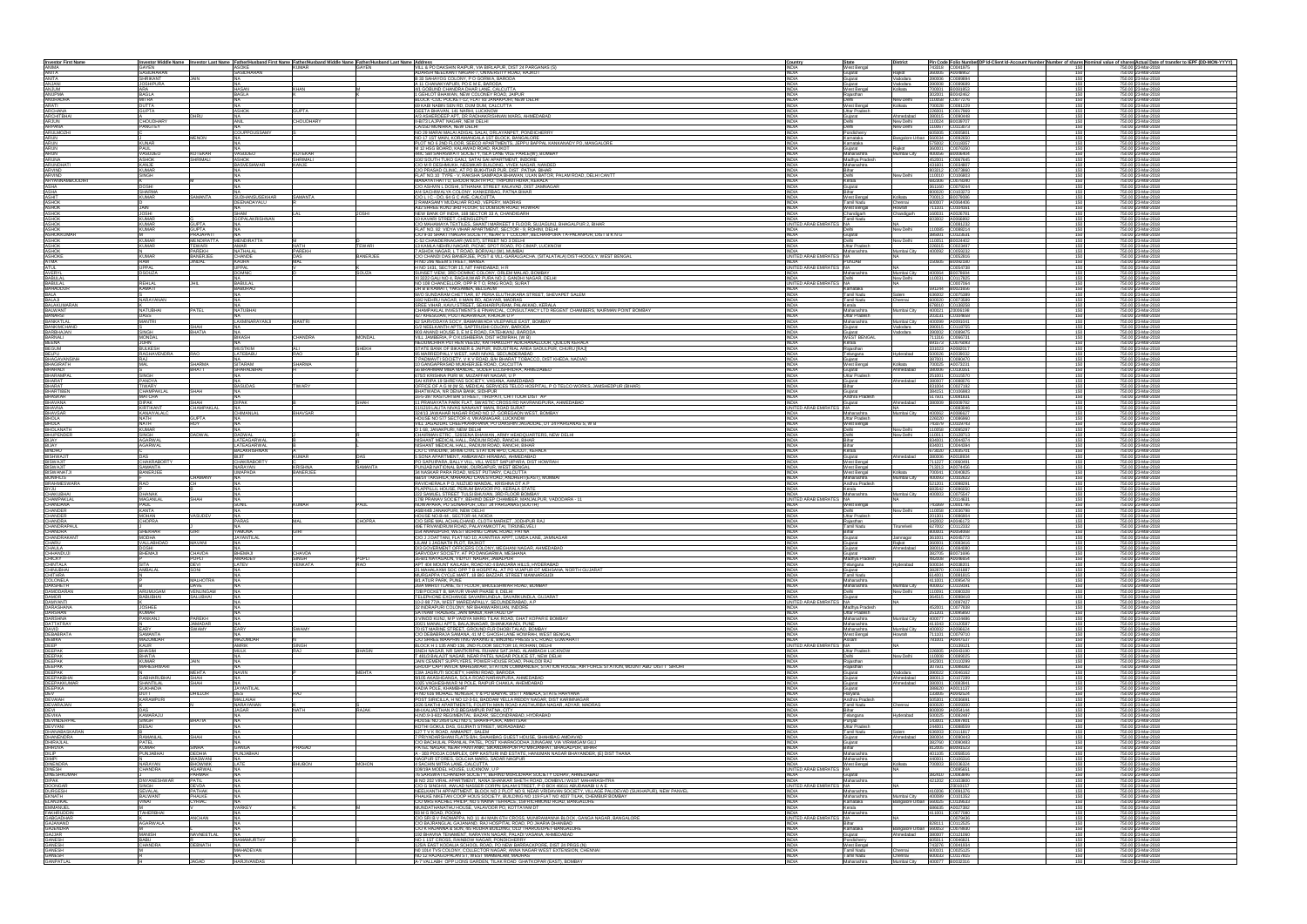| Investor First Name | Investor Middle Name | Investor Last Name | Father/Husband First Name | Father/Husband Middle Name | Father/Husband Last Name | Address | Country | State | District | Pin Code | Folio Number | DP Id-Client Id-Account Number | Number of shares | Nominal value of shares | Actual Date of transfer to IEPF (DD-MON-YYYY) |
|---|---|---|---|---|---|---|---|---|---|---|---|---|---|---|---|
| AMBA | | GAYEN | ASOKE | KUMAR | GAYEN | VILL & PO DAKSHIN RAIPUR, VIA BIRLAPUR, DIST 24 PARGANAS (S) | INDIA | West Bengal | | | | | 150 | 750.00 | 23-Mar-2018 |
| ANILA | | ANANTHARAM | | | | | INDIA | Gujarat | Rajkot | | | | 150 | 750.00 | 23-Mar-2018 |
| ANITA | | SHRIKANT | JAIN | | | | INDIA | Gujarat | Vadodara | | | | 150 | 750.00 | 23-Mar-2018 |
| ANJANI | | JOSHIPURA | | | | | INDIA | Gujarat | Vadodara | | | | 150 | 750.00 | 23-Mar-2018 |
| ANJUM | | ARA | HASAN | | KHAN | | INDIA | West Bengal | Kolkata | | | | 150 | 750.00 | 23-Mar-2018 |
| ANUPAMA | | BAGLA | | | | | INDIA | Rajasthan | | | | | 150 | 750.00 | 23-Mar-2018 |
| ANURADHA | | MITRA | | | | | INDIA | Delhi | New Delhi | | | | 150 | 750.00 | 23-Mar-2018 |
| ARATI | | DUTTA | | | | | INDIA | West Bengal | Kolkata | | | | 150 | 750.00 | 23-Mar-2018 |
| ARCHANA | | GUPTA | ASHOK | | GUPTA | | INDIA | Uttar Pradesh | | | | | 150 | 750.00 | 23-Mar-2018 |
| ARCHITBHAI | | | | | | | INDIA | Gujarat | Ahmedabad | | | | 150 | 750.00 | 23-Mar-2018 |
| ARJUN | | CHOUDHARY | | | CHOUDHARY | | INDIA | Delhi | New Delhi | | | | 150 | 750.00 | 23-Mar-2018 |
| ARPANA | | | | | | | INDIA | Delhi | New Delhi | | | | 150 | 750.00 | 23-Mar-2018 |
| ARULMOZHI | | | | | | | INDIA | Pondicherry | | | | | 150 | 750.00 | 23-Mar-2018 |
| ARUN | | | | | | | INDIA | Karnataka | Bangalore Urban | | | | 150 | 750.00 | 23-Mar-2018 |
| ARUN | | KUMAR | | | | | INDIA | Karnataka | | | | | 150 | 750.00 | 23-Mar-2018 |
| ARUN | | PAUL | | | | | INDIA | Gujarat | Rajkot | | | | 150 | 750.00 | 23-Mar-2018 |
| ARUN | | | | | | | INDIA | Maharashtra | Mumbai City | | | | 150 | 750.00 | 23-Mar-2018 |
| ARUNA | | | | | | | INDIA | Madhya Pradesh | | | | | 150 | 750.00 | 23-Mar-2018 |
| ARUNDHATI | | | | | | | INDIA | Maharashtra | | | | | 150 | 750.00 | 23-Mar-2018 |
| ARVIND | | KUMAR | | | | | INDIA | Bihar | | | | | 150 | 750.00 | 23-Mar-2018 |
| ARVIND | | SINGH | | | | | INDIA | Delhi | New Delhi | | | | 150 | 750.00 | 23-Mar-2018 |
| ASHA | | DOSHI | | | | | INDIA | Gujarat | | | | | 150 | 750.00 | 23-Mar-2018 |
| ASHA | | SHARMA | | | | | INDIA | Bihar | | | | | 150 | 750.00 | 23-Mar-2018 |
| ASHIT | | KUMAR | | | | | INDIA | West Bengal | Kolkata | | | | 150 | 750.00 | 23-Mar-2018 |
| ASHOK | | | | | | | INDIA | Tamil Nadu | Chennai | | | | 150 | 750.00 | 23-Mar-2018 |
| ASHOK | | JAIN | | | | | INDIA | West Bengal | | | | | 150 | 750.00 | 23-Mar-2018 |
| ASHOK | | JOSHI | | | JOSHI | | INDIA | Chandigarh | | | | | 150 | 750.00 | 23-Mar-2018 |
| ASHOK | | KUMAR | | | | | INDIA | Tamil Nadu | | | | | 150 | 750.00 | 23-Mar-2018 |
| ASHOK | | KUMAR | GUPTA | | | | UNITED ARAB EMIRATES | NA | | | | | 150 | 750.00 | 23-Mar-2018 |
| ASHOK | | KUMAR | GUPTA | | | | INDIA | Delhi | New Delhi | | | | 150 | 750.00 | 23-Mar-2018 |
| ASHOKKUMAR | | | | | | | INDIA | Gujarat | | | | | 150 | 750.00 | 23-Mar-2018 |
| ASHOK | | KUMAR | | | | | INDIA | Uttar Pradesh | | | | | 150 | 750.00 | 23-Mar-2018 |
| ASHOK | | KUMAR | TIWARI | | TIWARI | | INDIA | Maharashtra | Mumbai City | | | | 150 | 750.00 | 23-Mar-2018 |
| ASHOKE | | KUMAR | BANERJEE | | BANERJEE | | UNITED ARAB EMIRATES | NA | | | | | 150 | 750.00 | 23-Mar-2018 |
| ATMA | | | | | | | INDIA | Haryana | | | | | 150 | 750.00 | 23-Mar-2018 |
| AVANI | | | | | | | UNITED ARAB EMIRATES | NA | | | | | 150 | 750.00 | 23-Mar-2018 |
| AVERYL | | DSOUZA | | | SOUZA | | INDIA | Maharashtra | Mumbai City | | | | 150 | 750.00 | 23-Mar-2018 |
| BABULAL | | | | | | | INDIA | Delhi | New Delhi | | | | 150 | 750.00 | 23-Mar-2018 |
| BABULAL | | | | | | | UNITED ARAB EMIRATES | NA | | | | | 150 | 750.00 | 23-Mar-2018 |
| BAHADUR | | | | | | | INDIA | Karnataka | | | | | 150 | 750.00 | 23-Mar-2018 |
| BALA | | | | | | | INDIA | Tamil Nadu | Salem | | | | 150 | 750.00 | 23-Mar-2018 |
| BALAJI | | NARAYANAN | | | | | INDIA | Tamil Nadu | Chennai | | | | 150 | 750.00 | 23-Mar-2018 |
| BALAKRISHNAN | | | | | | | INDIA | Kerala | | | | | 150 | 750.00 | 23-Mar-2018 |
| BALWANT | | NATUBHAI | PATEL | | | | INDIA | Maharashtra | Mumbai City | | | | 150 | 750.00 | 23-Mar-2018 |
| BANKATLAL | | | | | | | INDIA | Maharashtra | Mumbai City | | | | 150 | 750.00 | 23-Mar-2018 |
| BARBHADAN | | SINGH | | | | | INDIA | Gujarat | Vadodara | | | | 150 | 750.00 | 23-Mar-2018 |
| BARNALI | | MONDAL | | | MONDAL | | INDIA | West Bengal | | | | | 150 | 750.00 | 23-Mar-2018 |
| BEENA | | JOHN | | | | | INDIA | Kerala | | | | | 150 | 750.00 | 23-Mar-2018 |
| BEGUM | | | | | SHEIKH | | INDIA | Rajasthan | | | | | 150 | 750.00 | 23-Mar-2018 |
| BHANUMATI | | | | | | | INDIA | Telangana | Hyderabad | | | | 150 | 750.00 | 23-Mar-2018 |
| BHARAT | | | | | | | INDIA | West Bengal | Kolkata | | | | 150 | 750.00 | 23-Mar-2018 |
| BHARAT | | | | | | | INDIA | Gujarat | Ahmedabad | | | | 150 | 750.00 | 23-Mar-2018 |
| BHARAT | | SINGH | | | | | INDIA | Uttar Pradesh | | | | | 150 | 750.00 | 23-Mar-2018 |
| BHARAT | | PANDYA | | | | | INDIA | Gujarat | Ahmedabad | | | | 150 | 750.00 | 23-Mar-2018 |
| BHARAT | | TIWARY | | | TIWARY | | INDIA | Bihar | | | | | 150 | 750.00 | 23-Mar-2018 |
| BHARTIBEN | | | SHAH | | | | INDIA | Gujarat | | | | | 150 | 750.00 | 23-Mar-2018 |
| BHASKAR | | | | | | | INDIA | Andhra Pradesh | | | | | 150 | 750.00 | 23-Mar-2018 |
| BHAVANA | | | SHAH | | SHAH | | INDIA | Gujarat | Ahmedabad | | | | 150 | 750.00 | 23-Mar-2018 |
| BHAVNA | | | | | | | UNITED ARAB EMIRATES | NA | | | | | 150 | 750.00 | 23-Mar-2018 |
| BHAVSAR | | | | | BHAVSAR | | INDIA | Maharashtra | Mumbai City | | | | 150 | 750.00 | 23-Mar-2018 |
| BHOLA | | NATH | GUPTA | | | | INDIA | Uttar Pradesh | | | | | 150 | 750.00 | 23-Mar-2018 |
| BHOLA | | NATH | ROY | | | | INDIA | West Bengal | | | | | 150 | 750.00 | 23-Mar-2018 |
| BHOLANATH | | KUMAR | | | | | INDIA | Delhi | New Delhi | | | | 150 | 750.00 | 23-Mar-2018 |
| BHUPENDER | | SINGH | DADWAL | | | | INDIA | Delhi | New Delhi | | | | 150 | 750.00 | 23-Mar-2018 |
| BIJAY | | AGARWAL | | | | | INDIA | Bihar | | | | | 150 | 750.00 | 23-Mar-2018 |
| BIJAY | | AGARWAL | | | | | INDIA | Bihar | | | | | 150 | 750.00 | 23-Mar-2018 |
| BINDU | | | | | | | INDIA | Kerala | | | | | 150 | 750.00 | 23-Mar-2018 |
| BISHWAJIT | | DAS | | KUMAR | DAS | | INDIA | Gujarat | Ahmedabad | | | | 150 | 750.00 | 23-Mar-2018 |
| BISWAJIT | | CHAKRABORTY | | | | | INDIA | West Bengal | | | | | 150 | 750.00 | 23-Mar-2018 |
| BISWAJIT | | SAMANTA | | | SAMANTA | | INDIA | West Bengal | | | | | 150 | 750.00 | 23-Mar-2018 |
| BISWANATH | | BANERJEE | | | | | INDIA | West Bengal | Kolkata | | | | 150 | 750.00 | 23-Mar-2018 |
| BONHEUR | | | | | | | INDIA | Maharashtra | Mumbai City | | | | 150 | 750.00 | 23-Mar-2018 |
| BRAHMESWARA | | RAO | | | | | INDIA | Andhra Pradesh | | | | | 150 | 750.00 | 23-Mar-2018 |
| BYJU | | | | | | | INDIA | Kerala | | | | | 150 | 750.00 | 23-Mar-2018 |
| CHANDIBHAI | | CHHANAK | | | | | INDIA | Maharashtra | Mumbai City | | | | 150 | 750.00 | 23-Mar-2018 |
| CHAMPAKLAL | | | SHAH | | | | INDIA | Gujarat | Vadodara | | | | 150 | 750.00 | 23-Mar-2018 |
| CHANDANA | | PAUL | | KUMAR | PAUL | | INDIA | West Bengal | | | | | 150 | 750.00 | 23-Mar-2018 |
| CHANDER | | KANTA | | | | | INDIA | Delhi | New Delhi | | | | 150 | 750.00 | 23-Mar-2018 |
| CHANDER | | MOHAN | VASUDEV | | | | INDIA | Uttar Pradesh | | | | | 150 | 750.00 | 23-Mar-2018 |
| CHANDRA | | CHOPRA | | | CHOPRA | | INDIA | Rajasthan | | | | | 150 | 750.00 | 23-Mar-2018 |
| CHANDRAPAUL | | | | | | | INDIA | Tamil Nadu | Tirunelveli | | | | 150 | 750.00 | 23-Mar-2018 |
| CHANDRASHEKHAR | | | GIRI | | GIRI | | INDIA | Bihar | | | | | 150 | 750.00 | 23-Mar-2018 |
| CHANDRAKANT | | MODHA | | | | | INDIA | Gujarat | Jamnagar | | | | 150 | 750.00 | 23-Mar-2018 |
| CHANDU | | VALLABHDAS | MAVANI | | | | INDIA | Gujarat | Rajkot | | | | 150 | 750.00 | 23-Mar-2018 |
| CHARU | | DOSHI | | | | | INDIA | Gujarat | Ahmedabad | | | | 150 | 750.00 | 23-Mar-2018 |
| CHHANDUJI | | BHIMAJI | CHAVDA | | CHAVDA | | INDIA | Gujarat | | | | | 150 | 750.00 | 23-Mar-2018 |
| CHHAYA | | | | | | | INDIA | Madhya Pradesh | | | | | 150 | 750.00 | 23-Mar-2018 |
| CHINTALA | | SITA | DEVI | | RAO | | INDIA | Telangana | Hyderabad | | | | 150 | 750.00 | 23-Mar-2018 |
| CHINUBHAI | | AMBALAL | SONI | | | | INDIA | Gujarat | | | | | 150 | 750.00 | 23-Mar-2018 |
| CHITHRA | | | | | | | INDIA | Tamil Nadu | | | | | 150 | 750.00 | 23-Mar-2018 |
| COLONELLA | | | | | | | INDIA | Maharashtra | | | | | 150 | 750.00 | 23-Mar-2018 |
| DAKSHATA | | | | | | | INDIA | Maharashtra | Mumbai City | | | | 150 | 750.00 | 23-Mar-2018 |
| DAMODARAN | | | | | | | INDIA | Delhi | New Delhi | | | | 150 | 750.00 | 23-Mar-2018 |
| DAMOR | | BABUBHAI | | | | | INDIA | Gujarat | | | | | 150 | 750.00 | 23-Mar-2018 |
| DAMYANTI | | | | | | | UNITED ARAB EMIRATES | NA | | | | | 150 | 750.00 | 23-Mar-2018 |
| DARASHANA | | JOSHEE | | | | | INDIA | Madhya Pradesh | | | | | 150 | 750.00 | 23-Mar-2018 |
| DARSHAN | | KUMAR | | | | | INDIA | Uttar Pradesh | | | | | 150 | 750.00 | 23-Mar-2018 |
| DARSHNA | | PANKANJ | PAREKH | | | | INDIA | Maharashtra | Mumbai City | | | | 150 | 750.00 | 23-Mar-2018 |
| DATTATRAY | | | JAMADAR | | | | INDIA | Maharashtra | | | | | 150 | 750.00 | 23-Mar-2018 |
| DAVID | | GARY | SWAMY | | SWAMY | | INDIA | Maharashtra | Mumbai City | | | | 150 | 750.00 | 23-Mar-2018 |
| DEBABRATA | | SAMANTA | | | | | INDIA | West Bengal | Howrah | | | | 150 | 750.00 | 23-Mar-2018 |
| DEBIKA | | | | | | | INDIA | Assam | | | | | 150 | 750.00 | 23-Mar-2018 |
| DEEP | | KAUR | | | | | INDIA | Delhi | New Delhi | | | | 150 | 750.00 | 23-Mar-2018 |
| DEEPAK | | BHASIN | | | BHASIN | | INDIA | Uttar Pradesh | | | | | 150 | 750.00 | 23-Mar-2018 |
| DEEPAK | | BHATIA | | | | | INDIA | Delhi | New Delhi | | | | 150 | 750.00 | 23-Mar-2018 |
| DEEPAK | | KUMAR | JAIN | | | | INDIA | Rajasthan | | | | | 150 | 750.00 | 23-Mar-2018 |
| DEEPAKBHAI | | | | | | | INDIA | Gujarat | Ahmedabad | | | | 150 | 750.00 | 23-Mar-2018 |
| DEEPAK | | | MEHTA | | MEHTA | | INDIA | Uttar Pradesh | | | | | 150 | 750.00 | 23-Mar-2018 |
| DEEPAKBHAI | | CHAMPAKLAL | SHAH | | | | INDIA | Gujarat | Ahmedabad | | | | 150 | 750.00 | 23-Mar-2018 |
| DEEPAKKUMAR | | SHANTILAL | SHAH | | | | INDIA | Gujarat | Ahmedabad | | | | 150 | 750.00 | 23-Mar-2018 |
| DEVARAJAN | | SUNDARAM | | | | | INDIA | Tamil Nadu | | | | | 150 | 750.00 | 23-Mar-2018 |
| DEVI | | DUTT | DHILLON | | | | INDIA | Haryana | | | | | 150 | 750.00 | 23-Mar-2018 |
| DEVAIAH | | KARAMPURI | | | | | INDIA | Andhra Pradesh | | | | | 150 | 750.00 | 23-Mar-2018 |
| DEVARAJAN | | | | | | | INDIA | Tamil Nadu | Chennai | | | | 150 | 750.00 | 23-Mar-2018 |
| DEVI | | DAS | | | RAJAK | | INDIA | Bihar | | | | | 150 | 750.00 | 23-Mar-2018 |
| DEVIKA | | | | | | | INDIA | Telangana | Hyderabad | | | | 150 | 750.00 | 23-Mar-2018 |
| DEVINDER | | SINGH | BHATIA | | | | INDIA | Punjab | | | | | 150 | 750.00 | 23-Mar-2018 |
| DEVYANI | | DESAI | | | | | INDIA | Gujarat | | | | | 150 | 750.00 | 23-Mar-2018 |
| DHANDAPANI | | | | | | | INDIA | Tamil Nadu | | | | | 150 | 750.00 | 23-Mar-2018 |
| DHANESHA | | RAMANLAL | SHAH | | | | INDIA | Gujarat | Ahmedabad | | | | 150 | 750.00 | 23-Mar-2018 |
| DHIRAJLAL | | PATEL | | | | | INDIA | Gujarat | | | | | 150 | 750.00 | 23-Mar-2018 |
| DHRUVA | | KUMAR | SINHA | | PRASAD | | INDIA | Bihar | | | | | 150 | 750.00 | 23-Mar-2018 |
| DILIP | | PUNJABHAI | | | | | INDIA | Gujarat | | | | | 150 | 750.00 | 23-Mar-2018 |
| DIMPI | | | WASWANI | | | | INDIA | Maharashtra | | | | | 150 | 750.00 | 23-Mar-2018 |
| DINENDRA | | NARAYAN | BHOWMIK | | MOHON | | INDIA | West Bengal | Kolkata | | | | 150 | 750.00 | 23-Mar-2018 |
| DINESH | | CHANDRA | AGARWAL | | | | INDIA | Uttar Pradesh | | | | | 150 | 750.00 | 23-Mar-2018 |
| DINESHKUMAR | | | | | | | INDIA | Gujarat | Ahmedabad | | | | 150 | 750.00 | 23-Mar-2018 |
| DIPAK | | BHAGWANDAS | PATEL | | | | INDIA | Gujarat | | | | | 150 | 750.00 | 23-Mar-2018 |
| DOONGAR | | SINGH | | | | | INDIA | Rajasthan | | | | | 150 | 750.00 | 23-Mar-2018 |
| DURGALAL | | | PATHAK | | | | INDIA | Maharashtra | | | | | 150 | 750.00 | 23-Mar-2018 |
| EKNATH | | BALWANT | PHAUKE | | | | INDIA | Maharashtra | Mumbai City | | | | 150 | 750.00 | 23-Mar-2018 |
| ELANGOVAN | | VIMAL | | | | | INDIA | Karnataka | | | | | 150 | 750.00 | 23-Mar-2018 |
| EMMANUEL | | | | | | | INDIA | Kerala | | | | | 150 | 750.00 | 23-Mar-2018 |
| FAKHRUDDIN | | | | | | | INDIA | Maharashtra | | | | | 150 | 750.00 | 23-Mar-2018 |
| GABGADHAR | | | | | | | INDIA | West Bengal | | | | | 150 | 750.00 | 23-Mar-2018 |
| GAJANAND | | AGARWALA | | | | | INDIA | Bihar | | | | | 150 | 750.00 | 23-Mar-2018 |
| GANESAN | | | | | | | INDIA | Tamil Nadu | Chennai | | | | 150 | 750.00 | 23-Mar-2018 |
| GANESH | | MANISH | NAVNEETLAL | | | | INDIA | Gujarat | Ahmedabad | | | | 150 | 750.00 | 23-Mar-2018 |
| GANESH | | BABU | | | | | INDIA | Pondicherry | | | | | 150 | 750.00 | 23-Mar-2018 |
| GANESH | | CHANDRA | DEBNATH | | | | INDIA | West Bengal | | | | | 150 | 750.00 | 23-Mar-2018 |
| GANESH | | | | | | | INDIA | Tamil Nadu | Chennai | | | | 150 | 750.00 | 23-Mar-2018 |
| GANESH | | | | | | | INDIA | Tamil Nadu | | | | | 150 | 750.00 | 23-Mar-2018 |
| GANPAT | | | JAGAD | | | | INDIA | Maharashtra | Mumbai City | | | | 150 | 750.00 | 23-Mar-2018 |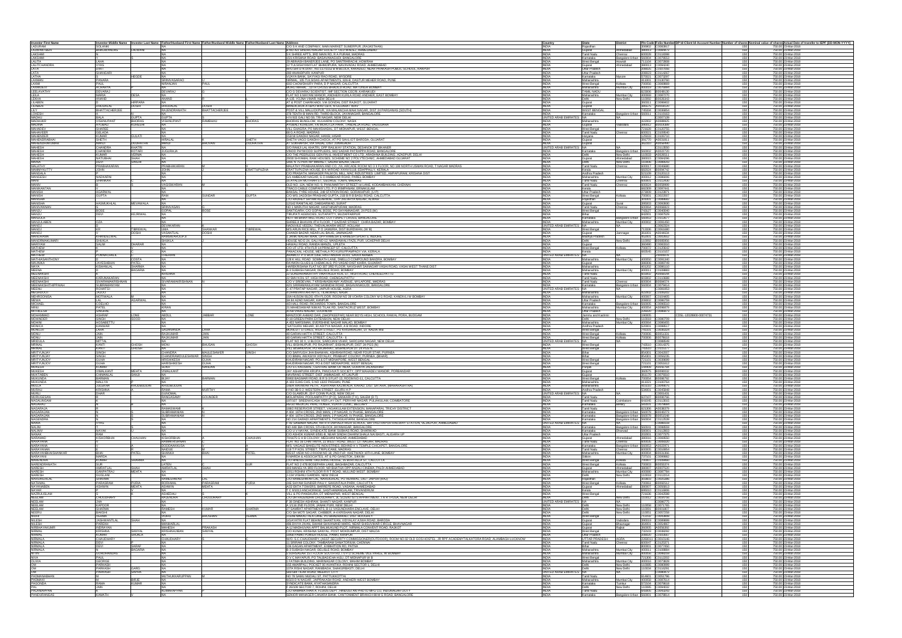| Investor First Name | Investor Middle Name | Investor Last Name | Father/Husband First Name | Father/Husband Middle Name | Father/Husband Last Name | Address | Country | State | District | Pin Code | Folio Number | DP Id-Client Id-Account Number | Number of shares | Nominal value of shares | Actual Date of transfer to IEPF (DD-MON-YYYY) |
| --- | --- | --- | --- | --- | --- | --- | --- | --- | --- | --- | --- | --- | --- | --- | --- |
| KRISHAN | SOLANKI | | NA | | | C/O SAI ROAD COMPANY, MAIN MARKET SUMERPUR, (RAJASTHAN) | INDIA | Rajasthan | | | | | 150 | 750.00 | 23-Mar-2018 |
| LADKAMBEN | BHAGWANDAS | DALWANI | NA | | | | INDIA | Gujarat | Ahmedabad | | | | 150 | 750.00 | 23-Mar-2018 |
| LAKSHMI | | | NA | | | | INDIA | Tamil Nadu | Chennai | | | | 150 | 750.00 | 23-Mar-2018 |
| LAKSHMI | | | NA | | | | INDIA | Karnataka | Bangalore Urban | | | | 150 | 750.00 | 23-Mar-2018 |
| LALITA | | LAHA | NA | | | | INDIA | West Bengal | Howrah | | | | 150 | 750.00 | 23-Mar-2018 |
| LALITCHANDRA | | VYAS | NA | | | | INDIA | Gujarat | Ahmedabad | | | | 150 | 750.00 | 23-Mar-2018 |
| LATA | | DIXIT | NA | | | | INDIA | Uttar Pradesh | | | | | 150 | 750.00 | 23-Mar-2018 |
| LATA | | SHANKAR | NA | | | | INDIA | Uttar Pradesh | | | | | 150 | 750.00 | 23-Mar-2018 |
| LATHA | | | NA | | | | INDIA | Karnataka | Mysore | | | | 150 | 750.00 | 23-Mar-2018 |
| LAXMAN | | KANADE | NA | | | | INDIA | Maharashtra | | | | | 150 | 750.00 | 23-Mar-2018 |
| LAXMI | | PAUL | NA | | | | INDIA | West Bengal | Kolkata | | | | 150 | 750.00 | 23-Mar-2018 |
| LAXMIDEVI | | | NA | | | | INDIA | Maharashtra | Mumbai City | | | | 150 | 750.00 | 23-Mar-2018 |
| LEELAVATHY | | | NA | | | | INDIA | Tamil Nadu | | | | | 150 | 750.00 | 23-Mar-2018 |
| LEILA | | | NA | | | | INDIA | Maharashtra | Mumbai City | | | | 150 | 750.00 | 23-Mar-2018 |
| LEKHA | | | NA | | | | INDIA | Delhi | New Delhi | | | | 150 | 750.00 | 23-Mar-2018 |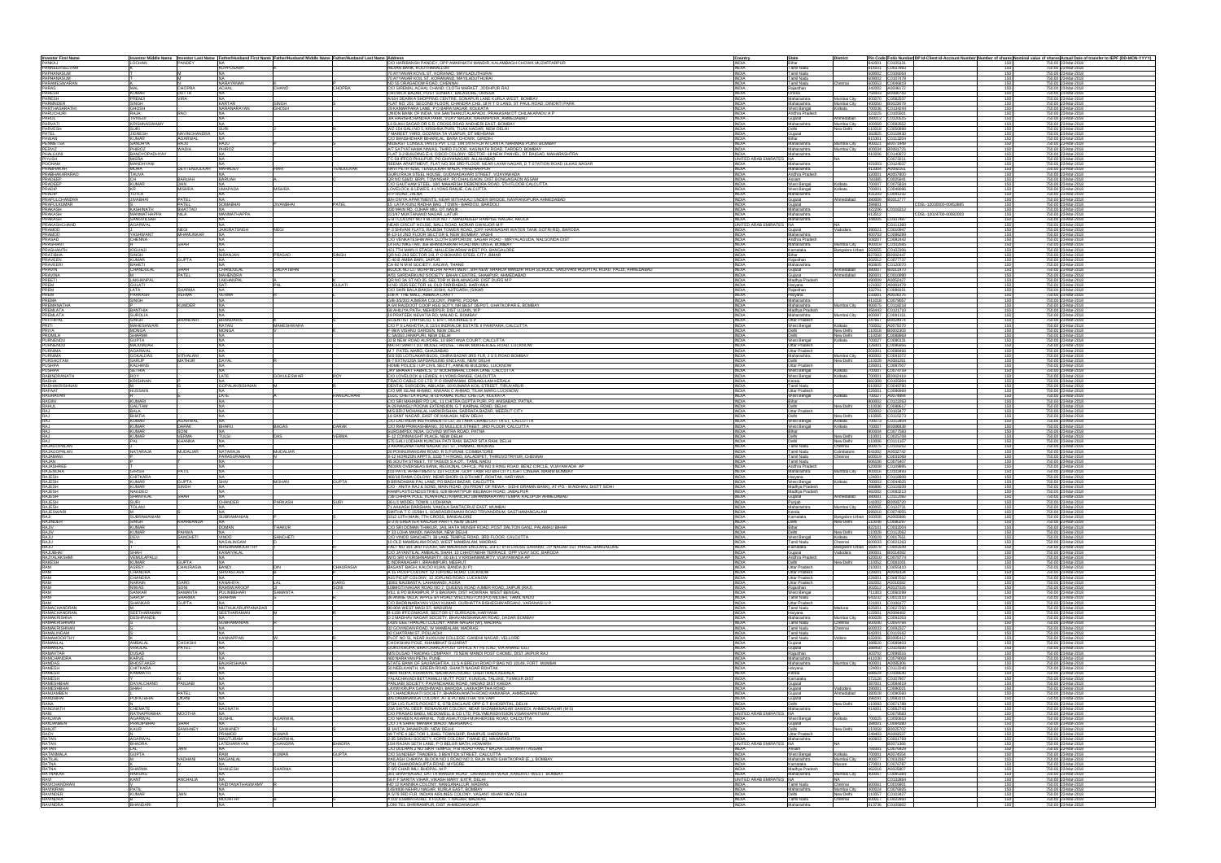| Investor First Name | Investor Middle Name | Investor Last Name | Father/Husband First Name | Father/Husband Middle Name | Father/Husband Last Name | Address | Country | State | District | Pin Code | Folio Number | DP Id-Client Id-Account Number | Number of shares | Nominal value of shares | Actual Date of transfer to IEPF (DD-MON-YYYY) |
|---|---|---|---|---|---|---|---|---|---|---|---|---|---|---|---|
| PANKAJ | LOCHAN | PANDEY | NA | | | C/O HARIVANSH PANDEY, OPP AMARNATH MANDIR, KALAMBAGH CHOWK MUZAFFARPUR | INDIA | Bihar | | 842001 | C0035191 | | 150 | 750.00 | 23-Mar-2018 |
| PANNEERSELVAM | | | KUPPUSAMY | | | INDIAN BANK, KOOTHANALLUR | INDIA | Tamil Nadu | | 614101 | C0074992 | | 150 | 750.00 | 23-Mar-2018 |
| PAPPANASSAM | T | | N | NA | | 70 AYYANAR KOVIL ST, KORANAD, MAYILADUTHURAI | INDIA | Tamil Nadu | | 609002 | C0036064 | | 150 | 750.00 | 23-Mar-2018 |
| PAPPANASSAM | T | | N | NA | | 70 AYYANAR KOIL ST, KORANAND, MAYILADUTHURAI | INDIA | Tamil Nadu | | 609002 | C0037478 | | 150 | 750.00 | 23-Mar-2018 |
| PARAMESWARAN | | | NARAYANAN | | | NO 55 ORAGADOM ROAD, CHENNAI | INDIA | Tamil Nadu | Chennai | 600053 | C0049659 | | 150 | 750.00 | 23-Mar-2018 |
| PARAS | MAL | CHOPRA | ACHAL | CHAND | CHOPRA | C/O SRIMAL ACHAL CHAND, CLOTH MARKET, JODHPUR RAJ | INDIA | Rajasthan | | 342002 | A0046172 | | 150 | 750.00 | 23-Mar-2018 |
| PARESH | KUMAR | DATTA | NA | | | CHOWCK BAZAR, POST SUNHAT, BALASORE, ORISSA | INDIA | Orissa | | 756003 | A0080745 | | 150 | 750.00 | 23-Mar-2018 |
| PARESH | PREMJI | VIRA | NA | | | A/103 DEARKA SHOPPING CENTRE, SONAPUR LANE KURLA WEST, BOMBAY | INDIA | Maharashtra | Mumbai City | 400070 | C0063537 | | 150 | 750.00 | 23-Mar-2018 |
| PARMINDER | SINGH | | KARTAR | SINGH | | FLAT NO. 201 SECOND FLOOR, CHANDRA CHS, 16 R T D LAND, ST PAUL ROAD, DINDITIPARK | INDIA | Maharashtra | Mumbai City | 400050 | A0023679 | | 150 | 750.00 | 23-Mar-2018 |
| PARTHASARATHI | GHOSH | | NARANARAYAN | GHOSH | | 28 KASHTHAVAN LANE, P O BARANAGAR, KOLKATA | INDIA | West Bengal | Kolkata | 700036 | C0035244 | | 150 | 750.00 | 23-Mar-2018 |
| PARUCHURI | RAJA | RAO | NA | | | UNION BANK OF INDIA, VIA SANTHANUTALAPADU, PRAKASAM DT CHILAKAPADU A P | INDIA | Andhra Pradesh | | 523225 | C0033591 | | 150 | 750.00 | 23-Mar-2018 |
| PARUL | TRIVEDI | | NA | | | 18 A MAHESHWARDNA PARK, VIJAY NAGAR, NARANPURA, AHMEDABAD | INDIA | Gujarat | Ahmedabad | 380013 | C0025615 | | 150 | 750.00 | 23-Mar-2018 |
| PARVATI | KRISHNASWAMY | | NA | | | 13 SURH SAGAR DR S R, CROSS ROAD ANDHERI EAST, BOMBAY | INDIA | Maharashtra | Mumbai City | 400069 | C0063662 | | 150 | 750.00 | 23-Mar-2018 |
| PARVESH | SURI | | SURI | | | WZ-154 GALI NO 5, KRISHNA PURI, TILAK NAGAR, NEW DELHI | INDIA | Delhi | New Delhi | 110018 | C0050898 | | 150 | 750.00 | 23-Mar-2018 |
| PATEL | JIGNESH | NAVINCHANDRA | NA | | | 7 MARKET YARD, GOZARIA TA VIJAPUR, DT MEHSANA | INDIA | Gujarat | | 382825 | C0019630 | | 150 | 750.00 | 23-Mar-2018 |
| PAWAN | KUMAR | AGARWAL | NA | | | C/O BANSHIDHAR BHAREILAL, BARA CHOWK, GIRIDIH | INDIA | Bihar | | 815301 | C0013254 | | 150 | 750.00 | 23-Mar-2018 |
| PERMEETSA | SANDHYA | RAJU | RAJU | | | MEGASOFT CONSULTANTS PVT LTD, 144 19TH FLR ATLANTA, NARIMAN POINT BOMBAY | INDIA | Maharashtra | Mumbai City | 400021 | A0072449 | | 150 | 750.00 | 23-Mar-2018 |
| PERVIZ | PHIROZ | WADIA | PHIROZ | | | A/7 SATYATHAMA NIWAS, THIRD FLOOR, VASIRATH ROAD, TARDEO, BOMBAY | INDIA | Maharashtra | Mumbai City | 400034 | A0081725 | | 150 | 750.00 | 23-Mar-2018 |
| PHALGUNI | GANGOPADHYAY | | NA | | | FLAT 2-D BUILDING 6, CIDCO COLONY, SECTOR -18 NEW PANVEL, DT RAIGAD, MAHARASHTRA | INDIA | Maharashtra | | 410206 | C0048637 | | 150 | 750.00 | 23-Mar-2018 |
| PHILLIS | VEIRA | | NA | | | PO BOX 6425, DUBAI | UNITED ARAB EMIRATES | NA | NA | | C0071811 | | 150 | 750.00 | 23-Mar-2018 |
| POONAM | MANDHYANI | | NA | | | SEEMA APARTMENT, FLAT NO 304 3RD FLOOR, NEAR LAXMI NAGAR, D T STATION ROAD ULHAS NAGAR | INDIA | Maharashtra | | 421003 | C0023637 | | 150 | 750.00 | 23-Mar-2018 |
| PRABHAKAR | MORA | DEVTENDOLKAR | MANIKDEV | HARI | TENDOLKAR | PANTHILESH 6233, TENDOLKAR WADA, PANDHARPUR | INDIA | Maharashtra | | 413304 | A0002161 | | 150 | 750.00 | 23-Mar-2018 |
| PRABHAKARARAO | TALIVA | | NA | | | GURU RAJA STEEL HOUSE, GUDIVADAVARI STREET, VIJAYAWADA | INDIA | Andhra Pradesh | | 520001 | A0057800 | | 150 | 750.00 | 23-Mar-2018 |
| PRADEEP | CH | BARUAH | BARUAH | | | QR NO 5/D/D, BRPL TOWNSHIP, PO DHALIGAON, DIST BONGAIGAON ASSAM | INDIA | Assam | | 783385 | C0025861 | | 150 | 750.00 | 23-Mar-2018 |
| PRADEEP | KUMAR | JAIN | NA | | | C/O GAUTAM STEEL, 19/1 MAHARSHI DEBENDRA ROAD, 5TH FLOOR CALCUTTA | INDIA | West Bengal | Kolkata | 700007 | C0075834 | | 150 | 750.00 | 23-Mar-2018 |
| PRADIP | KR | MISHRA | UMAPADA | MISHRA | | LOVELOCK & LEWIS, 4 LYONS RANGE, CALCUTTA | INDIA | West Bengal | Kolkata | 700001 | C0048486 | | 150 | 750.00 | 23-Mar-2018 |
| PRAFUL | TOTLA | | NA | | | AT POST NOWDA | INDIA | Maharashtra | | 431003 | C0045233 | | 150 | 750.00 | 23-Mar-2018 |
| PRAFULCHANDRA | C | JIVABHAI | PATEL | NA | | 8/H DIVYA APARTMENTS, NEAR MITHAKALI UNDER BRIDGE, NAVRANGPURA AHMEDABAD | INDIA | Gujarat | Ahmedabad | 380009 | A0011777 | | 150 | 750.00 | 23-Mar-2018 |
| PRAFULKUMAR | C | PATEL | SOMABHAI | JIVANBHAI | PATEL | 15 LATA KUNJ RADHA BAG - TOWN - BARDOLI, BARDOLI | INDIA | Gujarat | | 394601 | | CDSL-12030000-00418885 | 150 | 750.00 | 23-Mar-2018 |
| PRAKASH | KASHINATH | BHATTAD | NA | | | 338 MAIN RD, OJHAR MIG, DT NASIK | INDIA | Maharashtra | | 422206 | C0015012 | | 150 | 750.00 | 23-Mar-2018 |
| PRAKASH | MANMATHAPPA | NILA | MANMATHAPPA | | | 221/47 MUKTANAND NAGAR, LATUR | INDIA | Maharashtra | | 413512 | | CDSL-12024700-00082653 | 150 | 750.00 | 23-Mar-2018 |
| PRAKASH | SANGVELKAR | | NA | | | 3 B FLODIENT NO 8 BLOCK NO 7, RAMDASPETH RAMPBG NAGAR, AKOLA | INDIA | Maharashtra | | 444005 | C0057497 | | 150 | 750.00 | 23-Mar-2018 |
| PRAKASHCHAND | AGARWAL | | NA | | | NEAR CIRCUIT HOUSE, MALL ROAD, MORAR GWALIOR M P | UNITED ARAB EMIRATES | NA | NA | | C0011080 | | 150 | 750.00 | 23-Mar-2018 |
| PRAMOD | | NEGI | JAIKRATSINGH | NEGI | | F-3 SHIVAM FLATS, RAJESH TOWER ROAD, OPP HARINAGAR WATER TANK GOTRI RD, BARODA | INDIA | Gujarat | Vadodara | 390021 | C0010947 | | 150 | 750.00 | 23-Mar-2018 |
| PRAMOD | YASHWANT | KHANULKKAR | NA | | | B-13-14 2ND FLOOR SECTOR 9, NEW BOMBAY, VASHI | INDIA | Maharashtra | | 400703 | C0036389 | | 150 | 750.00 | 23-Mar-2018 |
| PRASAD | CHENNA | | NA | | | C/O VENKATESHWARA CLOTH EMPORIUM, SADAR ROAD - MIRYALAGUDA, NALGONDA DIST | INDIA | Andhra Pradesh | | 508207 | C0063443 | | 150 | 750.00 | 23-Mar-2018 |
| PRASHANT | P | SHAH | NA | | | 13 PALI MALA, PALI, BANDRA WEST, BOMBAY | INDIA | Maharashtra | Mumbai City | 400050 | C0032666 | | 150 | 750.00 | 23-Mar-2018 |
| PRASHANTH | GOLUNGI | | NA | | | NO 1 7TH MAIN II STAGE, MALLESWARAM WEST PO, BANGALORE | INDIA | Karnataka | Bangalore Urban | 560055 | C0010306 | | 150 | 750.00 | 23-Mar-2018 |
| PRATIBHA | SINGH | | NIRANJAN | PRASAD | SINGH | QR NO 243 SECTOR 3/B, P O BOKARO STEEL CITY, BIHAR | INDIA | Bihar | | 827003 | A0060447 | | 150 | 750.00 | 23-Mar-2018 |
| PRAVEEN | KUMAR | GUPTA | NA | | | C-4/78 AMBA BARI, JAIPUR | INDIA | Rajasthan | | 302012 | C0077737 | | 150 | 750.00 | 23-Mar-2018 |
| PRAVEERT | BAHETI | | NA | | | CA-62 N M M SOCIETY, KALWA, THANE | INDIA | Maharashtra | | 400605 | C0120870 | | 150 | 750.00 | 23-Mar-2018 |
| PRAVIN | CHANDULAL | SHAH | CHANDULAL | DALPATBHAI | | B/3 FLAT NO 1 SUMATINATH APARTMENT, B/H NEW SHARDA MANDIR HIGH SCHOOL, SANJIVANI HOSPITAL ROAD, PALDI AHMEDABAD | INDIA | Gujarat | Ahmedabad | 380007 | A0011970 | | 150 | 750.00 | 23-Mar-2018 |
| PRAVINA | M | PATEL | MAHENDRA | | | A/51 SARDARKUNJ SOCIETY, BAHAI CENTRE, SHAHPUR, AHMEDABAD | INDIA | Gujarat | Ahmedabad | 380001 | C0016090 | | 150 | 750.00 | 23-Mar-2018 |
| PRAVIT | LAKHANPAL | | LAKHANPAL | | | QR NO 3A ST NO 36, SECTOR 9 BHILAINAGAR, DIST DURG M P | INDIA | Madhya Pradesh | | 490009 | A0052437 | | 150 | 750.00 | 23-Mar-2018 |
| PREM | GULATI | | OM | PAL | GULATI | H NO 1839 SECTOR 16, OLD FARIDABAD, HARYANA | INDIA | Haryana | | 121002 | A0081479 | | 150 | 750.00 | 23-Mar-2018 |
| PREM | LATA | SHARMA | NA | | | C/O SHRI BALA BAKSH JOSHI, KOTGARH, SIKAR | INDIA | Rajasthan | | 332701 | C0088501 | | 150 | 750.00 | 23-Mar-2018 |
| PREM | PRAKASH | VERMA | VERMA | | | 109-A THE MALL, AMBALA CANTT | INDIA | Haryana | | 133001 | A0036276 | | 150 | 750.00 | 23-Mar-2018 |
| PREMA | SINGH | | NA | | | 5/2B-35/201 AJMERA COLONY, PIMPRI, POONA | INDIA | Maharashtra | | 411018 | C0079657 | | 150 | 750.00 | 23-Mar-2018 |
| PREMANATHA | P | KUNDER | NA | | | A-6/4 RAJDEEP COOP HSG SCTY, NR BEST DEPOT, GHATKOPAR E, BOMBAY | INDIA | Maharashtra | Mumbai City | 400075 | C0108018 | | 150 | 750.00 | 23-Mar-2018 |
| PREMLATA | BANTHIA | | NA | | | 68 AHILYA PATH, MEHIDPUR, DIST UJJAIN, M P | INDIA | Madhya Pradesh | | 456443 | C0121710 | | 150 | 750.00 | 23-Mar-2018 |
| PREMLATA | SUROLIA | | NA | | | 19 PRATEEK NEVATIA RD, MALAD E, BOMBAY | INDIA | Maharashtra | Mumbai City | 400097 | C0091151 | | 150 | 750.00 | 23-Mar-2018 |
| PRITHIPAL | SINGH | BHANDARI | BHANDARI | | | SCIENTIST (PHYSICS), C B R I, ROORKEE U P | INDIA | Uttar Pradesh | | 247667 | A0024978 | | 150 | 750.00 | 23-Mar-2018 |
| PRITI | MAHESHWARI | | RATAN | MAHESHWARA | | C/O P S LAKHOTIA, E 13/14 INDRALOK ESTATE, 8 PAIKPARA, CALCUTTA | INDIA | West Bengal | Kolkata | 700002 | A0075070 | | 150 | 750.00 | 23-Mar-2018 |
| PRIYA | MONGA | | MONGA | | | F-98/A VISHNU GARDEN, NEW DELHI | INDIA | Delhi | New Delhi | 110018 | A0062212 | | 150 | 750.00 | 23-Mar-2018 |
| PROMILA | SHARMA | | NA | | | C-5/4432 JANAKPURI, NEW DELHI | INDIA | Delhi | New Delhi | 110058 | C0049869 | | 150 | 750.00 | 23-Mar-2018 |
| PURNENDU | GUPTA | | NA | | | 90 B NEW ROAD ALIPORE, 10 BRITANIA COURT, CALCUTTA | INDIA | West Bengal | Kolkata | 700027 | C0080121 | | 150 | 750.00 | 23-Mar-2018 |
| PURNENDU | MAZUMDAR | | NA | | | MAYATI SMRITI 5D MODEL HOUSE, TAKIA, MURHEBLEE ROAD, LUCKNOW | INDIA | Uttar Pradesh | | 226001 | C0066665 | | 150 | 750.00 | 23-Mar-2018 |
| PURNIMA | AGARWAL | | NA | | | M 7 PATEL MARG, GHAZIABAD | INDIA | Uttar Pradesh | | 201001 | C0068466 | | 150 | 750.00 | 23-Mar-2018 |
| PURNIMA | GOKALDAS | VITHALANI | NA | | | 503 595 LOTILAKAR BLDG, CHIRA BAZAR 3RD FLR, J S S ROAD BOMBAY | INDIA | Maharashtra | Mumbai City | 400002 | C0091072 | | 150 | 750.00 | 23-Mar-2018 |
| PURSHOTAM | SARUP | MATHUR | DAYAL | | | B-7 EXTN/109 SAFDARJUNG ENCLAVE, NEW DELHI | INDIA | Delhi | New Delhi | 110029 | A0001291 | | 150 | 750.00 | 23-Mar-2018 |
| PUSHPA | KALHANS | | NA | | | HOME POLICE I UP CIVIL SECTT, LUCKNOW | INDIA | Uttar Pradesh | | 226001 | C0047707 | | 150 | 750.00 | 23-Mar-2018 |
| PUSHPA | NATHA | | KASHIWAL | | | DRY WARRANT FABRICS, 12 MOORSHANGI LOWER LANE, CALCUTTA | INDIA | West Bengal | Kolkata | 700007 | C0074759 | | 150 | 750.00 | 23-Mar-2018 |
| RABINDRANATH | ROY | | LATE | GOKULESWAR | ROY | C/O LOVELOCK & LEWIS, 4 LYONS RANGE, CALCUTTA | INDIA | West Bengal | Kolkata | 700001 | A0062419 | | 150 | 750.00 | 23-Mar-2018 |
| RADHA | GOSWAMI | | NA | | | TIRACOLONEE CITTEL, P O BARDWARNA SWARAULAM KERALA | INDIA | Kerala | | 682022 | C0039685 | | 150 | 750.00 | 23-Mar-2018 |
| RADHAKRISHNAN | | G | GOPALAKRISHNAN | | | DENTAL SURGEON, ARULAM, 10 KUMARA KOIL STREET, TIRUVARUR | INDIA | Tamil Nadu | | 610001 | C0049780 | | 150 | 750.00 | 23-Mar-2018 |
| RAFAAT | HUSSAIN | | NA | | | C/O MR ISLAM AHMAD, ASWANI C AHMAD, TILAK MARG LUCKNOW | INDIA | Uttar Pradesh | | 226001 | C0086969 | | 150 | 750.00 | 23-Mar-2018 |
| RAGHAVAN | | | LATE | | RAMACHAR | 103/C CHETLA ROAD, B-10 KAMAL KUNJ, CHETLA, KOLKATA | INDIA | West Bengal | Kolkata | 700027 | A0074868 | | 150 | 750.00 | 23-Mar-2018 |
| RAGINI | KUMARI | | NA | | | C/O SRI MAHABIR PD LAL, 11 CHITRA GUPTA PURI, PO ANISABAD, PATNA | INDIA | Bihar | | 800002 | C0122263 | | 150 | 750.00 | 23-Mar-2018 |
| RAHUL | GAUTAM | | NA | | | A-29 NANGLI POONA EXTENSION, G T KARNAL ROAD, DELHI | INDIA | Delhi | New Delhi | 110036 | C0088617 | | 150 | 750.00 | 23-Mar-2018 |
| RAJ | BALA | | NA | | | M/S BRIJ MOHANLAL HARIKRISHAN, SARRAFA BAZAR, MEERUT CITY | INDIA | Uttar Pradesh | | 250002 | C0153677 | | 150 | 750.00 | 23-Mar-2018 |
| RAJ | BANTIA | | NA | | | 18 SANT NAGAR, EAST OF KAILASH, NEW DELHI | INDIA | Delhi | New Delhi | 110065 | C0015273 | | 150 | 750.00 | 23-Mar-2018 |
| RAJ | KUMAR | AGARWAL | NA | | | C/O LIG INDIA INSTRUMENTS LTD, 8/1 TARA CHAND DUTT ST, CALCUTTA | INDIA | West Bengal | Kolkata | 700073 | C0013684 | | 150 | 750.00 | 23-Mar-2018 |
| RAJ | KUMAR | DARAK | BHARU | BAGAS | DARAK | C/O RAM PRAKASH BAGAS, 10 MULLICK STREET, 3RD FLOOR, CALCUTTA | INDIA | West Bengal | Kolkata | 700007 | A0069836 | | 150 | 750.00 | 23-Mar-2018 |
| RAJ | KUMAR | SONI | NA | | | SURUBHPEK INDIA, GOVIND MITRA ROAD, PATNA | INDIA | Bihar | | 800004 | C0077583 | | 150 | 750.00 | 23-Mar-2018 |
| RAJ | KUMAR | VERMA | TULSI | DAS | VERMA | P-12 CONNAUGHT PLACE, NEW DELHI | INDIA | Delhi | New Delhi | 110001 | C0003708 | | 150 | 750.00 | 23-Mar-2018 |
| RAJ | PAL | KHANNA | NA | | | 676 GALI LODHAN KUNCHA PATI RAM, BAZAR SITA RAM, DELHI | INDIA | Delhi | New Delhi | 110006 | C0011327 | | 150 | 750.00 | 23-Mar-2018 |
| RAJAGOPALAN | S | | NA | | | 2 AVANIGANATHAN NAGAR 1ST ST, PAMMAL, MADRAS | INDIA | Tamil Nadu | Chennai | 600075 | C0016252 | | 150 | 750.00 | 23-Mar-2018 |
| RAJAGOPALAN | NATARAJA | MUDALIAR | NATARAJA | MUDALIAR | | 20 PONNURANGAM ROAD, R S PURAM, COIMBATORE | INDIA | Tamil Nadu | Coimbatore | 641002 | A0032742 | | 150 | 750.00 | 23-Mar-2018 |
| RAJAMANI | | | PARASURAMAN | | | A-12 HORIZON APPTS, 1035 T H ROAD, KALADIPET, THIRUVOTRIYUR, CHENNAI | INDIA | Tamil Nadu | Chennai | 600019 | C0031069 | | 150 | 750.00 | 23-Mar-2018 |
| RAJAN | | | NA | | | 86 SOUTH STREET, TITTAGUDI S A DT, TAMILNADU | INDIA | Tamil Nadu | | 606106 | C0075497 | | 150 | 750.00 | 23-Mar-2018 |
| RAJANI | KANTH | | NA | | | INDIAN OVERSEAS BANK, REGIONAL OFFICE, PB NO 8 RING ROAD, BENZ CIRCLE, VIJAYAWADA AP | INDIA | Andhra Pradesh | | 520008 | C0108695 | | 150 | 750.00 | 23-Mar-2018 |
| RAJENDRA | GIRISH | PATIL | NA | | | 103 PATIL APARTMENTS 1ST FLOOR, GOPI TANK RD BH CITY LIGHT CINEMA, MAHIM BOMBAY | INDIA | Maharashtra | Mumbai City | 400016 | C0153663 | | 150 | 750.00 | 23-Mar-2018 |
| RAJESH | CHITKARA | | NA | | | 490/18 RAMA COLONY, NEAR SHORI CLOTH MKT, ROHTAK, HARYANA | INDIA | Haryana | | 124001 | C0108608 | | 150 | 750.00 | 23-Mar-2018 |
| RAJESH | KUMAR | GUPTA | SHIV | MOHAN | GUPTA | 9 BRINDABAN PAL LANE, PO BASHI BAZAR, CALCUTTA | INDIA | West Bengal | Kolkata | 700003 | C0044025 | | 150 | 750.00 | 23-Mar-2018 |
| RAJESH | KUMAR | SINGH | NA | | | C/O - ANITA RAJ & SONS, MAIN ROAD, IN FRONT OF REWA - SIDHI GRAMIN BANK, AT PO - WAIDHAN, DISTT SIDHI | INDIA | Madhya Pradesh | | 486886 | C0115039 | | 150 | 750.00 | 23-Mar-2018 |
| RAJESH | NAVDEO | | NA | | | RAMPLASTICINDUSTRIES, 628 BHARTIPUR BELBAGH ROAD, JABALPUR | INDIA | Madhya Pradesh | | 482002 | C0084213 | | 150 | 750.00 | 23-Mar-2018 |
| RAJESH | SANATILAL | SHAH | NA | | | 7/36 CHHIPA POLE, KUWAVALO KHANCHO SHAHBAKHAN NEAR TEMPLE KALUPUR AHMEDABAD | INDIA | Gujarat | Ahmedabad | 380001 | C0012342 | | 150 | 750.00 | 23-Mar-2018 |
| RAJESH | SURI | | CHANDER | PARKASH | SURI | 38-11 MODEL TOWN, LUDHIANA | INDIA | Punjab | | 141002 | A0092720 | | 150 | 750.00 | 23-Mar-2018 |
| RAJESH | TOLANI | | NA | | | 21 AKASH DARSHAN, VAKOLA, SANTACRUZ EAST, MUMBAI | INDIA | Maharashtra | Mumbai City | 400055 | C0033201 | | 150 | 750.00 | 23-Mar-2018 |
| RAJESWARI | S | | NA | | | SMITHA T C 15/594 I, IDAMAGKROMANI ROAD TRIVANDRUM, SASTHAMANGALAM | INDIA | Kerala | | 695010 | C0074885 | | 150 | 750.00 | 23-Mar-2018 |
| RAJI | SUBRAMANIAM | | SUBRAMANIAN | | | 3012 13TH MAIN, 7TH CROSS, BANGALORE | INDIA | Karnataka | Bangalore Urban | 560008 | A0066696 | | 150 | 750.00 | 23-Mar-2018 |
| RAJINDER | SINGH | KHANDURIA | NA | | | S-378 GREATER KAILASH PART II, NEW DELHI | INDIA | Delhi | New Delhi | 110048 | C0095297 | | 150 | 750.00 | 23-Mar-2018 |
| RAJIV | KUMAR | | SOMAN | THAKUR | | C/O SRI SOMAN THAKUR, JAIL HATA MUNSIF ROAD, POST DALTON GANJ, PALAMAU BIHAR | INDIA | Bihar | | 822101 | C0032654 | | 150 | 750.00 | 23-Mar-2018 |
| RAJIV | KUMAR | PAHWA | NA | | | F 33 LOHA MANDI, NARAINA, NEW DELHI | INDIA | Delhi | New Delhi | 110028 | C0113562 | | 150 | 750.00 | 23-Mar-2018 |
| RAJU | DEVI | SANCHETI | VINOD | SANCHETI | | C/O VINOD SANCHETI, 38 LAKE TEMPLE ROAD, 3RD FLOOR, CALCUTTA | INDIA | West Bengal | Kolkata | 700029 | C0017651 | | 150 | 750.00 | 23-Mar-2018 |
| RAJU | | | NAGALINGAM | | | 10 OLD MAMBALAM ROAD, WEST MAMBALAM, MADRAS | INDIA | Tamil Nadu | Chennai | 600033 | C0031263 | | 150 | 750.00 | 23-Mar-2018 |
| RAJU | | | RATHNAMOORTHY | | | PVT NO 241 3RD FLOOR, SRI RAGHAVENDRA ENCLAVE, 29 D CROSS VIDYAPETH, JP NAGAR 1ST PHASE, BANGALORE | INDIA | Karnataka | Bangalore Urban | 560078 | C0082549 | | 150 | 750.00 | 23-Mar-2018 |
| RAJUBHAI | SHAH | | SANAYALAL | | | C/O JAYANTILAL AMBALAL SHAH, 2/11 MAMTA BHAVAN 12, STATION ROAD, BARODA | INDIA | Gujarat | Vadodara | 390001 | C0010466 | | 150 | 750.00 | 23-Mar-2018 |
| RAJYALAKSHMI | VEMULAPALLI | | NA | | | W/O SRI V KRISHNAMURTY, 16-18-1 V KRISHNAMURTY, VIJAYAWADA AP | INDIA | Andhra Pradesh | | 520002 | C0078774 | | 150 | 750.00 | 23-Mar-2018 |
| RAKESH | KUMAR | GUPTA | NA | | | 1, INDRANAGAR I, BRAHMPURI, MEERUT | INDIA | Uttar Pradesh | | 250002 | C0081001 | | 150 | 750.00 | 23-Mar-2018 |
| RAM | ASREY | CHAURASIA | BANDI | DIN | CHAURASIA | BASANT BAGH, KALOO KUAN, BANDA (U P) | INDIA | Uttar Pradesh | | 210001 | C0005403 | | 150 | 750.00 | 23-Mar-2018 |
| RAM | CHANDRA | | SHIVASTAVA | | | A-31 PICUP COLONY, 12 JOPLING ROAD, LUCKNOW | INDIA | Uttar Pradesh | | 226001 | A0083334 | | 150 | 750.00 | 23-Mar-2018 |
| RAM | CHANDRA | | NA | | | A31 PICUP COLONY, 12 JOPLING ROAD, LUCKNOW | INDIA | Uttar Pradesh | | 226001 | C0097032 | | 150 | 750.00 | 23-Mar-2018 |
| RAM | NARAIN | GARG | KANAHIYA | LAL | GARG | 3586/1 RAILBASTA, LAHAMANDI, AGRA | INDIA | Uttar Pradesh | | 282002 | A0010882 | | 150 | 750.00 | 23-Mar-2018 |
| RAM | NIWAS | SONI | RAMSWAROOP | | SONI | 108MOTI NAGAR ROAD NO 7, QUEENS ROAD AJMER ROAD, JAIPUR (RAJ) | INDIA | Rajasthan | | 302019 | A0037026 | | 150 | 750.00 | 23-Mar-2018 |
| RAM | SANKAR | SAMANTA | PULINBIHARI | SAMANTA | | VILL & PO BIRAMPUR, P S BAGNAN, DIST HOWRAH, WEST BENGAL | INDIA | West Bengal | | 711303 | C0060349 | | 150 | 750.00 | 23-Mar-2018 |
| RAM | SHOOR | SHARMA | NA | | | 38 ADHA TOLA, APPOLLO STORE, WALLFORD PVT HOUSE, HARIPUR | INDIA | West Bengal | | 722102 | C0001107 | | 150 | 750.00 | 23-Mar-2018 |
| RAMA | SHANKAR | GUPTA | NA | | | C/O BADRINARAYAN VIJAY KUMAR, GURHATTA BISHESHWARGANJ, VARANASI U P | INDIA | Uttar Pradesh | | 221001 | C0035177 | | 150 | 750.00 | 23-Mar-2018 |
| RAMACHANDRAN | | | MUTHUKARUPPANADAR | | | 99 AVA WEST MASI ST, MADURAI | INDIA | Tamil Nadu | Madurai | 625001 | C0077250 | | 150 | 750.00 | 23-Mar-2018 |
| RAMACHANDRAN | SEETHARAMAN | | SEETHARAMAN | | | B-1158 IFFCONAGAR, SECTOR 17 GURGAON, HARYANA | INDIA | Haryana | | 122001 | A0064492 | | 150 | 750.00 | 23-Mar-2018 |
| RAMAKRISHNA | DESHPANDE | | NA | | | D 2 MADHAV NAGAR SOCIETY, BHAVANISHANKAR ROAD, DADAR BOMBAY | INDIA | Maharashtra | Mumbai City | 400028 | C0091053 | | 150 | 750.00 | 23-Mar-2018 |
| RAMAKRISHNAN | | | SUBRAMANIAN | | | 10/25 ELECTRICITY COLONY, ANNA NAGAR (W), MADRAS | INDIA | Tamil Nadu | Chennai | 600040 | C0054766 | | 150 | 750.00 | 23-Mar-2018 |
| RAMAKRISHNAN | | | NA | | | 32 GOVINDAN ROAD, W MAMBALAM, MADRAS | INDIA | Tamil Nadu | Chennai | 600033 | C0093327 | | 150 | 750.00 | 23-Mar-2018 |
| RAMALINGAM | | | NA | | | 62 CHATRAM ST, POLLACHI | INDIA | Tamil Nadu | | 642001 | C0103413 | | 150 | 750.00 | 23-Mar-2018 |
| RAMAMOORTHY | S | | KANNAPPAN | | | PLOT NO 31, NEAR AUXILIUM COLLEGE, GANDHI NAGAR, VELLORE | INDIA | Tamil Nadu | Vellore | 632006 | A0064412 | | 150 | 750.00 | 23-Mar-2018 |
| RAMANLAL | AMBALAL | CHOKSHI | NA | | | CHOKSHI BAZAR, BHARUCH, GUJARAT | INDIA | Gujarat | | 392001 | C0039803 | | 150 | 750.00 | 23-Mar-2018 |
| RAMANLAL | VRAJLAL | PATEL | NA | | | C/O OPERA, BHATCHHALA POST OFFICE AT PETLAD, VIA ANAND GUJ | INDIA | Gujarat | | 388450 | C0015590 | | 150 | 750.00 | 23-Mar-2018 |
| RAMAVTAR | DUSAD | | NA | | | M/S DUSAD TRADING COMPANY, 73 NEW MANDI POST CHOMU, DIST JAIPUR RAJ | INDIA | Rajasthan | | 303702 | C0099516 | | 150 | 750.00 | 23-Mar-2018 |
| RAMCHANDRA | KARVE | | NA | | | 1/2 NARAYAN PETH, PUNE | INDIA | Maharashtra | | 411030 | C0078930 | | 150 | 750.00 | 23-Mar-2018 |
| RAMDAS | BHOSTAKER | | BALKRISHANA | | | STATE BANK OF SAURASHTRA, 11 S A BRELVI ROAD P BAG NO 10149, FORT, MUMBAI | INDIA | Maharashtra | Mumbai City | 400001 | A0095306 | | 150 | 750.00 | 23-Mar-2018 |
| RAMESH | CHITKARA | | NA | | | 50 NEELKANTH, GREEN ROAD, SHAKTI NAGAR ROHTAK | INDIA | Haryana | | 124001 | C0111240 | | 150 | 750.00 | 23-Mar-2018 |
| RAMESH | KAMMATH | | NA | | | HARI KRIPA, KUNAVAL NAGARAAVROAD, CHERTHALA KERALA | INDIA | Kerala | | 688524 | C0075810 | | 150 | 750.00 | 23-Mar-2018 |
| RAMESH | P | | NA | | | PALAKUMKANDI PETTA MALLIKOTT POST, KUNNAL TALUKE, TUMKUR DIST | INDIA | Karnataka | | 572120 | C0050303 | | 150 | 750.00 | 23-Mar-2018 |
| RAMESHBHAI | DAYALCHAND | PANJABI | NA | | | PANJABI SOCIETY, PAVANCHAKKI ROAD, NADIAD DIST KHEDA | INDIA | Gujarat | | 387001 | C0059419 | | 150 | 750.00 | 23-Mar-2018 |
| RAMESHBHAI | SHAH | | NA | | | LAXMI HOUSE NAVABAZAR, BARODA, LAKKADPITHA ROAD | INDIA | Gujarat | Vadodara | 390001 | C0069866 | | 150 | 750.00 | 23-Mar-2018 |
| RAMJANBEN | | PATEL | NA | | | 17 CHANDRAVATI SOCIETY, BHAIRAVNATH ROAD KANKARIA, AHMEDABAD | INDIA | Gujarat | Ahmedabad | 380028 | C0083460 | | 150 | 750.00 | 23-Mar-2018 |
| RANGANAH | POPATBHAI | OKANI | NA | | | 8/6 DAMANGANGA COLONY, AT & PO MALTHA, VIA VAPI | INDIA | Gujarat | | 396191 | C0069060 | | 150 | 750.00 | 23-Mar-2018 |
| RANI | | | NA | | | 2724 LIG FLATS POCKET E, GTB ENCLAVE OPP G T B HOSPITAL, DELHI | INDIA | Delhi | New Delhi | 110093 | C0071788 | | 150 | 750.00 | 23-Mar-2018 |
| RANGNATH | CHEMATE | | NAGNATH | | | 224 SHITAL DEEP, RENAVIKAR COLONY, NEAR SHAHAMNAGAR SAWEDI, AHMEDNAGAR (M S) | INDIA | Maharashtra | | 414001 | C0062743 | | 150 | 750.00 | 23-Mar-2018 |
| RANI | RATNAPRABHA | MOOTHA | NA | | | C/O PRASAD BAKU, MCDOWELL & CO LTD, POLYMERDIVISION VISAKHAPATNAM | INDIA | Andhra Pradesh | | 530014 | C0088562 | | 150 | 750.00 | 23-Mar-2018 |
| RANJANA | AGARWAL | | SUSHIL | AGARWAL | | C/O SAVEEN AGARWAL, 71/B ASHUTOSH MUKHERJEE ROAD, CALCUTTA | INDIA | West Bengal | Kolkata | 700025 | C0050653 | | 150 | 750.00 | 23-Mar-2018 |
| RANJANCHANDER | PRADHAWAN | | NA | | | C/O J N SHAH, SHRINEE WADI, NEW RAJKOT | INDIA | Gujarat | | 360001 | C0090382 | | 150 | 750.00 | 23-Mar-2018 |
| RANJIT | KAUR | SAWHNEY | SAWHNEY | | | B 14/174, SHIVAJI PARK, WEST DELHI | INDIA | Delhi | New Delhi | 110026 | A0052632 | | 150 | 750.00 | 23-Mar-2018 |
| RASHI | RAMAKANT | | NA | | | QR NO 5 TYPE III 1, BHEL TOWNSHIP, RANIPUR, HARIDWAR | INDIA | Uttar Pradesh | | 249403 | C0030737 | | 150 | 750.00 | 23-Mar-2018 |
| RATAN | | | MAGITURAM | | | 2-35 SINDHU SOCIETY, KOPRI COLONY, THANE (E) MAHARASHTRA | INDIA | Maharashtra | | 400603 | C0001780 | | 150 | 750.00 | 23-Mar-2018 |
| RATAN | BHADRA | | SATINARAYAN | CHANDRA | BHADRA | 16/4 RAJAN SETH LANE, P O BELUR MATH, HOWRAH | INDIA | West Bengal | | 711202 | A0071366 | | 150 | 750.00 | 23-Mar-2018 |
| RATAN | LAL | JAIN | NA | | | C/O DEDAR Z NO SAHI TEMPLE, M G ROAD FANCY BAZAR, GUWAHATI ASSAM | INDIA | Assam | | 781001 | C0078626 | | 150 | 750.00 | 23-Mar-2018 |
| RATANBALA | GUPTA | | RAM | KUMAR | GUPTA | C/O SUNDEEP TRADERS, 3 BENTICK STREET, CALCUTTA | INDIA | West Bengal | Kolkata | 700001 | A0074554 | | 150 | 750.00 | 23-Mar-2018 |
| RATILAL | M | VADHANI | MAGANLAL | | | KAILASH CHHAYA, BLOCK NO 1 ROAD NO 5, RAJA WADI GHATKOPAR (E ), BOMBAY | INDIA | Maharashtra | Mumbai City | 400077 | C0076983 | | 150 | 750.00 | 23-Mar-2018 |
| RATNA | | | AGARWAL | | | 2741 CHANDRAGUPTA ROAD, MYSORE | INDIA | Karnataka | Mysore | 570001 | C0076797 | | 150 | 750.00 | 23-Mar-2018 |
| RATNA | SHARMA | | KAMLESH | SHARMA | | P-007 CHAR IMLI, BHOPAL M P | INDIA | Madhya Pradesh | | 462016 | A0035807 | | 150 | 750.00 | 23-Mar-2018 |
| RATNAKAR | KHANDU | | NA | | | 001 SHIVPRASAD, DATTA MANDIR ROAD, DAHANUKAR WADI, KANDIVLI WEST, BOMBAY | INDIA | Maharashtra | Mumbai City | 400067 | C0088564 | | 150 | 750.00 | 23-Mar-2018 |
| RAVI | KANT | ANCHALIA | NA | | | 56 F F SARITA VIHAR, VIKASH MARG EXTN, DELHI | INDIA | Delhi | New Delhi | 110092 | C0124921 | | 150 | 750.00 | 23-Mar-2018 |
| RAVICHANDRAN | | | NA | | | NO 12 KAMBRA COLONY, KANGANALLUR, MADRAS | INDIA | Tamil Nadu | Chennai | 600041 | C0069801 | | 150 | 750.00 | 23-Mar-2018 |
| RAVINDRAN | PATIL | | NA | | | 145/4926 NEHRU NAGAR, KURLA EAST, BOMBAY | INDIA | Maharashtra | Mumbai City | 400024 | C0076805 | | 150 | 750.00 | 23-Mar-2018 |
| RAVINDER | KUMAR | JAIN | NA | | | A-57/8 3RD FLR, INDIAN AIRLINES COLONY, VASANT VIHAR NEW DELHI | INDIA | Delhi | New Delhi | 110057 | C0093427 | | 150 | 750.00 | 23-Mar-2018 |
| RAVINDRA | | | MUDHIYA | | | P 102 USHAKIRAN, 8 FLOOR, THANE, WESTERN ROAD, MADRAS | INDIA | Tamil Nadu | Chennai | 600017 | C0106982 | | 150 | 750.00 | 23-Mar-2018 |
| RAVINDRA | BHANDARI | | NA | | | LOT NO 1 SHRIRAMPUR, DIST AHMEDNAGAR | INDIA | Maharashtra | | 413709 | C0052950 | | 150 | 750.00 | 23-Mar-2018 |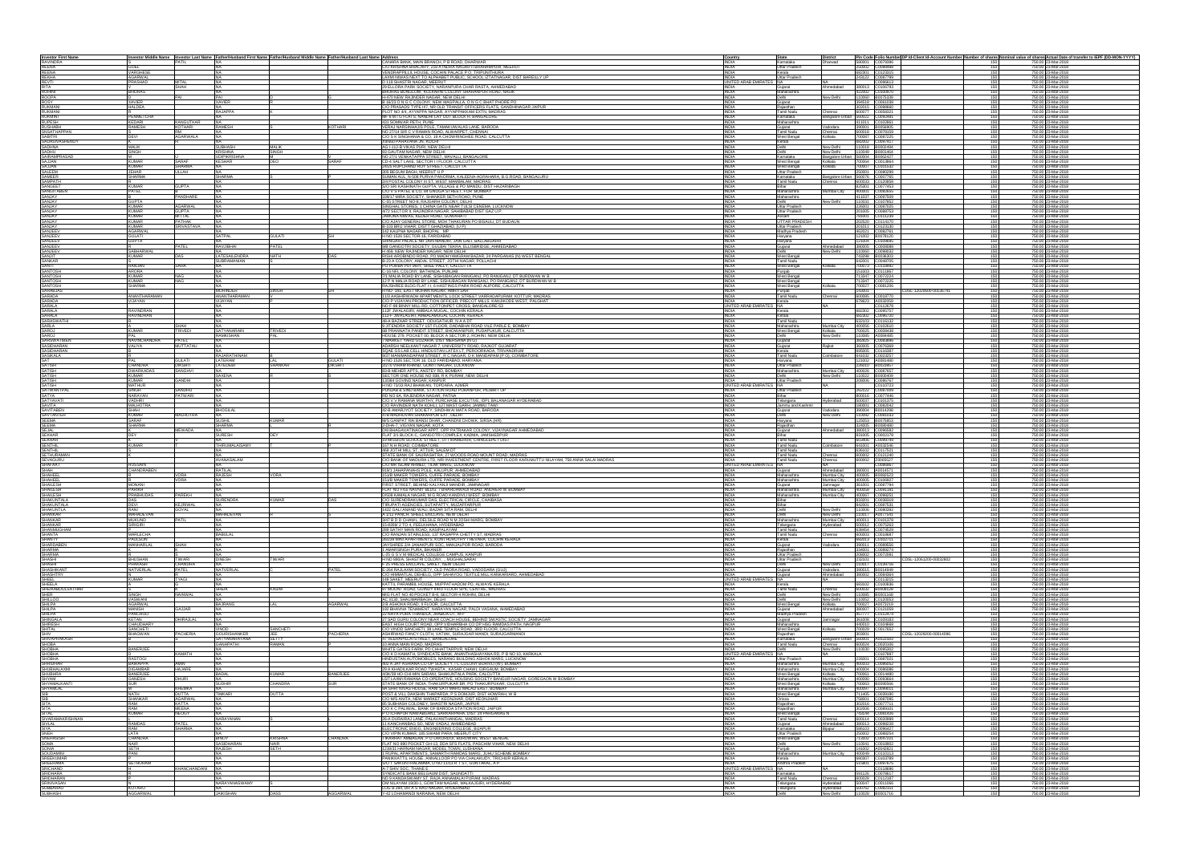| Investor First Name | Investor Middle Name | Investor Last Name | Father/Husband First Name | Father/Husband Middle Name | Father/Husband Last Name | Address | Country | State | District | Pin Code | Folio Number | DP Id-Client Id-Account Number | Number of shares | Nominal value of shares | Actual Date of transfer to IEPF (DD-MON-YYYY) |
|---|---|---|---|---|---|---|---|---|---|---|---|---|---|---|---|
| RAVINDRA | S | PATIL | NA | | | CANARA BANK, MAIN BRANCH, P B ROAD, DHARWAR | INDIA | Karnataka | Dharwad | 580001 | C0076096 | | 150 | 750.00 | 23-Mar-2019 |
| REKHA | GOEL | | NA | | | C/O KRISHNA BANDARY, 218 ATMDRA NAGAR, BRAHMAPURI, MEERUT | INDIA | Uttar Pradesh | | 250002 | C0066869 | | 150 | 750.00 | 23-Mar-2019 |
| REENA | VARGHESE | | NA | | | VENDRAPPILLIL HOUSE, COCHIN PALACE P O, TRIPUNITHURA | INDIA | Kerala | | 682301 | C0123015 | | 150 | 750.00 | 23-Mar-2019 |
| REKHA | AGARWAL | | NA | | | LAXMI NIWAS NEXT TO ALPHABET PUBLIC SCHOOL IZTATNAGAR, DIST BAREILLY UP | INDIA | Uttar Pradesh | | 243122 | C0087799 | | 150 | 750.00 | 23-Mar-2019 |
| REVTI | PRASHAD | MITAL | NA | | | D 119 SHASTRI NAGAR, MEERUT | UNITED ARAB EMIRATES | NA | | | C0096613 | | 150 | 750.00 | 23-Mar-2019 |
| RITA | V | SHAH | NA | | | 39 ELLORA PARK SOCIETY, NARANPURA CHAR RASTA, AHMEDABAD | INDIA | Gujarat | Ahmedabad | 380013 | C0036793 | | 150 | 750.00 | 23-Mar-2019 |
| ROHINI | BHEHAS | | NA | | | BHICKNE BUNGLOW, KULKARNI COLONY SHARANPUR ROAD, NASIK | INDIA | Maharashtra | | 422002 | C0035870 | | 150 | 750.00 | 23-Mar-2019 |
| ROOPA | S | PAI | NA | | | H-470 NEW RAJINDER NAGAR, NEW DELHI | INDIA | Delhi | New Delhi | 110060 | C0075339 | | 150 | 750.00 | 23-Mar-2019 |
| ROSY | XAVIER | | XAVIER | | | M 16/23 G N G C COLONY, NEAR MAGPALLA, O N G C BHAT PHONE PO | INDIA | Gujarat | | 394518 | C0091199 | | 150 | 750.00 | 23-Mar-2019 |
| RUKMANI | HALDIA | | NA | | | C/O PRAKASH STRETCH, NR OLD TRANSIT OFFICERS FLATS, GANDHINAGAR JAIPUR | INDIA | Rajasthan | | 302015 | C0066890 | | 150 | 750.00 | 23-Mar-2019 |
| RUKMANI | R | | RAJAPPA | | | PLOT NO 44, AYYAPPA NAGAR, AYYAPPAKKAM EXTN, MADRAS | INDIA | Tamil Nadu | Chennai | 600077 | C0056921 | | 150 | 750.00 | 23-Mar-2019 |
| RUKMINI | PENNETCHA | | NA | | | MF 8 9TH FLAT K NANDHI LAY OUT BLOCK R BANGALORE | INDIA | Karnataka | Bangalore Urban | 560072 | C0092441 | | 150 | 750.00 | 23-Mar-2019 |
| RUPESH | KEDARI | KANGUTKAR | NA | | | 601 SOMWAR PETH, PUNE | INDIA | Maharashtra | | 411011 | C0103861 | | 150 | 750.00 | 23-Mar-2019 |
| RUSHABH | RAMESH | KOTHARI | RAMESH | | KOTHARI | VIERAJ NARSINHAJIS POLE, TAMKUDWALAS LANE, BARODA | INDIA | Gujarat | Vadodara | 390001 | R0056805 | | 150 | 750.00 | 23-Mar-2019 |
| SADATHAPPAN | | RM | NA | | | NO 27/14 SRI C V RAMAN ROAD, ALWARPET, CHENNAI | INDIA | Tamil Nadu | Chennai | 600018 | C0076159 | | 150 | 750.00 | 23-Mar-2019 |
| SABITRI | DEVI | AGARWALA | NA | | | C/O S K SINGHANIA & CO, 19 A CHOWRINGHEE ROAD, CALCUTTA | INDIA | West Bengal | Kolkata | 700087 | C0097225 | | 150 | 750.00 | 23-Mar-2019 |
| SADASIVASANKARJY | | | NA | | | MANIUPARAYARA, 10, KOCHI | INDIA | Kerala | | 682012 | C0097457 | | 150 | 750.00 | 23-Mar-2019 |
| SADHNA | MALIK | | SUBHASH | MALIK | | AG 1/112-B VIKAS PURI, NEW DELHI | INDIA | Delhi | New Delhi | 110018 | B0002494 | | 150 | 750.00 | 23-Mar-2019 |
| SADHU | SINGH | | KRISHNA | SINGH | | 60 GAUTAM NAGAR, NEW DELHI | INDIA | Delhi | New Delhi | 110049 | B0001464 | | 150 | 750.00 | 23-Mar-2019 |
| SAHANPRASAD | | | GOPIKRISHNA | | | NO 27/1 VENKATAPPA STREET, MAVALLI, BANGALORE | INDIA | Karnataka | Bangalore Urban | 560004 | B0002827 | | 150 | 750.00 | 23-Mar-2019 |
| SAJJAN | KUMAR | SARAF | KESHAR | DEO | SARAF | CD-8 SALT LAKE, SECTOR I PLOOR, CALCUTTA | INDIA | West Bengal | Kolkata | 700064 | C0013864 | | 150 | 750.00 | 23-Mar-2019 |
| SAJJAN | KUMAR | SHARMA | NA | | | 26/2A RUPCHAND ROY STREET, CALCUTTA | INDIA | West Bengal | Kolkata | 700007 | C0103132 | | 150 | 750.00 | 23-Mar-2019 |
| SALEEM | ZEHAR | ULLAH | NA | | | 305 BEGUM BAGH, MEERUT U P | INDIA | Uttar Pradesh | | 250001 | C0080299 | | 150 | 750.00 | 23-Mar-2019 |
| SAMEER | SHARMA | | SHARMA | | | SUMAN A/21, N-508 PURVA PANORMA, KALEENA AGRAHARA, B G ROAD, BANGALORE | INDIA | Karnataka | Bangalore Urban | 560076 | C0007785 | | 150 | 750.00 | 23-Mar-2019 |
| SAMPATH | | | NA | | | 2/4 POSTAL COLONY III ST, WEST MAMBALAM, MADRAS | INDIA | Tamil Nadu | Chennai | 600033 | C0120859 | | 150 | 750.00 | 23-Mar-2019 |
| SANGEET | KUMAR | GUPTA | NA | | | S/O SRI KASHINATH GUPTA, VILLAGE & PO MANDU, DIST HAZARIBAGH | INDIA | Bihar | | 825301 | C0077453 | | 150 | 750.00 | 23-Mar-2019 |
| SANJAY NAVIN | PATEL | | NA | | | C/O I V PATEL & CO, 34 TAVAN STREET, FORT, BOMBAY | INDIA | Maharashtra | Mumbai City | 400001 | C0080065 | | 150 | 750.00 | 23-Mar-2019 |
| SANJAY | | PANDHARE | NA | | | 3/8/10 MIRA SOCIETY, SHANKER SHETH ROAD, PUNE | INDIA | Maharashtra | | 411037 | C0075237 | | 150 | 750.00 | 23-Mar-2019 |
| SANJAY | | GUPTA | NA | | | C-45 STREET NO 8, RAJGARH COLONY, DELHI | INDIA | Delhi | New Delhi | 110031 | C0078902 | | 150 | 750.00 | 23-Mar-2019 |
| SANJAY | KUMAR | AGARWAL | NA | | | SINGHAL STORES, 1 CHINA GATE NEAR TULSI CINEMA, LUCKNOW | INDIA | Uttar Pradesh | | 226001 | C0087525 | | 150 | 750.00 | 23-Mar-2019 |
| SANJAY | KUMAR | GUPTA | NA | | | 8/72 SECTOR 3, RAJINDRA NAGAR, SAHIBABAD DIST GAZ U P | INDIA | Uttar Pradesh | | 201005 | C0088753 | | 150 | 750.00 | 23-Mar-2019 |
| SANJAY | KUMAR | MITTAL | NA | | | OMKAR NIWAS, KEDAR ROAD, GUWAHATI | INDIA | Assam | | 781001 | C0101239 | | 150 | 750.00 | 23-Mar-2019 |
| SANJAY | KUMAR | PATHAK | NA | | | C/O AJAY GENERAL STORE, MOH THAKURAN PO BISAULI, DT BUDAUN | INDIA | UTTAR PRADESH | | 202520 | C0114070 | | 150 | 750.00 | 23-Mar-2019 |
| SANJAY | KUMAR | SRIVASTAVA | NA | | | B-103 BRIJ VIHAR, DISTT GHAZIABAD, (U P) | INDIA | Uttar Pradesh | | 201011 | C0123130 | | 150 | 750.00 | 23-Mar-2019 |
| SANJEEV | AGARWAL | | NA | | | 1/42 KALPNA NAGAR, BHOPAL, MP | INDIA | Madhya Pradesh | | 462021 | C0082761 | | 150 | 750.00 | 23-Mar-2019 |
| SANJEEV | GULATI | | SATPAL | GULATI | SH | H NO 1526 SECTOR-16, FARIDABAD | INDIA | Haryana | | 121002 | R0076120 | | 150 | 750.00 | 23-Mar-2019 |
| SANJEEV | GUPTA | | NA | | | SANJEEV PALACE, NR JAIN MANDIR, JAIN GALI, BALLABGARH | INDIA | Haryana | | 121004 | C0086866 | | 150 | 750.00 | 23-Mar-2019 |
| SANJEEV | | PATEL | RAJUBHAI | PATEL | | 5/B GANGOTRI SOCIETY, GULBAI TEKRA, ELLISBRIDGE, AHMEDABAD | INDIA | Gujarat | Ahmedabad | 380006 | C0009086 | | 150 | 750.00 | 23-Mar-2019 |
| SANJEEV | SABHARWAL | | NA | | | H-904 NEW RAJINDER NAGAR, NEW DELHI | INDIA | Delhi | New Delhi | 110060 | C0099832 | | 150 | 750.00 | 23-Mar-2019 |
| SANJIT | KUMAR | DAS | LATESAILENDRA | NATH | DAS | RISHI AROBINDO ROAD, PO MADHYAMGRAM BAZAR, 24 PARGANAS (N) WEST BENGAL | INDIA | West Bengal | | 743298 | B0053603 | | 150 | 750.00 | 23-Mar-2019 |
| SANKAR | | | SUBRAMANIAN | | | 8-22-A COLONY, ANDAL STREET, JOTHI NAGAR, POLLACHI | INDIA | Tamil Nadu | | 642001 | C0040705 | | 150 | 750.00 | 23-Mar-2019 |
| SANTI | RANJAN | SAHA | NA | | | PO PURBA PUTIARY, SHEE PALLY, CALCUTTA | INDIA | West Bengal | Kolkata | 700075 | C0118892 | | 150 | 750.00 | 23-Mar-2019 |
| SANTOSH | ARORA | | NA | | | C-16 NFL COLONY, BATHINDA, PUNJAB | INDIA | Punjab | | 151003 | C0111667 | | 150 | 750.00 | 23-Mar-2019 |
| SANTOSH | KUMAR | NAG | NA | | | 7/1 MALIA ROAD BY LANE, SISHUBAGAN RANIGANJ, PO RANIGANJ, DT BURDWAN W B | INDIA | West Bengal | | 713347 | C0072224 | | 150 | 750.00 | 23-Mar-2019 |
| SANTOSH | KUMAR | NAG | NA | | | 12 P N MALIA ROAD BY LANE, SISHUBAGAN RANIGANJ, PO RANIGANJ, DT BURDWAN W B | INDIA | West Bengal | | 713347 | C0072225 | | 150 | 750.00 | 23-Mar-2019 |
| SANTOSH | SHARMA | | NA | | | SAUBHAGYA APARTMENT, 74 SHASTRI NAGAR ROAD, ALIPURE, CALCUTTA | INDIA | West Bengal | Kolkata | 700027 | C0081205 | | 150 | 750.00 | 23-Mar-2019 |
| SARABJIT | KAUR | | MEHINDER | SINGH | SH | H NO. 161, EAST MOHAN NAGAR, AMRITSAR | INDIA | Punjab | | 143001 | | CDSL-12028400-00136781 | 150 | 750.00 | 23-Mar-2019 |
| SARADA | ANANTHARAMAN | | ANANTHARAMAN | V | | 11/3 AASHIRWADH APARTMENTS, LOCK STREET KAMRAJPURAM, KOTTUR, MADRAS | INDIA | Tamil Nadu | Chennai | 600085 | C0010770 | | 150 | 750.00 | 23-Mar-2019 |
| SARADA | VIJAYAN | | VIJAYAN | P | | C/O P VIJAYAN PRODUCTION OFFICER, PRECOT MILLS, KANJIKODE WEST, PALGHAT | INDIA | Kerala | | 678623 | A0032059 | | 150 | 750.00 | 23-Mar-2019 |
| SARALA | | | NA | | | NO F-69 BINNY MILL RD, COTTONPET CROSS, BANGALORE-53 | UNITED ARAB EMIRATES | NA | | | C0112679 | | 150 | 750.00 | 23-Mar-2019 |
| SARALA | RAVINDRAN | | NA | | | 112/F JWALADURI, AMBALA MUGAL, COCHIN KERALA | INDIA | Kerala | | 682302 | C0096707 | | 150 | 750.00 | 23-Mar-2019 |
| SARALA | RAVINDRAN | | NA | | | 112/F JWALADURI, AMBALAMUGAL, COCHIN, KERALA | INDIA | Kerala | | 682302 | C0096730 | | 150 | 750.00 | 23-Mar-2019 |
| SARASWATHI | S | | NA | | | 48-A BAZAAR STREET, COIMBATORE, TAMIL NADU | INDIA | Tamil Nadu | | 641009 | C0116122 | | 150 | 750.00 | 23-Mar-2019 |
| SARLA | | SHAH | NA | | | 8 JITENDRA SOCIETY 1ST FLOOR, DADABHAI ROAD VILE PARLE E, BOMBAY | INDIA | Maharashtra | Mumbai City | 400056 | C0103610 | | 150 | 750.00 | 23-Mar-2019 |
| SAROJ | KUMAR | TRIVEDI | SATYANARAIN | TRIVEDI | | 58 PHOOLPATTI STREET, BADHWARPUR, PUDAPUKUR, CALCUTTA | INDIA | West Bengal | Kolkata | 700025 | C0049438 | | 150 | 750.00 | 23-Mar-2019 |
| SAROJ | PAL | | RAMKISHAN | PAL | | HOUSE 279, POCKET 23, BLOCK A SECTOR 3, ROHINI, NEW DELHI | INDIA | Delhi | New Delhi | 110085 | A0094695 | | 150 | 750.00 | 23-Mar-2019 |
| SARASWATIBEN | NAVINCHANDRA | PATEL | NA | | | 7 MARKET YARD DEDIAPADA, DIST BROACH (G) | INDIA | Gujarat | | 393040 | C0063896 | | 150 | 750.00 | 23-Mar-2019 |
| SASIDHARAN | VALIYA | MUTTATHU | NA | | | ADARSH NEELKANT NAGAR 7, UNIVERSITY ROAD, RAJKOT GUJARAT | INDIA | Gujarat | Rajkot | 360005 | C0076089 | | 150 | 750.00 | 23-Mar-2019 |
| SASIDHARAN | | | NA | | | SQ NE GS LAB CELL HINDUSTAN LATEX LT, PEROORKADA, TRIVANDRUM | INDIA | Kerala | | 695005 | C0116487 | | 150 | 750.00 | 23-Mar-2019 |
| SASIKALA | | | RAJARATHNAM | R | | 8/37 MARIAMMANKOIL STREET, S C NAGAR, O S, MANDAPAM (P O), COIMBATORE | INDIA | Tamil Nadu | Coimbatore | 641010 | C0003257 | | 150 | 750.00 | 23-Mar-2019 |
| SAT | PAL | GULATI | LATERAM | LAL | GULATI | H NO 1526 SECTOR 16, OLD FARIDABAD, HARYANA | INDIA | Haryana | | 121002 | A0083490 | | 150 | 750.00 | 23-Mar-2019 |
| SATISH | CHANDRA | DIKSHIT | SH.ROAM | SHANKAR | DIKSHIT | 557/D GWALA ROAD, ALAMBAGH, LUCKNOW | INDIA | Uttar Pradesh | | 226005 | B0028897 | | 150 | 750.00 | 23-Mar-2019 |
| SATISH | DWARKADAS | SANGHVI | NA | | | 63 B MEHEDI APTTS, ANSTEY RD, BOMBAY | INDIA | Maharashtra | Mumbai City | 400026 | C0097607 | | 150 | 750.00 | 23-Mar-2019 |
| SATISH | KUMAR | | SAXENA | | | SECTOR 5 HB HOUSE NO 493 R K PURAM, NEW DELHI | INDIA | Delhi | New Delhi | 110022 | C0080809 | | 150 | 750.00 | 23-Mar-2019 |
| SATISH | KUMAR | GANDHI | NA | | | 13/384 GOVIND NAGAR, KANPUR | INDIA | Uttar Pradesh | | 208006 | C0098767 | | 150 | 750.00 | 23-Mar-2019 |
| SATISH | MATHUR | | NA | | | H NO 73/33 RAJ BHAWAN, TOPDARA, AJMER | UNITED ARAB EMIRATES | NA | | | C0110723 | | 150 | 750.00 | 23-Mar-2019 |
| SATWANTPAL | SINGH | SANDHU | NA | | | PUNJAB & SIND BANK, STATION ROAD PURANPUR, PILIBHIT UP | INDIA | Uttar Pradesh | | 262122 | C0067899 | | 150 | 750.00 | 23-Mar-2019 |
| SATYA | NARAYAN | PATWARI | NA | | | RD NO 6A, RAJENDRA NAGAR, PATNA | INDIA | Bihar | | 800016 | C0077446 | | 150 | 750.00 | 23-Mar-2019 |
| SATYAVATI | VADHERI | | NA | | | C/O V V RAMANA MURTHY, PURCHASE EXECUTIVE, IDPL BALANAGAR HYDERABAD | INDIA | Telangana | Hyderabad | 500037 | C0101375 | | 150 | 750.00 | 23-Mar-2019 |
| SAVITA | MALHOTRA | | NA | | | C/O RAVINDER NATH KOHLI, 127 MOTI GARH, JAMMU TAWI | INDIA | Jammu and Kashmir | | 180001 | C0080342 | | 150 | 750.00 | 23-Mar-2019 |
| SAVITABEN | SHAH | | BHOGILAL | | | 92-B AMRATKOT SOCIETY, SINDHWAI MATA ROAD, BARODA | INDIA | Gujarat | Vadodara | 390004 | B0041196 | | 150 | 750.00 | 23-Mar-2019 |
| SAVITRI | KUMARI | MALHOTRA | NA | | | E-6 MADHUVAN SHAKARPUR EXT, DELHI | INDIA | Delhi | New Delhi | 110092 | C0081033 | | 150 | 750.00 | 23-Mar-2019 |
| SEEMA | SARAF | | SUSHIL | KUMAR | | M/S GANPAT RAI BANSI DHAR, CHANDNI CHOWK, SIRSA (HR) | INDIA | Haryana | | 125055 | R0075853 | | 150 | 750.00 | 23-Mar-2019 |
| SEEMA | SHARMA | | SHARMA | | | 2-DHA-7, VIGYAN NAGAR, KOTA | INDIA | Rajasthan | | 324005 | B0008490 | | 150 | 750.00 | 23-Mar-2019 |
| SEJAL | B | MEWADA | NA | | | D/6 BHAGAVATINAGAR APPT, OPP PATRAKAR COLONY, VIJAYNAGAR AHMEDABAD | INDIA | Gujarat | Ahmedabad | 380013 | C0096582 | | 150 | 750.00 | 23-Mar-2019 |
| SEKHAR | DEY | | SURESH | DEY | | FLAT 101 BLOCK C, GANGOTRI COMPLEX, KADMA, JAMSHEDPUR | INDIA | Bihar | | 831005 | C0003179 | | 150 | 750.00 | 23-Mar-2019 |
| SEKHAR | | | NA | | | 19 MISSION SCHOOL STREET, UTTIRAMERUR, CHINGLEPUT DIST | INDIA | Tamil Nadu | | 603406 | C0066749 | | 150 | 750.00 | 23-Mar-2019 |
| SENTHIL | KUMAR | | THIRUMALAISAMY | | | 107 N H ROAD, COIMBATORE | INDIA | Tamil Nadu | Coimbatore | 641001 | A0033546 | | 150 | 750.00 | 23-Mar-2019 |
| SENTHIL | | | NA | | | 46/8 JOTHI MILL ST, ATTUR, SALEM TN | INDIA | Tamil Nadu | | 636102 | C0117531 | | 150 | 750.00 | 23-Mar-2019 |
| SETHURAMAN | | | NA | | | STATE BANK OF SAURASHTRA, 27 WOODS ROAD MOUNT ROAD, MADRAS | INDIA | Tamil Nadu | Chennai | 600002 | C0121240 | | 150 | 750.00 | 23-Mar-2019 |
| SETHURAJ | | | AVANASALAM | | | C/O BANK OF MADURA LTD, NRI INVESTMENT CENTRE, FIRST FLOOR KARUMUTTU NILAYAM, 759 ANNA SALAI MADRAS | INDIA | Tamil Nadu | Chennai | 600002 | C0005027 | | 150 | 750.00 | 23-Mar-2019 |
| SHAFAAT | HUSSAIN | | NA | | | C/O SRI SALAM AHMED, TEAK MAHL, LUCKNOW | UNITED ARAB EMIRATES | NA | | | C0088487 | | 150 | 750.00 | 23-Mar-2019 |
| SHAH | CHANDRABEN | | RATILAL | | | 9/1971 JAHAPANAH'S POLE, KALUPUR, AHMEDABAD | INDIA | Gujarat | Ahmedabad | 380001 | A0014571 | | 150 | 750.00 | 23-Mar-2019 |
| SHAHEEL | R | VORA | RAJESH | VORA | | 151/B MAKER TOWERS, CUFFE PARADE, BOMBAY | INDIA | Maharashtra | Mumbai City | 400005 | B0092522 | | 150 | 750.00 | 23-Mar-2019 |
| SHAHEEL | R | VORA | NA | | | 151/B MAKER TOWERS, CUFFE PARADE, BOMBAY | INDIA | Maharashtra | Mumbai City | 400005 | C0109067 | | 150 | 750.00 | 23-Mar-2019 |
| SHAILESH | MONANI | | NA | | | FIRST STREET, BEHIND KALYANJI MANDIR, JAMNAGAR | INDIA | Gujarat | Jamnagar | 361001 | C0097794 | | 150 | 750.00 | 23-Mar-2019 |
| SHAILESH | PARIKH | | NA | | | FLAT NO 105 ANAND BLDG, J BHANDARWADI ROAD, ANDHERI W BOMBAY | INDIA | Maharashtra | Mumbai City | 400058 | C0091181 | | 150 | 750.00 | 23-Mar-2019 |
| SHAILESH | PRABHUDAS | PAREKH | NA | | | 2/6/48 KAMALA NAGAR, M G ROAD KANDIVLI WEST, BOMBAY | INDIA | Maharashtra | Mumbai City | 400067 | C0098251 | | 150 | 750.00 | 23-Mar-2019 |
| SHAKUNTALA | DEVI | | SURENDRA | KUMAR | DAS | C/O SURENDRA KUMAR DAS, ELECTRICAL CIRCLE CHAIBASA | INDIA | Bihar | | 833201 | C0092024 | | 150 | 750.00 | 23-Mar-2019 |
| SHAKUNTALA | DEVI | KEJRIWAL | NA | | | TIRUPATI AGENCIES, SUTAPATTY, MUZAFFARPUR | INDIA | Bihar | | 842001 | C0097531 | | 150 | 750.00 | 23-Mar-2019 |
| SHAKUNTLA | RANI | GOYAL | NA | | | 1422 GALI ANAND WALI, BAZAR SITA RAM, DELHI | INDIA | Delhi | New Delhi | 110006 | C0080382 | | 150 | 750.00 | 23-Mar-2019 |
| SHANKAR | MAHADEVAN | | MAHADEVAN | | | A-172 PANCH SHEEL ENCLAVE, NEW DELHI | INDIA | Delhi | New Delhi | 110017 | A0077631 | | 150 | 750.00 | 23-Mar-2019 |
| SHANKAR | MUKUND | PATIL | NA | | | SHIT B D D CHAWL, DELISLE ROAD N M JOSHI MARG, BOMBAY | INDIA | Maharashtra | Mumbai City | 400011 | C0101379 | | 150 | 750.00 | 23-Mar-2019 |
| SHANKAR | SIRISIRI | | NA | | | 15-6/59/ 2 TO 4, RISILKHANA, HYDERABAD | INDIA | Telangana | Hyderabad | 500012 | C0075283 | | 150 | 750.00 | 23-Mar-2019 |
| SHANMUGHAM | | | NA | | | 288 SATHY MAIN ROAD, KASIPALAYAM | INDIA | Tamil Nadu | | 638454 | C0074629 | | 150 | 750.00 | 23-Mar-2019 |
| SHANTA | HARILECHA | | BABULAL | | | C/O RANDAN STAINLESS, 1/2 NASAPPA CHETTY ST, MADRAS | INDIA | Tamil Nadu | Chennai | 600003 | C0018687 | | 150 | 750.00 | 23-Mar-2019 |
| SHANTY | PAULSON | | NA | | | 18/234 MINOTHA HEIGHTS, KUNTHOROTHY THEYARA, COCHIN KERALA | INDIA | Kerala | | 682013 | C0093774 | | 150 | 750.00 | 23-Mar-2019 |
| SHARDABEN | MANHARLAL | SHAH | NA | | | ZAVERIWAD 2/4 JANARDAN POL, MANJALPUR ROAD, BARODA | INDIA | Gujarat | Vadodara | 390011 | C0080856 | | 150 | 750.00 | 23-Mar-2019 |
| SHARMA | | | NA | | | L AMARSINGH PURA, BIKANER | INDIA | Rajasthan | | 334001 | C0088074 | | 150 | 750.00 | 23-Mar-2019 |
| SHARMA | | | NA | | | L-21 S S V M MEDICAL COLLEGE CAMPUS, KANPUR | INDIA | Uttar Pradesh | | 208002 | C0072081 | | 150 | 750.00 | 23-Mar-2019 |
| SHASHI | BHUSHAN | TIWARI | DINESH | TIWARI | | H NO 686/A, SHASTRI COLONY, , MUGHALSARAI | INDIA | Uttar Pradesh | | 232101 | | CDSL-12061200-00032802 | 150 | 750.00 | 23-Mar-2019 |
| SHASHI | PRAKASH | CHANDRA | NA | | | F-95 PREM ENCLAVE, SAKET, NEW DELHI | INDIA | Delhi | New Delhi | 110017 | C0109708 | | 150 | 750.00 | 23-Mar-2019 |
| SHASHIKANT | NATVERLAL | PATEL | NATVERLAL | | PATEL | B-16/4 RAJLAXMI SOCIETY, OLD PADRA ROAD, VADODARA (GUJ) | INDIA | Gujarat | Vadodara | 390015 | B0014949 | | 150 | 750.00 | 23-Mar-2019 |
| SHASHITRY | S | | NA | | | C/O HIMMATLAL DEHELO, OPP SAHAYOG TEXTILE MILL KANKARIAND, AHMEDABAD | INDIA | Gujarat | Ahmedabad | 380002 | C0094064 | | 150 | 750.00 | 23-Mar-2019 |
| SHEEL | KUMAR | TYAGI | NA | | | 149 SAKET, MEERUT | UNITED ARAB EMIRATES | NA | | | C0113215 | | 150 | 750.00 | 23-Mar-2019 |
| SHEELA | P | | NA | | | KATTIL PARAMBIL HOUSE, MUPPATHADOM PO, ALWAYE KERALA | INDIA | Kerala | | 683110 | C0105836 | | 150 | 750.00 | 23-Mar-2019 |
| SHEIKHABDULSATHAR | | | SHEIK | KASIM | | 57 MOORE STREET, GROUND FLOOR, MANNADY, MADRAS | INDIA | Tamil Nadu | Chennai | 600001 | B0095256 | | 150 | 750.00 | 23-Mar-2019 |
| SHER | SINGH | NAINWAL | NA | | | MIG FLAT NO 40 POCKET B-6, SECTOR-4 ROHINI, DELHI | INDIA | Delhi | New Delhi | 110085 | B0001559 | | 150 | 750.00 | 23-Mar-2019 |
| SHILLOO | VASWANI | | NA | | | AC 3/18, SHALIMARBAGH, DELHI | INDIA | Delhi | New Delhi | 110052 | C0120053 | | 150 | 750.00 | 23-Mar-2019 |
| SHILPA | AGARWAL | | BAJRANG | LAL | AGARWAL | 1/8 ASHOKA ROAD, 4 FLOOR, CALCUTTA | INDIA | West Bengal | Kolkata | 700027 | A0073219 | | 150 | 750.00 | 23-Mar-2019 |
| SHILPA | MANISH | GAJJAR | NA | | | 150 BHAVNA TENAMENT, NARAYAN NAGAR, PALDI VASANA, AHMEDABAD | INDIA | Gujarat | Ahmedabad | 380007 | C0121059 | | 150 | 750.00 | 23-Mar-2019 |
| SHILPA | PANCHOLI | | NA | | | 22 NAYA PURA THANDLA, JHABUA DT, MP | INDIA | Madhya Pradesh | | 457777 | C0112874 | | 150 | 750.00 | 23-Mar-2019 |
| SHINGALA | KETAN | DHIRAJLAL | NA | | | 27 SAD GURU COLONY NEAR COACH HOUSE, BEHIND SWASTIC SOCIETY, JAMNAGAR | INDIA | Gujarat | Jamnagar | 361008 | C0109183 | | 150 | 750.00 | 23-Mar-2019 |
| SHIRESH | CHAUDHARY | | NA | | | EAST HIGH COURT ROAD, OPP VISHARSHI CO OP HSG, RAMDAS PATH, NAGPUR | INDIA | Maharashtra | | 440010 | C0109468 | | 150 | 750.00 | 23-Mar-2019 |
| SHITAL | SANCHETI | | VINOD | SANCHETI | | C/O VINOD SANCHETI, 38 LAKE TEMPLE ROAD, 3RD FLOOR, CALCUTTA | INDIA | West Bengal | Kolkata | 700029 | C0017652 | | 150 | 750.00 | 23-Mar-2019 |
| SHIV | BHAGWAN | PACHERIA | GOURISHANKER | JEE | PACHERIA | ASHIRWAD HANDICRAFTS, UTTAPA, SARDURSHAHANDI, SURAJGARHANDI | INDIA | Rajasthan | | 333001 | | CDSL-12032800-00016986 | 150 | 750.00 | 23-Mar-2019 |
| SHIVAPRAKASH | | | SATYANARAYANA | SETTY | | 97 VENKATPATI STREET, BANGALORE | INDIA | Karnataka | Bangalore Urban | 560053 | A0023693 | | 150 | 750.00 | 23-Mar-2019 |
| SHOBA | | | GANAPATHI | RAMAN | | 10 ANNA MAIN ROAD, MADRAS | INDIA | Tamil Nadu | Chennai | 600078 | C0030106 | | 150 | 750.00 | 23-Mar-2019 |
| SHOBHA | BANERJEE | | NA | | | WHITE GATES FARM, PO CHHATTARPUR, NEW DELHI | INDIA | Delhi | New Delhi | 110030 | C0089082 | | 150 | 750.00 | 23-Mar-2019 |
| SHOBHA | | KAMATH | NA | | | C/O K C KAMATH, SYNDICATE BANK, ANANTHASHAYANA RD, P B NO 10, KARKALA | INDIA | Karnataka | | 574104 | C0107897 | | 150 | 750.00 | 23-Mar-2019 |
| SHOBHA | RASTOGI | | NA | | | HINDUSTAN AUTOMOBILES, NARAIN BUILDINGS ASHOK MARG, LUCKNOW | INDIA | Uttar Pradesh | | 226001 | C0087021 | | 150 | 750.00 | 23-Mar-2019 |
| SHREEHARI | BABURAO | AMIN | NA | | | 402 A JAY ASHAPURA CO OP SOCIETY LTD, COLONY BORIVLI (W), BOMBAY | INDIA | Maharashtra | Mumbai City | 400092 | C0080902 | | 150 | 750.00 | 23-Mar-2019 |
| SHUBHANGINI | DILIPBHAI | HAJARE | NA | | | 29 A KHADILKAR ROAD TWASTA, KASAR CHAWL GIRGAUM, BOMBAY | INDIA | Maharashtra | Mumbai City | 400004 | C0098480 | | 150 | 750.00 | 23-Mar-2019 |
| SHUBHRA | BANERJEE | | BADAL | KUMAR | BANERJEE | 106/N BHUPEN HIRAKU AND BANERJEE, MAIAN DAS PARK, CALCUTTA | INDIA | West Bengal | Kolkata | 700053 | C0054801 | | 150 | 750.00 | 23-Mar-2019 |
| SHYAM | SUNDER | DHURI | NA | | | 13/71 HARIDHAM CO OPERATIVE HOUSING SOCIETY, BESIDE SHIRE NAGAR, GOREGAON W BOMBAY | INDIA | Maharashtra | Mumbai City | 400062 | C0097088 | | 150 | 750.00 | 23-Mar-2019 |
| SHYAMALKANTI | SUR | | SUDHIR | CHANDRA | SUR | STATE BANK OF INDIA, THAKURPUKAR BR, PO THAKURPUKAR, CALCUTTA | INDIA | West Bengal | Kolkata | 700063 | B0090966 | | 150 | 750.00 | 23-Mar-2019 |
| SHYAMLAL | | KHEMKA | NA | | | M/S SHRI NIVAS HOUSE, RANI SATI MARG MALAD EAST, BOMBAY | INDIA | Maharashtra | Mumbai City | 400097 | C0096481 | | 150 | 750.00 | 23-Mar-2019 |
| SIB | NATH | DUTTA | TINKARI | DUTTA | | POST & VILL DAKSHIN THAPARDA, P S DOMJUR, DIST HOWRAH, W B | INDIA | West Bengal | | 711405 | C0099380 | | 150 | 750.00 | 23-Mar-2019 |
| SIB | SHANKAR | AGARWAL | NA | | | SITA RAM MILL, NEW MARKET KEONJHAR, DIST KEONJHAR | INDIA | Orissa | | 758001 | C0099751 | | 150 | 750.00 | 23-Mar-2019 |
| SITA | RAM | KATTA | NA | | | 85 SUBHASH COLONY, SHASTRI NAGAR, JAIPUR | INDIA | Rajasthan | | 302016 | C0077751 | | 150 | 750.00 | 23-Mar-2019 |
| SITA | RAM | MEENA | NA | | | C/O K C PALIWAL, BANK OF BARODA STATION ROAD, JAIPUR | INDIA | Rajasthan | | 302006 | C0089101 | | 150 | 750.00 | 23-Mar-2019 |
| SITA | KUMAR | REDDY | NA | | | PLOT NO 44 SRI NAGAR, GAJUWAKA, VISAKHAPATNAM | INDIA | Andhra Pradesh | | 530026 | C0082021 | | 150 | 750.00 | 23-Mar-2019 |
| SITHALAKSHMI | | | NA | | | 38/2 SARANYAPURAM, ATHUR, SALEM | INDIA | Tamil Nadu | | 636102 | C0114843 | | 150 | 750.00 | 23-Mar-2019 |
| SIVANANDKRISHNAN | | | NARAYANAN | | | 4 SUBRAMANIAM NEW STREET, VALLAPUR, MADRAS | INDIA | Tamil Nadu | Chennai | 600082 | C0099339 | | 150 | 750.00 | 23-Mar-2019 |
| SIVAL | RAMDAS | PATEL | NA | | | 1/3 KANCHANBAG SO, NEW VADAJ, AHMEDABAD | INDIA | Gujarat | Ahmedabad | 380013 | C0091019 | | 150 | 750.00 | 23-Mar-2019 |
| SIYA | RAM | SHARMA | NA | | | ELECTRONIC ENGG, ENGINEERING COLLEGE, BIJAPUR | INDIA | Karnataka | Bijapur | 586103 | C0099437 | | 150 | 750.00 | 23-Mar-2019 |
| SNEH | LATA | | NA | | | C/O VIPIN KUMAR, 195 SWAMI PARA, MEERUT CITY | INDIA | Uttar Pradesh | | 250002 | C0089054 | | 150 | 750.00 | 23-Mar-2019 |
| SNEHASISH | CHANDRA | | BINOY | KRISHNA | CHANDRA | TEAMWAY ARBOUR, P O GARUDIA, HOWRAH, WEST BENGAL | INDIA | West Bengal | | 711302 | C0091321 | | 150 | 750.00 | 23-Mar-2019 |
| SOMA | NAIR | | SASIDHARAN | NAIR | | PLAT NO 8B POCKET GH-12, DDA SFS FLATS, PASCHIM VIHAR, NEW DELHI | INDIA | Delhi | New Delhi | 110063 | A0056871 | | 150 | 750.00 | 23-Mar-2019 |
| SONIA | SETH | | SATISH | SETH | | 3/358 HARNAM NAGAR, MODEL TOWN, LUDHIANA | INDIA | Punjab | | 141002 | A0043821 | | 150 | 750.00 | 23-Mar-2019 |
| SOUDAMINI | PANI | | NA | | | 1 ROPAL APARTMENTS, SAMARTH RAMDAS MARG, JUHU SCHEME BOMBAY | INDIA | Maharashtra | Mumbai City | 400049 | C0110313 | | 150 | 750.00 | 23-Mar-2019 |
| SREEDHARAN | | | NA | | | PANANGATTE HOUSE, PANULLOOR PO VIA CHALAKUDY, TRICHUR KERALA | INDIA | Kerala | | 680307 | C0101799 | | 150 | 750.00 | 23-Mar-2019 |
| SREEKUMAR | THUMAR | | NA | | | 20 TTAMARATHAKARA STREET, TTIKKAM | INDIA | Tamil Nadu | | 629001 | C0097078 | | 150 | 750.00 | 23-Mar-2019 |
| SRICHAND | | KHANCHANDANI | NA | | | A-7 SHIV SOC, THANE-E | INDIA | Maharashtra | | 400603 | C0100016 | | 150 | 750.00 | 23-Mar-2019 |
| SRIDHAR | | | NA | | | SYNDICATE BANK BELGAUM DIST, SAUNDATTI | INDIA | Karnataka | | 591126 | C0078874 | | 150 | 750.00 | 23-Mar-2019 |
| SRIDHARAN | | | NA | | | 26 H KANNAPPAR ST, RAJA ANNAMALAIPURAM, MADRAS | INDIA | Tamil Nadu | Chennai | 600028 | C0112187 | | 150 | 750.00 | 23-Mar-2019 |
| SRINIVASAN | | | NARAYANASWAMY | | | OM NILAYAM 19/30-1, GOWTAM NAGAR, MALKAJGIRI, HYDERABAD | INDIA | Telangana | Hyderabad | 500047 | C0051066 | | 150 | 750.00 | 23-Mar-2019 |
| SUBBARAO | KOTARU | | NA | | | 19-8-18A, DR A S RAO NAGAR, HYDERABAD | INDIA | Telangana | Hyderabad | 500762 | C0093151 | | 150 | 750.00 | 23-Mar-2019 |
| SUBHASH | AGGARWAL | | JAIKISHAN | DASS | AGGARWAL | F-42 LOHANDA NAGARA, NEW DELHI | INDIA | Delhi | New Delhi | 110020 | B0003716 | | 150 | 750.00 | 23-Mar-2019 |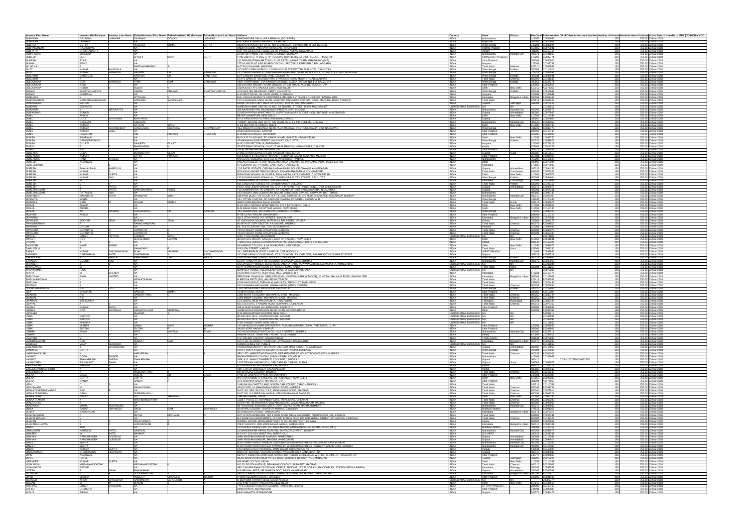| Investor First Name | Investor Middle Name | Investor Last Name | Father/Husband First Name | Father/Husband Middle Name | Father/Husband Last Name | Address | Country | State | District | Pin Code | Folio Number | DP Id-Client Id-Account Number | Number of shares | Nominal value of shares | Actual Date of transfer to IEPF (DD-MON-YYYY) |
|---|---|---|---|---|---|---|---|---|---|---|---|---|---|---|---|
| SUBHASH | GAJANAN | LASHKAR | | | | | INDIA | Maharashtra | | | | | 150 | 750.00 | 23-Mar-2018 |
| SUBHASH | | | | | | | INDIA | Gujarat | | | | | 150 | 750.00 | 23-Mar-2018 |
| SUBHA | DUTTA | | | | | | INDIA | West Bengal | | | | | 150 | 750.00 | 23-Mar-2018 |
| SUBRAMANIAM | | | | | | | INDIA | Andhra Pradesh | | | | | 150 | 750.00 | 23-Mar-2018 |
| SUBRATA | CHAKRABARTY | | | | | | INDIA | Assam | | | | | 150 | 750.00 | 23-Mar-2018 |
| SUDARSHAN | | | | | | | INDIA | Maharashtra | Mumbai City | | | | 150 | 750.00 | 23-Mar-2018 |
| SUDESH | SETH | | | | | | INDIA | Himachal Pradesh | | | | | 150 | 750.00 | 23-Mar-2018 |
| SUDESH | TYAGI | | | | | | INDIA | Uttar Pradesh | | | | | 150 | 750.00 | 23-Mar-2018 |
| SUDHA | BISHT | | | | | | INDIA | Haryana | | | | | 150 | 750.00 | 23-Mar-2018 |
| SUJATHA | | | | | | | INDIA | Tamil Nadu | Madurai | | | | 150 | 750.00 | 23-Mar-2018 |
| SUJIT | KUMAR | KHOWALA | | | | | INDIA | West Bengal | Kolkata | | | | 150 | 750.00 | 23-Mar-2018 |
| SUJIT | KUMAR | SAMANTA | | | | | INDIA | West Bengal | | | | | 150 | 750.00 | 23-Mar-2018 |
| SUKUMAR | BANERJEE | | | | | | INDIA | West Bengal | Kolkata | | | | 150 | 750.00 | 23-Mar-2018 |
| SUKUMAR | | | | | | | INDIA | Tamil Nadu | Chennai | | | | 150 | 750.00 | 23-Mar-2018 |
| SULOCHANA | DEVI | SARAWGI | | | | | INDIA | West Bengal | Kolkata | | | | 150 | 750.00 | 23-Mar-2018 |
| SULOCHANA | NEGI | | | | | | INDIA | Uttar Pradesh | | | | | 150 | 750.00 | 23-Mar-2018 |
| SULOCHANA | REDDY | | | | | | INDIA | Delhi | New Delhi | | | | 150 | 750.00 | 23-Mar-2018 |
| SUMAN | BHATTACHARYYA | | | | | | INDIA | West Bengal | Kolkata | | | | 150 | 750.00 | 23-Mar-2018 |
| SUMAN | KHURANA | | | | | | INDIA | Uttar Pradesh | | | | | 150 | 750.00 | 23-Mar-2018 |
| SUNANDA | | | | | | | INDIA | Karnataka | Bangalore Urban | | | | 150 | 750.00 | 23-Mar-2018 |
| SUNDARAMBAL | | | | | | | INDIA | Tamil Nadu | | | | | 150 | 750.00 | 23-Mar-2018 |
| SUNDARSINGH | BATHIA | | | | | | INDIA | Gujarat | Jamnagar | | | | 150 | 750.00 | 23-Mar-2018 |
| SUNDARI | SELVARAJ | | | | | | UNITED ARAB EMIRATES | NA | | | | | 150 | 750.00 | 23-Mar-2018 |
| SUNDEEP | | MEDIRATTA | | | | | INDIA | Maharashtra | Mumbai City | | | | 150 | 750.00 | 23-Mar-2018 |
| SUNIKUMAR | SURATI | | | | | | INDIA | Gujarat | Ahmedabad | | | | 150 | 750.00 | 23-Mar-2018 |
| SUNIL | AHUJA | | | | | | INDIA | Delhi | New Delhi | | | | 150 | 750.00 | 23-Mar-2018 |
| SUNIL | DUTT | KHATWANI | | | | | INDIA | Gujarat | | | | | 150 | 750.00 | 23-Mar-2018 |
| SUNIL | GAWLANI | | | | | | INDIA | Maharashtra | Mumbai City | | | | 150 | 750.00 | 23-Mar-2018 |
| SUNIL | KUMAR | | | | | | INDIA | Delhi | New Delhi | | | | 150 | 750.00 | 23-Mar-2018 |
| SUNIL | KUMAR | CHOWDHURY | | | | | INDIA | West Bengal | | | | | 150 | 750.00 | 23-Mar-2018 |
| SUNIL | KUMAR | GOEL | | | | | INDIA | Uttar Pradesh | | | | | 150 | 750.00 | 23-Mar-2018 |
| SUNIL | PRADHAN | | | | | | INDIA | Uttar Pradesh | | | | | 150 | 750.00 | 23-Mar-2018 |
| SUNITA | AGARWAL | | | | | | INDIA | Delhi | New Delhi | | | | 150 | 750.00 | 23-Mar-2018 |
| SUNITA | GANGOPADHYAY | | | | | | INDIA | West Bengal | Kolkata | | | | 150 | 750.00 | 23-Mar-2018 |
| SUNITA | GULATI | | | | | | INDIA | Haryana | | | | | 150 | 750.00 | 23-Mar-2018 |
| SUNOJ | | | | | | | INDIA | Kerala | | | | | 150 | 750.00 | 23-Mar-2018 |
| SURENDRA | KUMAR | | | | | | INDIA | Uttar Pradesh | | | | | 150 | 750.00 | 23-Mar-2018 |
| SURENDRA | RANI | KHOSLA | | | | | INDIA | Maharashtra | | | | | 150 | 750.00 | 23-Mar-2018 |
| SURESH | AGARWAL | | | | | | INDIA | Bihar | | | | | 150 | 750.00 | 23-Mar-2018 |
| SURESH | BHAILALBHAI | AMRELIYA | | | | | INDIA | Gujarat | Ahmedabad | | | | 150 | 750.00 | 23-Mar-2018 |
| SURESH | KUMAR | | | | | | INDIA | Tamil Nadu | Coimbatore | | | | 150 | 750.00 | 23-Mar-2018 |
| SURESH | KUMAR | GUPTA | | | | | INDIA | Delhi | New Delhi | | | | 150 | 750.00 | 23-Mar-2018 |
| SURESH | KUMAR | JAIN | | | | | INDIA | West Bengal | Kolkata | | | | 150 | 750.00 | 23-Mar-2018 |
| SURESH | | | | | | | INDIA | Tamil Nadu | Vellore | | | | 150 | 750.00 | 23-Mar-2018 |
| SURESH | | PATEL | | | | | INDIA | Gujarat | Ahmedabad | | | | 150 | 750.00 | 23-Mar-2018 |
| SURESHKUMAR | | PATEL | | | | | INDIA | Gujarat | | | | | 150 | 750.00 | 23-Mar-2018 |
| SURESHKUMAR | RATANLAL | JAIN | | | | | INDIA | Maharashtra | Mumbai City | | | | 150 | 750.00 | 23-Mar-2018 |
| SURYABEN | MANUBHAI | SHAH | | | | | INDIA | Maharashtra | Mumbai City | | | | 150 | 750.00 | 23-Mar-2018 |
| SUSANTA | | | | | | | INDIA | West Bengal | | | | | 150 | 750.00 | 23-Mar-2018 |
| SUSHEELA | RANI | | | | | | INDIA | Tamil Nadu | Erode | | | | 150 | 750.00 | 23-Mar-2018 |
| SUSHIL | ANAND | | | | | | INDIA | Delhi | New Delhi | | | | 150 | 750.00 | 23-Mar-2018 |
| SUSHIL | ARORA | | | | | | INDIA | Delhi | New Delhi | | | | 150 | 750.00 | 23-Mar-2018 |
| SUSHMA | AHUJA | | | | | | INDIA | Uttar Pradesh | | | | | 150 | 750.00 | 23-Mar-2018 |
| SUVARNA | | | | | | | INDIA | Karnataka | Bangalore Urban | | | | 150 | 750.00 | 23-Mar-2018 |
| SUVENDU | SEKHAR | JENA | | | | | INDIA | Orissa | | | | | 150 | 750.00 | 23-Mar-2018 |
| SWAMINATHAN | | | | | | | INDIA | Tamil Nadu | Chennai | | | | 150 | 750.00 | 23-Mar-2018 |
| SWARNA | GOPINATH | | | | | | INDIA | Tamil Nadu | Chennai | | | | 150 | 750.00 | 23-Mar-2018 |
| SWARNA | GOPINATH | | | | | | INDIA | Tamil Nadu | Chennai | | | | 150 | 750.00 | 23-Mar-2018 |
| SWARN | SINGH | NAYYAR | | | | | UNITED ARAB EMIRATES | NA | | | | | 150 | 750.00 | 23-Mar-2018 |
| SWASTI | ROY | | | | | | INDIA | Delhi | New Delhi | | | | 150 | 750.00 | 23-Mar-2018 |
| SYRIAC | | | | | | | INDIA | Kerala | | | | | 150 | 750.00 | 23-Mar-2018 |
| TAJINDER | KAUR | SAHMI | | | | | INDIA | Delhi | New Delhi | | | | 150 | 750.00 | 23-Mar-2018 |
| TAMILSELVI | | | | | | | INDIA | Tamil Nadu | Karur | | | | 150 | 750.00 | 23-Mar-2018 |
| TAPAS | KUMAR | GHOSHMONDAL | | | | | INDIA | West Bengal | | | | | 150 | 750.00 | 23-Mar-2018 |
| TARAMATI | GOVIND | | | | | | INDIA | Maharashtra | Mumbai City | | | | 150 | 750.00 | 23-Mar-2018 |
| THANGAVEL | | | | | | | INDIA | Tamil Nadu | Karur | | | | 150 | 750.00 | 23-Mar-2018 |
| THANKAMMA | PAUL | | | | | | UNITED ARAB EMIRATES | NA | | | | | 150 | 750.00 | 23-Mar-2018 |
| THARA | | | | | | | INDIA | Karnataka | | | | | 150 | 750.00 | 23-Mar-2018 |
| THIRUMANICKAM | | | | | | | INDIA | Tamil Nadu | | | | | 150 | 750.00 | 23-Mar-2018 |
| UMA | SHAUNAK | | | | | | INDIA | Uttar Pradesh | | | | | 150 | 750.00 | 23-Mar-2018 |
| UMAIYAL | RM | | | | | | INDIA | Tamil Nadu | Chennai | | | | 150 | 750.00 | 23-Mar-2018 |
| UMAIYAL | RM | | | | | | INDIA | Tamil Nadu | Chennai | | | | 150 | 750.00 | 23-Mar-2018 |
| UMARANI | TATIKONDA | | | | | | INDIA | Telangana | Hyderabad | | | | 150 | 750.00 | 23-Mar-2018 |
| UMAYAL | | | | | | | INDIA | Tamil Nadu | Chennai | | | | 150 | 750.00 | 23-Mar-2018 |
| UMESH | KUMAR | SETHI | | | | | INDIA | Uttar Pradesh | | | | | 150 | 750.00 | 23-Mar-2018 |
| URMILA | DEVI | KEJRIWAL | | | | | INDIA | Bihar | | | | | 150 | 750.00 | 23-Mar-2018 |
| USHA | | | | | | | UNITED ARAB EMIRATES | NA | | | | | 150 | 750.00 | 23-Mar-2018 |
| USHA | KAPOOR | | | | | | UNITED ARAB EMIRATES | NA | | | | | 150 | 750.00 | 23-Mar-2018 |
| USHA | KAPOOR | | | | | | UNITED ARAB EMIRATES | NA | | | | | 150 | 750.00 | 23-Mar-2018 |
| USHA | KHANNA | | | | | | UNITED ARAB EMIRATES | NA | | | | | 150 | 750.00 | 23-Mar-2018 |
| USHA | MISHRA | | | | | | INDIA | Uttar Pradesh | | | | | 150 | 750.00 | 23-Mar-2018 |
| USHA | ZUTSHI | | | | | | INDIA | Uttar Pradesh | | | | | 150 | 750.00 | 23-Mar-2018 |
| USHA | SHAH | | | | | | INDIA | Maharashtra | Mumbai City | | | | 150 | 750.00 | 23-Mar-2018 |
| VAISHALI | VIJAY | DEODHAR | | | | | UNITED ARAB EMIRATES | NA | | | | | 150 | 750.00 | 23-Mar-2018 |
| VANMALA | GUPTA | | | | | | INDIA | West Bengal | Kolkata | | | | 150 | 750.00 | 23-Mar-2018 |
| VARADHARAJAN | | | | | | | INDIA | Tamil Nadu | Chennai | | | | 150 | 750.00 | 23-Mar-2018 |
| VASANT | GOPAL | SHINDE | | | | | INDIA | Maharashtra | | | | | 150 | 750.00 | 23-Mar-2018 |
| VASANTBEN | RAJNIKANT | SHAH | | | | | INDIA | Gujarat | Surat | | | | 150 | 750.00 | 23-Mar-2018 |
| VASANTHA | | | | | | | INDIA | Kerala | | | | | 150 | 750.00 | 23-Mar-2018 |
| VASUNDHARA | | | | | | | INDIA | Tamil Nadu | Chennai | | | | 150 | 750.00 | 23-Mar-2018 |
| VEENA | BAJAJ | | | | | | INDIA | Uttar Pradesh | | | | | 150 | 750.00 | 23-Mar-2018 |
| VEENA | GUPTA | | | | | | INDIA | Delhi | New Delhi | | | | 150 | 750.00 | 23-Mar-2018 |
| VEENA | NANDA | | | | | | INDIA | Uttar Pradesh | | | | | 150 | 750.00 | 23-Mar-2018 |
| VELU | | | | | | | INDIA | Tamil Nadu | | | | | 150 | 750.00 | 23-Mar-2018 |
| VELUSWAMY | | | | | | | INDIA | Tamil Nadu | | | | | 150 | 750.00 | 23-Mar-2018 |
| VENKATARAMAN | | | | | | | INDIA | Tamil Nadu | Chennai | | | | 150 | 750.00 | 23-Mar-2018 |
| VENUGOPAL | | | | | | | INDIA | Tamil Nadu | Chennai | | | | 150 | 750.00 | 23-Mar-2018 |
| VERONICA | MARIA | RODRIGUES | | | | | INDIA | Maharashtra | Mumbai City | | | | 150 | 750.00 | 23-Mar-2018 |
| VIDYA | SAGAR | JAKHMOLA | | | | | INDIA | Madhya Pradesh | | | | | 150 | 750.00 | 23-Mar-2018 |
| VIJAYA | RAGHAVAN | | | | | | INDIA | Karnataka | | | | | 150 | 750.00 | 23-Mar-2018 |
| VIJAYAKUMARI | | | | | | | INDIA | Kerala | | | | | 150 | 750.00 | 23-Mar-2018 |
| VIJAYALAKSHMI | | | | | | | INDIA | Tamil Nadu | Chennai | | | | 150 | 750.00 | 23-Mar-2018 |
| VIJAYARAGHAVAN | | | | | | | INDIA | Karnataka | Bangalore Urban | | | | 150 | 750.00 | 23-Mar-2018 |
| VIMAL | | | | | | | INDIA | Madhya Pradesh | | | | | 150 | 750.00 | 23-Mar-2018 |
| VIMALABEN | KANTILAL | PATEL | | | | | INDIA | Maharashtra | Mumbai City | | | | 150 | 750.00 | 23-Mar-2018 |
| VINABEN | | PATEL | | | | | INDIA | Gujarat | | | | | 150 | 750.00 | 23-Mar-2018 |
| VINAYAK | RAMCHANDRA | GODBOLE | | | | | INDIA | Gujarat | Ahmedabad | | | | 150 | 750.00 | 23-Mar-2018 |
| VINAYAK | RAMCHANDRA | GODBOLE | | | | | INDIA | Gujarat | Ahmedabad | | | | 150 | 750.00 | 23-Mar-2018 |
| VINEET | | | | | | | INDIA | Maharashtra | Mumbai City | | | | 150 | 750.00 | 23-Mar-2018 |
| VINEET | MEHTA | | | | | | INDIA | Maharashtra | Mumbai City | | | | 150 | 750.00 | 23-Mar-2018 |
| VINOD | KUMAR | | | | | | INDIA | Maharashtra | Mumbai City | | | | 150 | 750.00 | 23-Mar-2018 |
| VIPIN | AGARWAL | | | | | | INDIA | Uttar Pradesh | | | | | 150 | 750.00 | 23-Mar-2018 |
| VIPUL | PATEL | | | | | | INDIA | Gujarat | | | | | 150 | 750.00 | 23-Mar-2018 |
| VIRENDER | KUMAR | GUPTA | | | | | INDIA | Delhi | New Delhi | | | | 150 | 750.00 | 23-Mar-2018 |
| VISALAKSHI | KRISHNAMOORTHY | | | | | | INDIA | Tamil Nadu | Chennai | | | | 150 | 750.00 | 23-Mar-2018 |
| VISWANATH | PATKIE | | | | | | INDIA | Karnataka | | | | | 150 | 750.00 | 23-Mar-2018 |
| VITESH | SHAH | | | | | | INDIA | Gujarat | Ahmedabad | | | | 150 | 750.00 | 23-Mar-2018 |
| VIVEK | MISHRA | | | | | | INDIA | West Bengal | | | | | 150 | 750.00 | 23-Mar-2018 |
| WAHEED | KHAN | | | | | | INDIA | Madhya Pradesh | | | | | 150 | 750.00 | 23-Mar-2018 |
| WASAN | | | | | | | SAUDI ARABIA | NA | | | | | 150 | 750.00 | 23-Mar-2018 |
| YASHPAL | SINGH | | | | | | INDIA | Delhi | New Delhi | | | | 150 | 750.00 | 23-Mar-2018 |
| YATISH | CHANDRA | | | | | | INDIA | Uttar Pradesh | | | | | 150 | 750.00 | 23-Mar-2018 |
| YUSUF | | | | | | | INDIA | Gujarat | | | | | 150 | 750.00 | 23-Mar-2018 |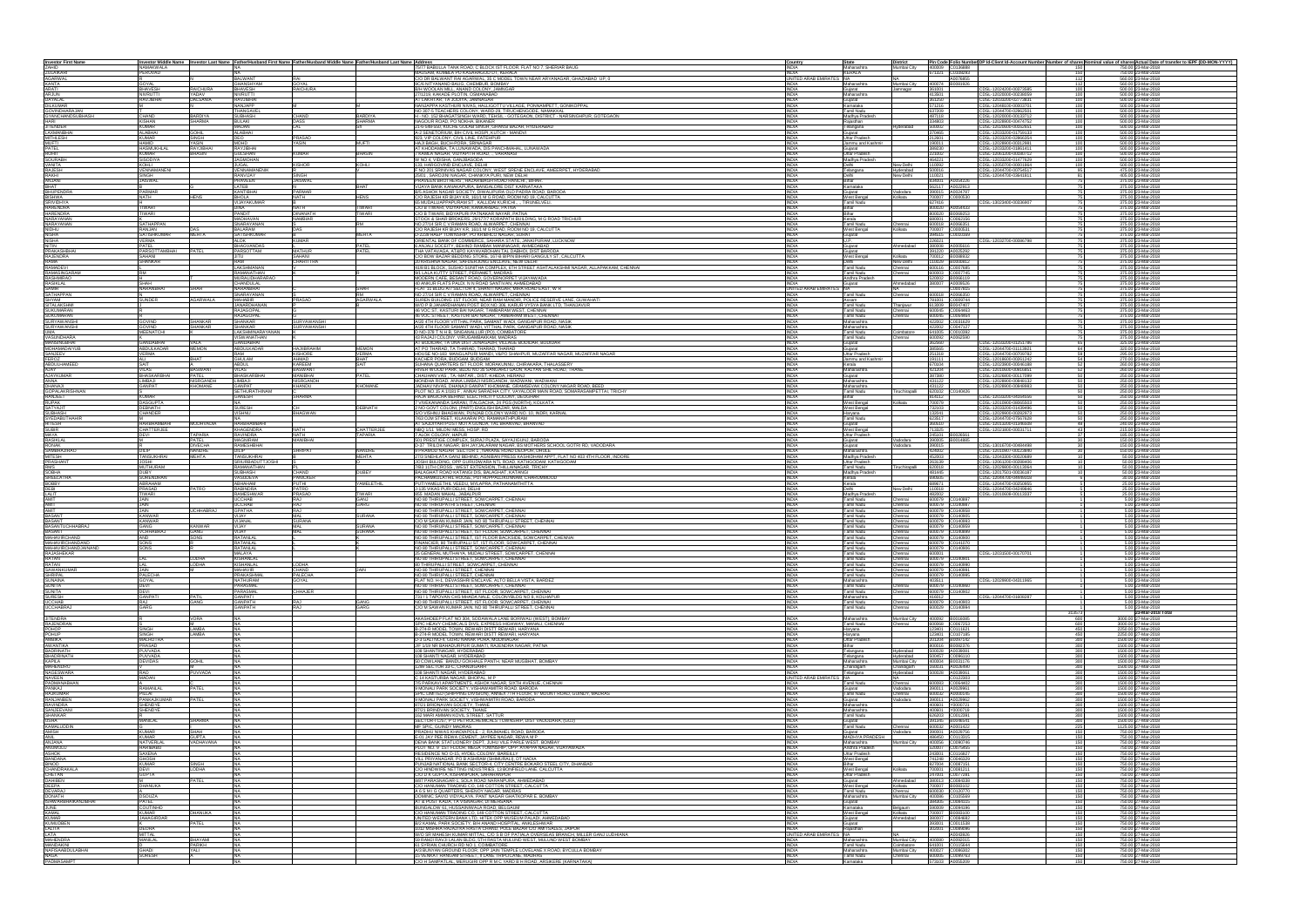| Investor First Name | Investor Middle Name | Investor Last Name | Father/Husband First Name | Father/Husband Middle Name | Father/Husband Last Name | Address | Country | State | District | Pin Code | Folio Number | DP Id-Client Id-Account Number | Number of shares | Nominal value of shares | Actual Date of transfer to IEPF (DD-MON-YYYY) |
|---|---|---|---|---|---|---|---|---|---|---|---|---|---|---|---|
| ZAHID | NADIAWALA | | NA | | | 76/77 NAKHUDA TANK ROAD, C BLOCK 1ST FLOOR, FLAT NO 7, SHERAR BAUG | INDIA | Maharashtra | Mumbai City | 400008 | C0136888 | | 100 | 750.00 | 23-Mar-2018 |
| ZULAKHAN | ALLIKUNJU | | NA | | | MADUSSERY ASHRAMAM, P.O.KANJIRAKODE, KERALA | INDIA | Kerala | | | A0032993 | | 100 | 750.00 | 23-Mar-2018 |
| AGARWAL | | | BALWANT | | RAI | C/O SRI BALWANT RAI AGARWAL, 39 C MODEL TOWN NEAR ARYANAGAR, GHAZIABAD, UP, 0 | UNITED ARAB EMIRATES | NA | NA | | A0076855 | | 112 | 560.00 | 23-Mar-2018 |
| KANTA | | GOYAL | GHANSHYAM | | GOYAL | NC 6 NITYANAND BAUG, CHEMBUR, BOMBAY | INDIA | Maharashtra | Mumbai City | 400074 | A0001826 | | 112 | 560.00 | 23-Mar-2018 |
| ARATI | BHAVESH | RAICHURA | BHAVESH | | RAICHURA | B/H WOOLAN MILL, ANAND COLONY, JAMNAGAR | INDIA | Gujarat | Jamnagar | 361001 | | CDSL-12024200-00073585 | 100 | 500.00 | 23-Mar-2018 |
| ARJUN | NIVRUTTI | YADAV | NIVRUTTI | | | 271/2/A, KAKADE PLOTIN, OSMANABAD | INDIA | Maharashtra | | 413501 | | CDSL-12029900-00036059 | 100 | 500.00 | 23-Mar-2018 |
| DAYALAL | RAVJIBHAI | DALSANIA | RAVJIBHAI | | | AT LAKHATAR, TA JODIYA, JAMNAGAR | INDIA | Gujarat | | 361250 | | CDSL-12032800-00773631 | 100 | 500.00 | 23-Mar-2018 |
| DILKUMAR | | M | NANJAPP | | M | NANJAPPA KASTHURI NIVAS, HALLIGOTTU VILLAGE, PONNAMPETT, GONIKOPPAL | INDIA | Karnataka | | 571216 | | CDSL-12048100-00003701 | 100 | 500.00 | 23-Mar-2018 |
| GOVINDHARAJAN | | | THANGAVEL | | | NO 307-5 TEACHERS COLONY, WARD 26, TIRUCHENGODE, NAMAKKAL | INDIA | Tamil Nadu | | 637209 | | CDSL-12044700-02862631 | 100 | 500.00 | 23-Mar-2018 |
| SHYAM NANDAN SUBHASH | CHAND | BARDIYA | SUBHASH | CHAND | BARDIYA | 84, GOLDSMITH BHAGAT SINGH WARD, TAHSIL - GOTEGAON, DISTRICT - NARSINGHPUR, GOTEGAON | INDIA | Madhya Pradesh | | 487118 | | CDSL-12038400-00526712 | 100 | 500.00 | 23-Mar-2018 |
| ANIL | KISHAN | SHARMA | BULAKI | DASS | SHARMA | NAGOUR ROAD, PO NOKHA, BIKANER | INDIA | Rajasthan | | 334803 | | CDSL-12028900-00474752 | 100 | 500.00 | 23-Mar-2018 |
| JITENDER | KUMAR | | MADAN | LAL | JA | 23-6-590/1/2, KOLORE GULAM SINGH, GHANSI BAZAR, HYDERABAD | INDIA | Telangana | Hyderabad | 500002 | | CDSL-12010600-00502651 | 100 | 500.00 | 23-Mar-2018 |
| LAXMANBHAI | ALABHAI | GOHIL | ALABHAI | | | JK-2 SEN ETORIUM, B/H CIVIL HOSPI, KUTCH - MANDVI | INDIA | Gujarat | | 370465 | | CDSL-12010200-01756133 | 100 | 500.00 | 23-Mar-2018 |
| MITHILESH | KUMAR | SINGH | DEO | PRASAD | | N23, VIP COLONY, CIVIL LINE, FATEHPUR | INDIA | Uttar Pradesh | | 212601 | | CDSL-12010300-02866354 | 100 | 500.00 | 23-Mar-2018 |
| MUFTI | HAMID | YASIN | MOHD | YASIN | MUFTI | HAJI BAGH, BUCHPORA, SRINAGAR | INDIA | Jammu and Kashmir | | 190011 | | CDSL-12029900-00012881 | 100 | 500.00 | 23-Mar-2018 |
| PATEL | HASMUKHLAL | RAYJIBHAI | RAYJIBHAI | | | AT KHODAMBA, TA LUNAWADA, DIS PANCHMAHAL, LUNAWADA | INDIA | Gujarat | | 389230 | | CDSL-12032200-01891411 | 100 | 500.00 | 23-Mar-2018 |
| ROHIT | KUMAR | BHASIN | GULSHAN | KUMAR | BHASIN | 7 KABILA NAGAR, VIJYAPATHI ROAD, , VARANASI | INDIA | Uttar Pradesh | | 221002 | | CDSL-12010600-00046712 | 100 | 500.00 | 23-Mar-2018 |
| SOURABH | SISODIYA | | JAGMOHAN | | | W NO 6, VIDISHA, DANGBASODA | INDIA | Madhya Pradesh | | 464221 | | CDSL-12010700-01477629 | 100 | 500.00 | 23-Mar-2018 |
| SUNITA | KOHLI | | ANIL | KISHOR | KOHLI | 136 HARGOVIND ENCLAVE, DELHI | INDIA | Delhi | New Delhi | 110092 | | CDSL-12010700-00831841 | 100 | 500.00 | 23-Mar-2018 |
| VALLIAPPAN | VENNAMANENI | | VENNAMANENI | | | F NO 303 SRINIVAS NAGAR COLONY, WEST SHENE ENCLAVE, AMEERPET, HYDERABAD | INDIA | Telangana | Hyderabad | 500016 | | CDSL-12044700-00758517 | 100 | 500.00 | 23-Mar-2018 |
| RAKHI | SINGH | | RANVIJAY | | SINGH | 2561, SAROJINI NAGAR, CHANKYA PURI, NEW DELHI | INDIA | Delhi | New Delhi | 110023 | | CDSL-12044700-03641811 | 81 | 405.00 | 23-Mar-2018 |
| ARUNA | JAISWAL | | PRAVEEN | | JAISWAL | PRAVEEN BROTHERS, NEZARBAGH ROAD, RANCHI, BIHAR | INDIA | Bihar | | | A0016226 | | 75 | 375.00 | 23-Mar-2018 |
| BHAT | | | LATEB | | BHAT | VIDAYA BANK KANAKAPURA, BANGALORE DIST KARNATAKA | INDIA | Karnataka | | 562117 | A0032813 | | 75 | 375.00 | 23-Mar-2018 |
| BHUPENDRA | PARMAR | | KANTIBHAI | | PARMAR | B/5 ASHOK NAGAR SOCIETY, DIWALIPURA GOTRI ROAD, BARODA | INDIA | Gujarat | Vadodara | 390015 | A0024797 | | 75 | 375.00 | 23-Mar-2018 |
| BISHWA | NATH | HENS | BHOLA | NATH | HENS | C/O RAJESH KR BIJAY KR, 161/1 M G ROAD, ROOM NO 16, CALCUTTA | INDIA | West Bengal | Kolkata | 700007 | C0000530 | | 75 | 375.00 | 23-Mar-2018 |
| DHIVESHYA | | | VIJAYAKUMAR | | | 90 MUDALLIAPPAPURAM ST, KALLIDAI KURICHI, TIRUNELVELI | INDIA | Tamil Nadu | | 627416 | | CDSL-12023400-00038467 | 75 | 375.00 | 23-Mar-2018 |
| HARIDAS | TIWARI | | LATE | | TIWARI | C/O B TIWARI, VISHWAS DEEP, RAMNAGAR, PATNA | INDIA | Bihar | | | A0016433 | | 75 | 375.00 | 23-Mar-2018 |
| HARENDRA | TIWARI | | PANDIT | DINANATH | TIWARI | C/O B TIWARI, BISHAPUR PATNA, NAGAR, PATNA | INDIA | Bihar | | 800020 | A0006253 | | 75 | 375.00 | 23-Mar-2018 |
| NARAYANAN | | | MADHAVAN | | NAMBIAR | STOCK & SHARE BROKERS, 28/1777 KORAPATH BUILDING, M G ROAD TRICHUR | INDIA | Kerala | | 680001 | C0003209 | | 75 | 375.00 | 23-Mar-2018 |
| NARAYANAN | SATHAPPAN | | SNARAYANAN | | RM | NO 27/16 SIR C V RAMAN ROAD, ALWARPET, CHENNAI | INDIA | Tamil Nadu | Chennai | 600018 | A0006351 | | 75 | 375.00 | 23-Mar-2018 |
| NIBHU | RANJAN | DAS | BALARAM | | | C/O RAJESH KR BIJAY KR, 161/1 M G ROAD, ROOM NO 16, CALCUTTA | INDIA | West Bengal | Kolkata | 700007 | C0000531 | | 75 | 375.00 | 23-Mar-2018 |
| NISHA | SATISHKUMAR | MEHTA | SATISHKUMAR | | MEHTA | 1/1238 NANI PARAKH, RANDER TOWNSHIP, PO KHAMDO BAZAR, SURAT | INDIA | Gujarat | | 395015 | C0000599 | | 75 | 375.00 | 23-Mar-2018 |
| NISHA | VERMA | | ALOK | KUMAR | | ORIENTAL BANK OF COMMERCE, SAHARA STATE, JANKIPURAM, LUCKNOW | INDIA | U.P. | | 226021 | | CDSL-12032700-00096790 | 75 | 375.00 | 23-Mar-2018 |
| NITIN | PATEL | | BHAGVANDAS | | PATEL | 6 ANJALI SOCIETY, BEHIND RAMBAG MANINAGAR, AHMEDABAD | INDIA | Gujarat | Ahmedabad | 380008 | A0005416 | | 75 | 375.00 | 23-Mar-2018 |
| PRAKASHBHAI | PARSOTTAMBHAI | PATEL | PARSOTTAM | MATHUR | PATEL | THA VATAKADA, AT&PO KAYAVAROHAN TAL DABHOI, DIST BARODA | INDIA | Gujarat | | 391220 | A0026292 | | 75 | 375.00 | 23-Mar-2018 |
| RAJENDRA | SAHANI | | SITU | SAHANI | | C/O BON BAZAR WEDDING STORE, 167/6 RAMESHWARI GANGULY ST, CALCUTTA | INDIA | West Bengal | Kolkata | 700012 | A0008602 | | 75 | 375.00 | 23-Mar-2018 |
| RAJNI | SRIVASTAVA | | RAM | GOPAL | SRIVASTAVA | 16 RATNAGIRI BUILDING, KARAKANDUMA DOOR, NEW DELHI | INDIA | Delhi | New Delhi | 110019 | A0003812 | | 75 | 375.00 | 23-Mar-2018 |
| RAMADEVI | | | LAKSHMANAN | | | KUNNATHIL BLOCK, 5/10 SUSHO SUPERTAN COMPLEX, 8TH STREET ASHTALAKSHMI NAGAR, ALLAPAKKAM, CHENNAI | INDIA | Tamil Nadu | Chennai | 600116 | C0007685 | | 75 | 375.00 | 23-Mar-2018 |
| RAMASINGARAM | RM | | RAMANATHAN | | | 9/1 LALA KUTTY STREET, PERIAMET, MADRAS | INDIA | Tamil Nadu | Chennai | 600003 | C0007745 | | 75 | 375.00 | 23-Mar-2018 |
| RASHIBBBAD | | | MURALIDHARARAO | | | MODERN CAFE, BESANT ROAD, GOVERNORPET VIJAYAWADA | INDIA | Andhra Pradesh | | 520002 | A0056119 | | 75 | 375.00 | 23-Mar-2018 |
| RASIKLAL | SHAH | | CHANDULAL | | | 60 ANKUR FLATS PALDI, N R ROAD SANTIVAN, AHMEDABAD | INDIA | Gujarat | Ahmedabad | 380007 | A0009826 | | 75 | 375.00 | 23-Mar-2018 |
| SAMIR | KARSANBHAI | SHAH | KARSANBHAI | | SHAH | FLAT 11 BLDG NO 9, SECTOR 6, SHANTI NAGAR, MIRA ROAD EAST, W R | UNITED ARAB EMIRATES | NA | | | C0007835 | | 75 | 375.00 | 23-Mar-2018 |
| SATHAPPAN | | | SNARAYANAN | | RM | NO 27/16 SIR C V RAMAN ROAD, ALWARPET, CHENNAI | INDIA | Tamil Nadu | Chennai | 600018 | A0006350 | | 75 | 375.00 | 23-Mar-2018 |
| SHYAM | SUNDER | AGARWALA | SHANKER | PRASAD | AGARWALA | SUREN BUILDING 1ST FLOOR, NEAR RAM MANDIR, POLICE RESERVE LANE, GUWAHATI | INDIA | Assam | | 781001 | C0009744 | | 75 | 375.00 | 23-Mar-2018 |
| SITALAKSHMI | | | JANARDHANAN | | | W/O P B JANARDHANAN POST BOX NO 300, KARUR VYSYA BANK LTD, THANJAVUR | INDIA | Tamil Nadu | Thanjavur | 613009 | A0010407 | | 75 | 375.00 | 23-Mar-2018 |
| SUKUMARAN | | | RAJAGOPAL | | | 98 VOC STREET, KASTURI BAI NAGAR, TAMBARAM WEST, CHENNAI | INDIA | Tamil Nadu | Chennai | 600045 | C0009863 | | 75 | 375.00 | 23-Mar-2018 |
| SUKUMARAN | | | RAJAGOPAL | | | 98 VOC STREET, KASTURI BAI NAGAR, TAMBARAM WEST, CHENNAI | INDIA | Tamil Nadu | Chennai | 600045 | C0009868 | | 75 | 375.00 | 23-Mar-2018 |
| SURYAWANSHI | GOVIND | SHANKAR | SHANKAR | | SURYAWANSHI | A/16 4TH FLOOR VITTHAL PARK, SAMANT WADI, GANGAPUR ROAD, NASIK | INDIA | Maharashtra | | 422002 | C0001629 | | 75 | 375.00 | 23-Mar-2018 |
| SURYAWANSHI | GOVIND | SHANKAR | SHANKAR | | SURYAWANSHI | A/16 4TH FLOOR SAMANT WADI, VITTHAL PARK, GANGAPUR ROAD, NASIK | INDIA | Maharashtra | | 422002 | C0047127 | | 75 | 375.00 | 23-Mar-2018 |
| UMA | MEENATCHI | | LAKSHMINARAYANAN | | | D NO 378-T N H B, SINGANALLUR (PO), COIMBATORE | INDIA | Tamil Nadu | Coimbatore | 641005 | C0010392 | | 75 | 375.00 | 23-Mar-2018 |
| VASUDHADRA | | | VISWANATHAN | | | 60 RAJAJI COLONY, VIRUGAMBAKKAM, MADRAS | INDIA | Tamil Nadu | Chennai | 600092 | A0002990 | | 75 | 375.00 | 23-Mar-2018 |
| MANSINGBHAI | GANDABHAI | VALA | GANDABHAI | | | AT MODEDAR, TA UNA DIST JUNAGADH, VILLAGE MODEDAR, MODEDAR | INDIA | Gujarat | | 362560 | | CDSL-12010200-01251746 | 65 | 325.00 | 23-Mar-2018 |
| MOHAMMAD YUB | ABDULKADAR | MEMON | ABDULKADAR | HAJIBRAHIM | MEMON | AT PO THARAD, TA THARAD, THARAD, THARAD | INDIA | Gujarat | | 385565 | | CDSL-12044700-01113921 | 65 | 325.00 | 23-Mar-2018 |
| SANJEEV | VERMA | | RAM | KISHORE | VERMA | HOUSE NO 592, MANGLAPURI MANDI, VAPO SHAHPUR, MUZAFFAR NAGAR, MUZAFFAR NAGAR | INDIA | Uttar Pradesh | | 251318 | | CDSL-12044700-00709782 | 64 | 320.00 | 23-Mar-2018 |
| ABDUL | | BHAT | GHULAM | AHMAD | BHAT | KACHHI PURA, BADGAM, KASHMIR | INDIA | Jammu and Kashmir | | 191111 | | CDSL-12028900-00261437 | 58 | 290.00 | 23-Mar-2018 |
| ABDULHAMEED | SAIT | | ABDUL | KAREEM | SAIT | SHIFANA QUARTERS IST FLOOR, MORAKUNNU, CHIRAKARA, THALASSERY | INDIA | Kerala | | 670104 | | CDSL-12010600-00916238 | 57 | 285.00 | 23-Mar-2018 |
| AJAY | VILAS | MASWANT | VILAS | | MASWANT | RIVER WOOD PARK, BLDG NO B SANGHADI GAON, KALYAN SHIL ROAD, THANE | INDIA | Maharashtra | | 421204 | | CDSL-12010600-00803951 | 52 | 260.00 | 23-Mar-2018 |
| AJAYKUMAR | BHASKARBHAI | PATEL | BHASKARBHAI | MANIBHAI | PATEL | CHHATHAVI VAS, TA MATAR, DIST KHEDA, KHEDA | INDIA | Gujarat | | 387380 | | CDSL-12010600-00517089 | 50 | 250.00 | 23-Mar-2018 |
| ANNA | LIMBAJI | NIMGANDH | LIMBAJI | NIMGANDH | | MONDHA ROAD, ANNA LIMBAJI NIMGANDH, WADWANI, WADWANI | INDIA | Maharashtra | | 431122 | | CDSL-12029900-00848133 | 50 | 250.00 | 23-Mar-2018 |
| DHANAJI | GANPAT | KHOMANE | GANPAT | BHANDU | KHOMANE | JADHAVWADI, DHANAJI GANPAT KHOMANE, GRAMSEVAK COLONY NAGAR ROAD, BEED | INDIA | Maharashtra | | 431122 | | CDSL-12029900-00849882 | 50 | 250.00 | 23-Mar-2018 |
| GOPALAKRISHNAN | | | SETHURATHINAM | | | PLOT NO 35 A 1ST FLOOR, ANNAI SARADHA CITY, VAYALOOR MAIN ROAD, SOMARASAMPETTAI, TRICHY | INDIA | Tamil Nadu | Tiruchirapalli | 620102 | C0140626 | | 50 | 250.00 | 23-Mar-2018 |
| MANISH | KUMAR | | RAMESH | | SHARMA | JAIN JAGMOHAN HAPPIE, ELECTRICITY COLONY, MUSHARI | INDIA | Bihar | | 803216 | | CDSL-12010700-04518546 | 50 | 250.00 | 23-Mar-2018 |
| RAJA | DASGUPTA | | NA | | | 7 VIVEKANANDA SARANI, TALDACHA, 24 PGS (NORTH), KOLKATA | INDIA | West Bengal | Kolkata | 700079 | | CDSL-12019900-00050203 | 50 | 250.00 | 23-Mar-2018 |
| SATYAJIT | DEBNATH | | SURESH | CH | DEBNATH | ZHD GOVT COLONY, PURBACHAN(NEAR BALLYGE), MALDA | INDIA | West Bengal | | 732101 | | CDSL-12023000-00159496 | 50 | 250.00 | 23-Mar-2018 |
| SUBHASH | CHANDER | | VISHNU | BHAGWAN | | S/O VISHNU BHAGWAN, PUNJABI COLONY WARD NO 10, INDRI, KARNAL | INDIA | Haryana | | 132041 | | CDSL-12019900-00293037 | 50 | 250.00 | 23-Mar-2018 |
| SYEDABUTHAHIR | | | NA | | | 7/93 CUM STREET, KILAKARAI PO, RAMANATHAPURAM | INDIA | Tamil Nadu | | 623517 | | CDSL-12044700-07567628 | 50 | 250.00 | 23-Mar-2018 |
| NITESH | RAMBHAIBHAI | MODHVADIA | RAMBHAIBHAI | | | AT SADDY MITTINFO POST MOTI A GENDA, TAL BHANVAD, BHANVAD | INDIA | Gujarat | | 360510 | | CDSL-12032300-01196996 | 48 | 240.00 | 23-Mar-2018 |
| SUBIR | CHATTERJEE | | KHAGENDRA | NATH | CHATTERJEE | NBQ 1/51, MEDINIMESS, HOSP. RD | INDIA | West Bengal | | 713325 | | CDSL-12023000-00031711 | 43 | 215.00 | 23-Mar-2018 |
| MAYA | DEVI | TAPARIA | RAVINDRA | NATH | TAPARIA | 7 ALOK COLONY, HAPUR | INDIA | Uttar Pradesh | | 245101 | A0026661 | | 37 | 185.00 | 23-Mar-2018 |
| RASIKLAL | | PATEL | MAGANBHAI | MANIBHAI | | 503 PRESTIGE COMPLEX, SURAJ PLAZA, SAYAJIGUNJ, BARODA | INDIA | Gujarat | Vadodara | 390005 | A0014865 | | 30 | 150.00 | 23-Mar-2018 |
| POKAR | M | KHICHA | RAMESHWAR | | | D-37, TRILOK NAGAR, B/H JAYJALARAM NAGAR, B/3 MOTHERS SCHOOL GOTRI RD, VADODARA | INDIA | Gujarat | Vadodara | 390021 | | CDSL-13016700-00494498 | 30 | 150.00 | 23-Mar-2018 |
| PANDURANG | DILIP | KARDILE | NA | DHEPRAT | KARDILE | SHRAMIKI NAGAR, SULTOM T, NAKANE ROAD DEOPUR, DHULE | INDIA | Maharashtra | | 424002 | | CDSL-12010907-00120807 | 22 | 110.00 | 23-Mar-2018 |
| MITESH | TANSUKHRAI | MEHTA | TANSUKHRAI | | MEHTA | 2/7B SNEHLATA GANJ BEHIND, ADINBAN PRESS KASHIDHAM APPT, FLAT NO 403 4TH FLOOR, INDORE | INDIA | Madhya Pradesh | | 452003 | | CDSL-12010600-00239689 | 10 | 50.00 | 23-Mar-2018 |
| PRASHANT | JOSHI | | SHIVPRASAD TJOSHI | | | JOSHI BUILDING, OPP GURUDWARA NTI ROAD, KATHGODAM, KATHGODAM | INDIA | Uttar Pradesh | | 263126 | | CDSL-12010600-00208406 | 10 | 50.00 | 23-Mar-2018 |
| RMS | MUTHURAM | | RAMANATHAN | | | 7/B3 11TH CROSS, WEST EXTENSION, THILLAINAGAR, TRICHY | INDIA | Tamil Nadu | Tiruchirapalli | 620018 | | CDSL-12028900-00113094 | 10 | 50.00 | 23-Mar-2018 |
| SOBHA | DUBEY | | SUBHASH | CHAND | DUBEY | BALAGHAT ROAD KATANGI 555, BALAGHAT, KATANGI | INDIA | Madhya Pradesh | | 481445 | | CDSL-12017500-00036187 | 10 | 50.00 | 23-Mar-2018 |
| SREELATHA | SOMENDRAN | | VASUDEVA | PANICKER | | PACHAMKULATHE HOUSE, PO THOPPAE THIRUMANI, CHANGAMBODU | INDIA | Kerala | | 695605 | | CDSL-12044700-04846016 | 6 | 30.00 | 23-Mar-2018 |
| BOBBY | ABRAHAM | | ABRAHAM | PITTA | YAMULETHIL | PUTTYAMELETHIL VEEDU, MYLAPRA, PATHANAMTHITTA | INDIA | Kerala | | 689671 | | CDSL-12044700-00520891 | 5 | 25.00 | 23-Mar-2018 |
| DEBI | PRASAD | PATRO | RAJENDRA | PATRO | | D 135 VIKAS PURI DELHI, DELHI | INDIA | Delhi | New Delhi | 110018 | | CDSL-12044700-04346846 | 5 | 25.00 | 23-Mar-2018 |
| LALIT | TIWARI | | RAMESHWAR | PRASAD | TIWARI | 15/3, MADAN MAHAL, JABALPUR | INDIA | Madhya Pradesh | | 482002 | | CDSL-12010908-00111637 | 5 | 25.00 | 23-Mar-2018 |
| AMIT | JAIN | | UCCHAB | RAJ | GANG | NO 86 THIRUPALLI STREET, SOWCARPET, CHENNAI | INDIA | Tamil Nadu | Chennai | 600079 | C0140887 | | 1 | 5.00 | 23-Mar-2018 |
| AMIT | JAIN | | UCCHAB | RAJ | GANG | NO 86 THIRUPPATHI STREET, CHENNAI | INDIA | Tamil Nadu | Chennai | 600079 | C0140887 | | 1 | 5.00 | 23-Mar-2018 |
| ANIL | JAIN | UCHHABRAJ | GPATHA | RAJ | | NO 86 THIRUPALLI STREET, SOWCARPET, CHENNAI | INDIA | Tamil Nadu | Chennai | 600079 | C0140868 | | 1 | 5.00 | 23-Mar-2018 |
| BASANT | KANWAR | | VIJAY | MAL | SURANA | NO 86 THIRUPALLI STREET, SOWCARPET, CHENNAI | INDIA | Tamil Nadu | Chennai | 600079 | C0140893 | | 1 | 5.00 | 23-Mar-2018 |
| BASANT | KANWAR | | VIJAMAL | SURANA | | C/O M SAWAN KUMAR JAIN, NO 86 THIRUPALLI STREET, CHENNAI | INDIA | Tamil Nadu | Chennai | 600079 | C0140893 | | 1 | 5.00 | 23-Mar-2018 |
| BASANTUCHHABRAJ | GANG | KANWAR | VIJAY | MAL | SURANA | NO 86 THIRUPALLI STREET, SOWCARPET, CHENNAI | INDIA | Tamil Nadu | Chennai | 600079 | C0140859 | | 1 | 5.00 | 23-Mar-2018 |
| BASANT | UCHHABRAJ | GANG | VIJAY | MAL | SURANA | NO 86 THIRUPALLI STREET, 1ST FLOOR, SOWCARPET, CHENNAI | INDIA | Tamil Nadu | Chennai | 600079 | C0140899 | | 1 | 5.00 | 23-Mar-2018 |
| MAHAVIRCHAND | AND | SONS | RATANLAL | | | NO 86 THIRUPALLI STREET, 1ST FLOOR BACKSIDE, SOWCARPET, CHENNAI | INDIA | Tamil Nadu | Chennai | 600079 | C0140880 | | 1 | 5.00 | 23-Mar-2018 |
| MAHAVIRCHANDAND | SONS | | RATANLAL | | | PRANCESH NO THIRUPALLI ST, 1ST FLOOR, SOWCARPET, CHENNAI | INDIA | Tamil Nadu | Chennai | 600079 | C0141070 | | 1 | 5.00 | 23-Mar-2018 |
| MAHAVIRCHANDANAND | SONS | | RATANLAL | | | NO 86 THIRUPALLI STREET, SOWCARPET, CHENNAI | INDIA | Tamil Nadu | Chennai | 600079 | C0140866 | | 1 | 5.00 | 23-Mar-2018 |
| RAJASHEKAR | | | MALAYA | | | 25 GENERAL MUTHAIYA, MUDALI STREET, SOWCARPET, CHENNAI | INDIA | Tamil Nadu | Chennai | 600001 | | CDSL-12023500-00170701 | 1 | 5.00 | 23-Mar-2018 |
| RATAN | LAL | LODHA | KISHANLAL | LODHA | | NO 86 THIRUPALLI STREET, SOWCARPET, CHENNAI | INDIA | Tamil Nadu | Chennai | 600079 | C0140801 | | 1 | 5.00 | 23-Mar-2018 |
| RATAN | LAL | LODHA | KISHANLAL | LODHA | | 86 THIRUPALLI STREET, SOWCARPET, CHENNAI | INDIA | Tamil Nadu | Chennai | 600079 | C0140890 | | 1 | 5.00 | 23-Mar-2018 |
| SAWANKUMAR | JAIN | | MAHAVIR | CHAND | JAIN | NO 86 THIRUPALLI STREET, CHENNAI | INDIA | Tamil Nadu | Chennai | 600079 | C0140891 | | 1 | 5.00 | 23-Mar-2018 |
| SHRIPAL | PALECHA | | PRAKASHMAL | PALECHA | | NO 86 THIRUPALLI STREET, CHENNAI | INDIA | Tamil Nadu | Chennai | 600079 | C0140895 | | 1 | 5.00 | 23-Mar-2018 |
| SUNAINA | GOYAL | | NATHURAM | GOYAL | | FLAT NO. H-1, DEVASSHRI ENCLAVE, ALTO BILLA VISTA, BARDEZ | INDIA | Maharashtra | | 403511 | | CDSL-12029900-04311985 | 1 | 5.00 | 23-Mar-2018 |
| SUNITA | BAID | | PRAKASHMAL | | | NO 86 THIRUPALLI STREET, SOWCARPET, CHENNAI | INDIA | Tamil Nadu | Chennai | 600079 | C0140890 | | 1 | 5.00 | 23-Mar-2018 |
| SUNITA | DEVI | | PARASMAL | CHHAJER | | NO 86 THIRUPALLI STREET, 1ST FLOOR, SOWCARPET, CHENNAI | INDIA | Tamil Nadu | Chennai | 600079 | C0140892 | | 1 | 5.00 | 23-Mar-2018 |
| SURESH | GANPATI | PATIL | GANPATI | | | 730 / 1 TAPOVAN CHS NIKADA NAGE, COLONY BLDG NO 8, KOLHAPUR | INDIA | Maharashtra | | 416012 | | CDSL-12044700-01806287 | 1 | 5.00 | 23-Mar-2018 |
| UCCHAB | RAJ | GANG | GANPATH | RAJ | GANG | NO 86 THIRUPALLI STREET, 1ST FLOOR, SOWCARPET, CHENNAI | INDIA | Tamil Nadu | Chennai | 600079 | C0140893 | | 1 | 5.00 | 23-Mar-2018 |
| UCCHABRAJ | GANG | | GANPATH | RAJ | GANG | C/O M SAWAN KUMAR JAIN, NO 86 THIRUPALLI STREET, CHENNAI | INDIA | Tamil Nadu | Chennai | 600079 | C0140894 | | 1 | 5.00 | 23-Mar-2018 |
| | | | | | | | | | | | | | 213673 | | 23-Mar-2018 Total |
| JITENDRA | | VORA | NA | | | AKASHDEEP FLAT NO 304, SODAWALA LANE BORIWALI (WEST), BOMBAY | INDIA | Maharashtra | Mumbai City | 400092 | A0016065 | | 600 | 3000.00 | 27-Mar-2018 |
| RAJENDRAN | | | NA | | | SPIC HEAVY CHEMICALS DIVS, EXPRESS HIGHWAY, MANALI, CHENNAI | INDIA | Tamil Nadu | Chennai | 600068 | C0067253 | | 600 | 3000.00 | 27-Mar-2018 |
| ROHOP | SINGH | LAMBA | NA | | | B-27/4 R MODEL TOWN, REWARI DISTT REWARI, HARYANA | INDIA | Haryana | | 123401 | C0111631 | | 450 | 2250.00 | 27-Mar-2018 |
| ROHOP | SINGH | LAMBA | NA | | | B-27/4 R MODEL TOWN, REWARI DISTT REWARI, HARYANA | INDIA | Haryana | | 123401 | C0107745 | | 450 | 2250.00 | 27-Mar-2018 |
| ANAND | KHORANA | | NA | | | 27 I BLOCK, SARASWAT PURA, MOUDIBAMA | INDIA | Uttar Pradesh | | 201203 | A0002256 | | 300 | 1500.00 | 27-Mar-2018 |
| ANANTHA | PRASAD | | NA | | | OP 10/4 NR BAHADURPUR OUMATI, RAJENDRA NAGAR, PATNA | INDIA | Bihar | | 800016 | A0002376 | | 300 | 1500.00 | 27-Mar-2018 |
| BADRINATH | PUVVADA | | NA | | | 108 SHANTHINAGAR, HYDERABAD | INDIA | Telangana | Hyderabad | 500028 | A0028091 | | 300 | 1500.00 | 27-Mar-2018 |
| BHADRINATH | PUVVADA | | NA | | | 108 SHANTI NAGAR, HYDERABAD | INDIA | Telangana | Hyderabad | 500028 | C0096110 | | 300 | 1500.00 | 27-Mar-2018 |
| KAPILA | DEVIDAS | GOHIL | NA | | | 50 COW LANE, BANDU GOKHALE PANTH, NEAR MUGBHAT, BOMBAY | INDIA | Maharashtra | Mumbai City | 400004 | A0013178 | | 300 | 1500.00 | 27-Mar-2018 |
| MANJUDEV | | | NA | | | 1248 SECTOR 22-C, CHANDIGARH | INDIA | Chandigarh | Chandigarh | 160022 | A0028692 | | 300 | 1500.00 | 27-Mar-2018 |
| NAGESWARA | RAO | PUVVADA | NA | | | 108 SHANTI NAGAR, HYDERABAD | INDIA | Telangana | Hyderabad | 500028 | A0028091 | | 300 | 1500.00 | 27-Mar-2018 |
| NAVEEN | MADAN | | NA | | | E-14 KASTURBA NAGAR, BHOPAL, M P | INDIA | Madhya Pradesh | | | C0112203 | | 300 | 1500.00 | 27-Mar-2018 |
| PADMANABHAN | | | NA | | | 7/5 PARKAVI APARTMENTS, ASHOK NAGAR, SIXTH AVENUE, CHENNAI | INDIA | Tamil Nadu | Chennai | 600083 | C0095050 | | 300 | 1500.00 | 27-Mar-2018 |
| PANKAJ | RAMANLAL | PATEL | NA | | | 9 MONALI PARK SOCIETY, VISHWAMITRI ROAD, BARODA | INDIA | Gujarat | Vadodara | 390011 | A0026961 | | 300 | 1500.00 | 27-Mar-2018 |
| RAJKUMAR | PILLAI | | NA | | | SPIC LIMITED (SHIPPING DIVISION), RANEY 7TH FLOOR, 97 MOUNT ROAD, GUINDY, MADRAS | INDIA | Tamil Nadu | Chennai | 600032 | A0035236 | | 300 | 1500.00 | 27-Mar-2018 |
| RANJANBEN | PANKAJKUMAR | PATEL | NA | | | 9 MONALI PARK SOCIETY, VISHWAMITRI ROAD, BARODA | INDIA | Gujarat | Vadodara | 390011 | A0028962 | | 300 | 1500.00 | 27-Mar-2018 |
| RAVINDRA | SHENDYE | | NA | | | 6/71 BRINDAVAN SOCIETY, THANE | INDIA | Maharashtra | | 400601 | P0000731 | | 300 | 1500.00 | 27-Mar-2018 |
| SANJEEVANI | SHENDYE | | NA | | | 6/71 BRINDAVAN SOCIETY, THANE | INDIA | Maharashtra | | 400601 | P0000718 | | 300 | 1500.00 | 27-Mar-2018 |
| SHANKARI | | | NA | | | 103 MANI AMMAI KOVIL STREET, SATTUR | INDIA | Tamil Nadu | | 626203 | C0012991 | | 300 | 1500.00 | 27-Mar-2018 |
| USHA | RANILAL | SHARMA | NA | | | SECTOR F-7/7, P O PETROCHEMICALS TOWNSHIP, DIST VADODARA (GUJ) | INDIA | Gujarat | | 391346 | A0004463 | | 300 | 1500.00 | 27-Mar-2018 |
| KAMALUDDIN | | | NA | | | MP SPIC, GUINDY MADRAS | INDIA | Tamil Nadu | Chennai | 600032 | A0001422 | | 225 | 1125.00 | 27-Mar-2018 |
| ANISH | KUMAR | SHAH | NA | | | PRADHU NIWAS BHADIYAPOLE - 3, RAJMAHEL ROAD, BARODA | INDIA | Gujarat | Vadodara | 390001 | A0026006 | | 200 | 1000.00 | 27-Mar-2018 |
| ASHA | NAND | GUPTA | NA | | | G-51, DEF COLONY(H/W SERIAL), JAYPEE NAGAR, REWA M P | INDIA | Madhya Pradesh | | 486450 | C0000083 | | 200 | 1000.00 | 27-Mar-2018 |
| ANJANA | NATVARLAL | VAGHAYANA | NA | | | DENA BANK STATIONERY DEPT, JUHU VILE PARLE WEST, BOMBAY | INDIA | Maharashtra | Mumbai City | 400056 | C0006796 | | 200 | 1000.00 | 27-Mar-2018 |
| ANANDU | HARIBABU | | NA | | | PLOT NO. 6 1ST FLOOR, MEGA TOWNSHIP, OPP. AYAPPA NAGAR, VIJAYAWADA | INDIA | Andhra Pradesh | | | C0097465 | | 200 | 1000.00 | 27-Mar-2018 |
| ASHOK | SAXENA | | NA | | | RESIDENCE NO D-15, HYDEL COLONY, BAREILLY | INDIA | Uttar Pradesh | | 243001 | C0116287 | | 200 | 1000.00 | 27-Mar-2018 |
| BANDANA | GHOSH | | NA | | | 174 MUKUNDA PO & BARSHAMI ISHMURALI, DT NADIA | INDIA | West Bengal | | 741248 | C0004029 | | 200 | 1000.00 | 27-Mar-2018 |
| BINOD | KUMAR | | NA | | | PUNJAB NATIONAL BANK SECTOR-4, CITY CENTRE BOKARO STEEL CITY, DHANBAD | INDIA | Jharkhand | | 827004 | C0097151 | | 200 | 1000.00 | 27-Mar-2018 |
| CHANDRAKALA | DEVI | | NA | | | C/O HINDWIRE NETTING INDUSTRIES, 13 BONFIELD LANE, CALCUTTA | INDIA | West Bengal | Kolkata | 700001 | C0081211 | | 200 | 1000.00 | 27-Mar-2018 |
| CHHATRA | VIJAYA | | NA | | | C/O D N GUPTA, SAHARANPUR, SAHARANPUR | INDIA | Uttar Pradesh | | 247001 | C0071681 | | 200 | 1000.00 | 27-Mar-2018 |
| DILIP | PATEL | | NA | | | 8/37 PARSHWANATH SOC, ELLORA PARK, NIZAMPURA, BARODA | INDIA | Gujarat | Vadodara | 390002 | C0011020 | | 200 | 1000.00 | 27-Mar-2018 |
| DEEPA | SHANUKA | | NA | | | C/O HANUMAN TRADING CO, 30 COTTON STREET, CALCUTTA | INDIA | West Bengal | Kolkata | 700007 | C0092010 | | 200 | 1000.00 | 27-Mar-2018 |
| DEVARAJ | | | NA | | | A 6 D NO 6 QUARTERS, SHENOY NAGAR, MADRAS | INDIA | Tamil Nadu | Chennai | 600030 | C0093058 | | 200 | 1000.00 | 27-Mar-2018 |
| DONATH | D'SOUZA | | NA | | | DOMINIC SAVIO VIDYALAYA, PANT NAGAR GHATKOPAR E, BOMBAY | INDIA | Maharashtra | Mumbai City | 400075 | C0095049 | | 200 | 1000.00 | 27-Mar-2018 |
| GHANASHAMARAJNBHAI | PATEL | | NA | | | AT & POST KALIA, TA VIRAMGAM, DI MEHSANA | INDIA | Gujarat | | | C0097493 | | 200 | 1000.00 | 27-Mar-2018 |
| JULIE | COUTINHO | | NA | | | BHANGUR GL, HUSSAINWALA ROAD, BELGAUM | INDIA | Karnataka | Belgaum | 590005 | C0094696 | | 200 | 1000.00 | 27-Mar-2018 |
| KAMAL | KUMAR | DHANUKA | NA | | | C/O HANUMAN TRADING CO, 149 COTTON STREET, CALCUTTA | INDIA | West Bengal | Kolkata | 700007 | C0092010 | | 200 | 1000.00 | 27-Mar-2018 |
| KUMAR | JAHAGIRDAR | | NA | | | UNITED WESTERN BANK LTD, HITEK OPP MUSEUM PALACE, AHMEDABAD | INDIA | Gujarat | Ahmedabad | 380002 | C0092680 | | 200 | 1000.00 | 27-Mar-2018 |
| KUMUDBEN | PATEL | | NA | | | B/2 KUMARPARK SOC, NEAR HOSPITAL, ANKLESHWAR | INDIA | Gujarat | | 393001 | C0077845 | | 200 | 1000.00 | 27-Mar-2018 |
| LALITA | SHARMA | | NA | | | 22/2 MADHYA PRADESH HAVELI M CHAND POLE BAZAR CITY KASLIWAL, JAIPUR | INDIA | Rajasthan | | 302001 | C0092663 | | 200 | 1000.00 | 27-Mar-2018 |
| LATA | MITTAL | | NA | | | W/O SRI MAHESH KUMAR MITTAL, C/O S B OF PATIALA OVERSEAS BRANCH, MILLER GANJ LUDHIANA | INDIA | Punjab | | 141003 | C0089001 | | 200 | 1000.00 | 27-Mar-2018 |
| MAHENDRA | MANILAL | BHAYANI | NA | | | 59 RAMJI RAGH LALAN BLDG, 6TH KHATA MULUND WEST, MULUND WEST BOMBAY | INDIA | Maharashtra | Mumbai City | 400080 | C0093026 | | 200 | 1000.00 | 27-Mar-2018 |
| MANDAKINI | | PARIKH | NA | | | 61 SYRIAN CHURCH RD NO 5, COIMBATORE | INDIA | Tamil Nadu | Coimbatore | 641001 | C0115644 | | 200 | 1000.00 | 27-Mar-2018 |
| NAFISABANDULABHAI | GHADI | YALI | NA | | | 4/3 BUNYAN GROUND FLOOR, OPP JAIN TEMPLE LOVELANE X ROAD, BYCULLA BOMBAY | INDIA | Maharashtra | Mumbai City | 400027 | C0095622 | | 200 | 1000.00 | 27-Mar-2018 |
| NALA | SURESH | | NA | | | 15 NORTH RANGAN STREET, T NAGAR, MADRAS | INDIA | Tamil Nadu | Chennai | 600017 | C0096493 | | 200 | 1000.00 | 27-Mar-2018 |
| PADMASAMPT | | | NA | | | C/O A SAMPATLAL, MERGEER OPP R MG YARD 8 H ROAD, ARSIKERE (KARNATAKA) | INDIA | Karnataka | | 573103 | A0005209 | | 200 | 1000.00 | 27-Mar-2018 |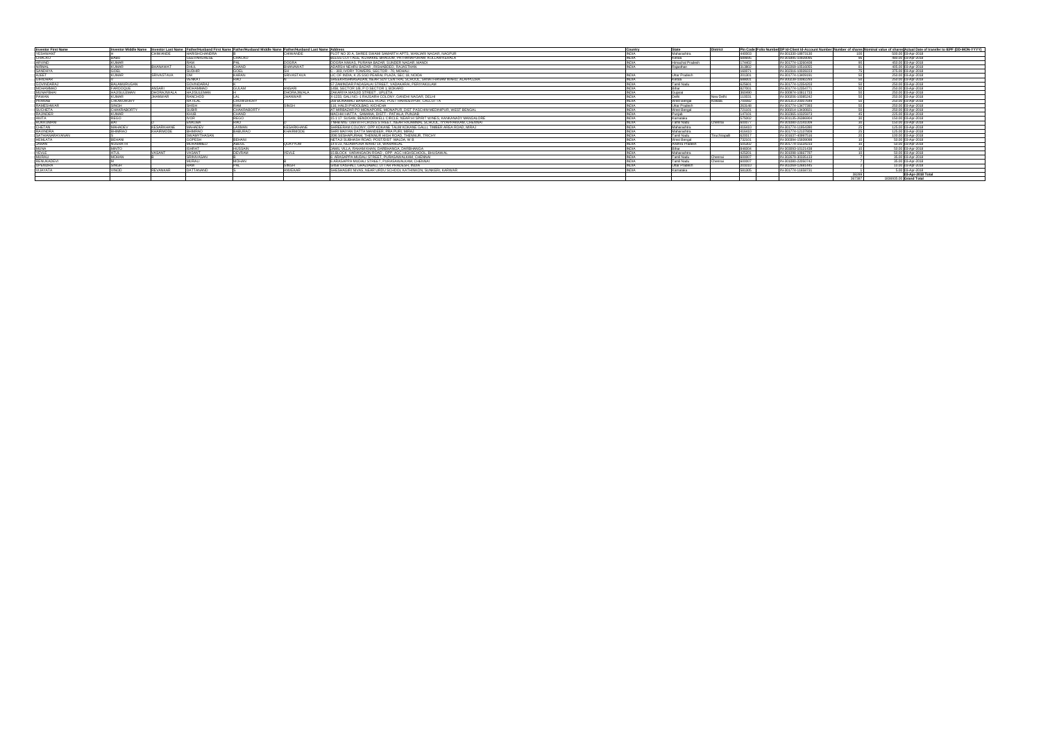| Investor First Name | Investor Middle Name | Investor Last Name | Father/Husband First Name | Father/Husband Middle Name | Father/Husband Last Name | Address | Country | State | District | Pin Code | Folio Number | DP Id-Client Id-Account Number | Number of shares | Nominal value of shares | Actual Date of transfer to IEPF (DD-MON-YYYY) |
|---|---|---|---|---|---|---|---|---|---|---|---|---|---|---|---|
| YESHWANT | H | CHIWANDE | HARISHCHANDRA | B | CHIWANDE | PLOT NO 20 A, SHREE SWAMI SAMARTH APTS, WANJARI NAGAR, NAGPUR | INDIA | Maharashtra | | 440003 | | IN-301330-18973180 | 100 | 500.00 | 03-Apr-2018 |
| CHACKO | BABU | | SAKHARIADE | CHACKO | | 6/1530 CUTTALIL, KUDAKKE BHAGOM, PATHANAPURAM, KOLLAM KERALA | INDIA | Kerala | | 689696 | | IN-301895-10828695 | 96 | 480.00 | 03-Apr-2018 |
| ARVIND | KUMAR | | RAM | PAL | DOGRA | DOGRA NIWAS, PURANA BAZAR, SUNDER NAGAR, MANDI | INDIA | Himachal Pradesh | | 174402 | | IN-301774-10280408 | 90 | 450.00 | 03-Apr-2018 |
| NIRMAL | KUMAR | BHANAWAT | DHUL | CHAND | BHANAWAT | ADARSH NEHRU BAZAR , RISHABDEO, RAJASTHAN | INDIA | Rajasthan | | 313802 | | IN-302269-10510055 | 81 | 405.00 | 03-Apr-2018 |
| SANDHYA | GOEL | | SUDHIR | GOEL | SH | C - 303, IVORY TOWERS, SECTOR - 70, MOHALI | | | | 160071 | | IN-302316-10030223 | 75 | 375.00 | 03-Apr-2018 |
| AJEET | KUMAR | SRIVASTAVA | OM | RATAN | SRIVASTAVA | LIC OF INDIA, K 35 ESSO PEARAL PLAZA, SEC 18, NOIDA | INDIA | Uttar Pradesh | | 201301 | | IN-301774-13409191 | 50 | 250.00 | 03-Apr-2018 |
| GIRIDHAR | | | VENKAT | RAO | K | SREEKRISHNAGADAM, NEAR SDV CENTRAL SCHOOL, SANATHANAM WARD, ALAPPUZHA | INDIA | Kerala | | 688001 | | IN-300239-10062293 | 50 | 250.00 | 03-Apr-2018 |
| GOVINDARAJ | BALAMURUGAN | | GOVINDARAJ | K | | 57 ZAMINDAR PADASALAI STREET, VADAKARAI, PERIYAKULAM | INDIA | Tamil Nadu | | 625601 | | IN-301774-12354203 | 50 | 250.00 | 03-Apr-2018 |
| MOHAMMAD | FAROOQUE | ANSARI | MOHAMMAD | GULAM | ANSARI | 1498, SECTOR 1/B, P O SECTOR 1, BOKARO | INDIA | Bihar | | 827001 | | IN-301774-12354771 | 50 | 250.00 | 03-Apr-2018 |
| MUNAFBHAI | HAJISULEMAN | CHORALIWALA | HAJISULEMAN | H | CHORALIWALA | ZAKARIYA MASJID STREET, UPLETA | INDIA | Gujarat | | 360490 | | IN-300974-10811713 | 50 | 250.00 | 03-Apr-2018 |
| PAWAN | KUMAR | JHANWAR | RANCHOD | LAL | JHANWAR | X-1233, GALI NO. 1 RAJGARH COLONY, GANDHI NAGAR, DELHI | INDIA | Delhi | New Delhi | 110031 | | IN-300206-10085243 | 50 | 250.00 | 03-Apr-2018 |
| PRANAB | CHOWDHURY | | RATILAL | CHOWDHURY | | 208 BURAHARD BANARJEE ROAD, POST HARIDEVPUR, CALCUTTA | INDIA | West Bengal | Kolkata | 700082 | | IN-301313-20007649 | 50 | 250.00 | 03-Apr-2018 |
| RAMESHWAR | SINGH | | SHISH | RAM | SINGH | 116, HALDI PHOOLBAG, KICHCHA | INDIA | Uttar Pradesh | | 262148 | | IN-301774-13477393 | 50 | 250.00 | 03-Apr-2018 |
| SUCHETA | CHAKRABORTY | | SUBIR | CHAKRABORTY | | AT MIRBAZAR PO MIDNAPORE, MIDNAPUR, DIST PASCHIM MEDINIPUR, WEST BENGAL | INDIA | West Bengal | | 721101 | | IN-300214-13430921 | 50 | 250.00 | 03-Apr-2018 |
| RAJINDER | KUMAR | | KHUB | CHAND | | MACHHI HATTA , SANAWAL, DISTT. - PATIALA, PUNJAB | INDIA | Punjab | | 147001 | | IN-302365-10325873 | 45 | 225.00 | 03-Apr-2018 |
| ANITA | REGO | | IVOR | REGO | | 15 1 17 SUSAN, BENDOORWELL CIRCLE, NEAR HI SPIRIT WINES, KANKANADY MANGALORE | INDIA | Karnataka | | 575002 | | IN-301135-26386904 | 30 | 150.00 | 03-Apr-2018 |
| SUKUMARI | RAO | C | KRISHNA | RAO | C | 7 NEW NO. 12 20TH CROSS STREET, NEAR RAJAMMAL SCHOOL, TIYAPPAKKAM, CHENNAI | INDIA | Tamil Nadu | Chennai | 600077 | | IN-301080-22161164 | 30 | 150.00 | 03-Apr-2018 |
| CHETAN | MAHADEV | KESARKHANE | MAHADEV | LAXMAN | KESARKHANE | SHREERAM COLONY, OPP KOKANE TALIM KOKANE GALLI, TIMBER AREA ROAD, MIRAJ | INDIA | Maharashtra | | 416410 | | IN-301774-11954360 | 25 | 125.00 | 03-Apr-2018 |
| RAVINDRA | BHIMRAO | KHARMODE | BHIMRAO | BABURAO | KHARMODE | SHRI MAYAN DATTA MANDHIR, FRA PURI, MIRAJ | INDIA | Maharashtra | | 416410 | | IN-301774-12137959 | 25 | 125.00 | 03-Apr-2018 |
| SATHIANARAYANAN | S | | SWAMYTHASAN | | | 206 SESHAPURAM, THENNUR HIGH ROAD, THENNUR, TRICHY | INDIA | Tamil Nadu | Tiruchirapalli | 620017 | | IN-301637-40847516 | 20 | 100.00 | 03-Apr-2018 |
| HEMLATA | BEHANI | | GOPESH | BEHANI | | NETAJI SUBHASH ROAD, POST/DIST. MALDA, W B | INDIA | West Bengal | | 732101 | | IN-300394-15836088 | 10 | 50.00 | 03-Apr-2018 |
| ZAHAN | RUQSATH | | MOHAMMED | ABDUL | QUAYYUM | 14 6 23, NIZAMPURA WARD 14, WARANGAL | INDIA | Andhra Pradesh | | 506002 | | IN-301774-15639233 | 10 | 50.00 | 03-Apr-2018 |
| MUNA | MINTO | | SHIRAT | HUSSAIN | | DANIL VILLA, RAHAM KHAN, DARBHANGA, DARBHANGA | INDIA | Bihar | | 846004 | | IN-302653-10131438 | 10 | 50.00 | 03-Apr-2018 |
| YEVLE | ATUL | VASANT | VASANT | DEVRAM | YEVLE | 15 BLOCK, WARANGAON ROAD , OPP. AGC HIGHSCHOOL, BHUSAWAL | INDIA | Maharashtra | | 425201 | | IN-301098-10947787 | 10 | 50.00 | 03-Apr-2018 |
| MURALI | MOHAN | B | SRINIVASAN | B | | 6 ARASAPPA MUDALI STREET, PURASAWALKAM, CHENNAI | INDIA | Tamil Nadu | Chennai | 600007 | | IN-302679-30335123 | 7 | 35.00 | 03-Apr-2018 |
| RENUKADEVI | M | | MURALI | MOHAN | B | 6 ARASAPPA MUDALI STREET, PURASAWALKAM, CHENNAI | INDIA | Tamil Nadu | Chennai | 600007 | | IN-301080-22050742 | 7 | 35.00 | 03-Apr-2018 |
| UPENDRA | SINGH | | RAM | PAL | SINGH | SHIVA GHAZIABAD, GHAZIABAD, UTTAR PRADESH, INDIA | INDIA | Uttar Pradesh | | 201010 | | IN-302269-12681445 | 2 | 10.00 | 03-Apr-2018 |
| VIJAYATA | VINOD | REVANKAR | DATTANAND | S | ANVEKAR | SHESHAGIRI NIVAS, NEAR URDU SCHOOL KATHINKON, SUNKERI, KARWAR | INDIA | Karnataka | | 581305 | | IN-301774-11658731 | 1 | 5.00 | 03-Apr-2018 |
| | | | | | | | | | | | | | 36269 | | 03-Apr-2018 Total |
| | | | | | | | | | | | | | 367387 | 1836935.00 | Grand Total |